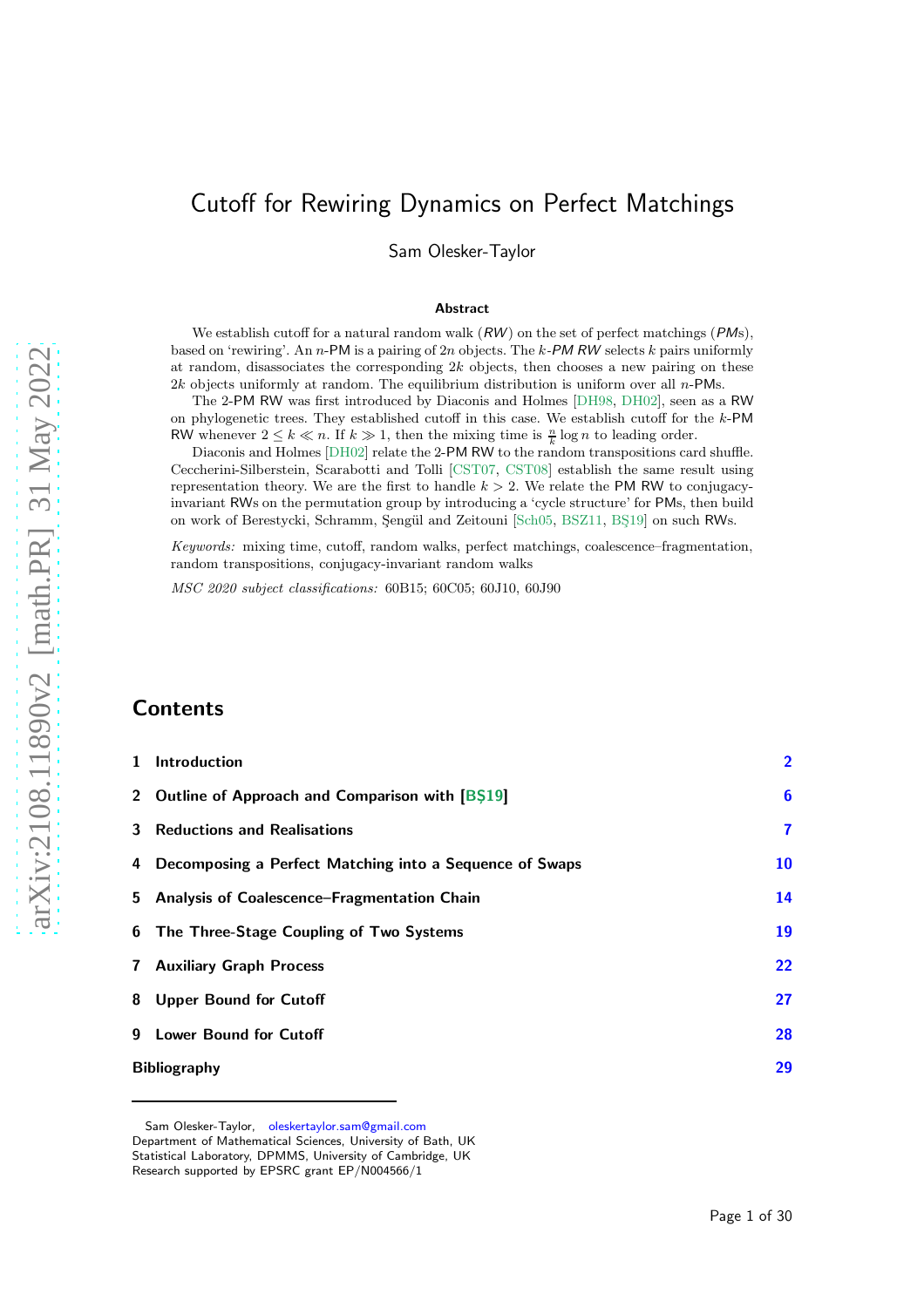# Cutoff for Rewiring Dynamics on Perfect Matchings

Sam Olesker-Taylor

### Abstract

We establish cutoff for a natural random walk (*RW*) on the set of perfect matchings (*PM*s), based on 'rewiring'. An $n$-PM is a pairing of $2n$ objects. The $k$-*PM RW* selects $k$ pairs uniformly at random, disassociates the corresponding $2k$ objects, then chooses a new pairing on these $2k$ objects uniformly at random. The equilibrium distribution is uniform over all $n$-PMs.

The 2-PM RW was first introduced by Diaconis and Holmes [DH98, DH02], seen as a RW on phylogenetic trees. They established cutoff in this case. We establish cutoff for the $k$-PM RW whenever $2 \le k \ll n$. If $k \gg 1$, then the mixing time is $\frac{n}{k} \log n$ to leading order.

Diaconis and Holmes [DH02] relate the 2-PM RW to the random transpositions card shuffle. Ceccherini-Silberstein, Scarabotti and Tolli [CST07, CST08] establish the same result using representation theory. We are the first to handle $k > 2$. We relate the PM RW to conjugacy-invariant RWs on the permutation group by introducing a 'cycle structure' for PMs, then build on work of Berestycki, Schramm, Şengül and Zeitouni [Sch05, BSZ11, BŞ19] on such RWs.

*Keywords:* mixing time, cutoff, random walks, perfect matchings, coalescence–fragmentation, random transpositions, conjugacy-invariant random walks

*MSC 2020 subject classifications:* 60B15; 60C05; 60J10, 60J90

## Contents

1 Introduction — 2

2 Outline of Approach and Comparison with [BŞ19] — 6

3 Reductions and Realisations — 7

4 Decomposing a Perfect Matching into a Sequence of Swaps — 10

5 Analysis of Coalescence–Fragmentation Chain — 14

6 The Three-Stage Coupling of Two Systems — 19

7 Auxiliary Graph Process — 22

8 Upper Bound for Cutoff — 27

9 Lower Bound for Cutoff — 28

Bibliography — 29

---

Sam Olesker-Taylor, oleskertaylor.sam@gmail.com
Department of Mathematical Sciences, University of Bath, UK
Statistical Laboratory, DPMMS, University of Cambridge, UK
Research supported by EPSRC grant EP/N004566/1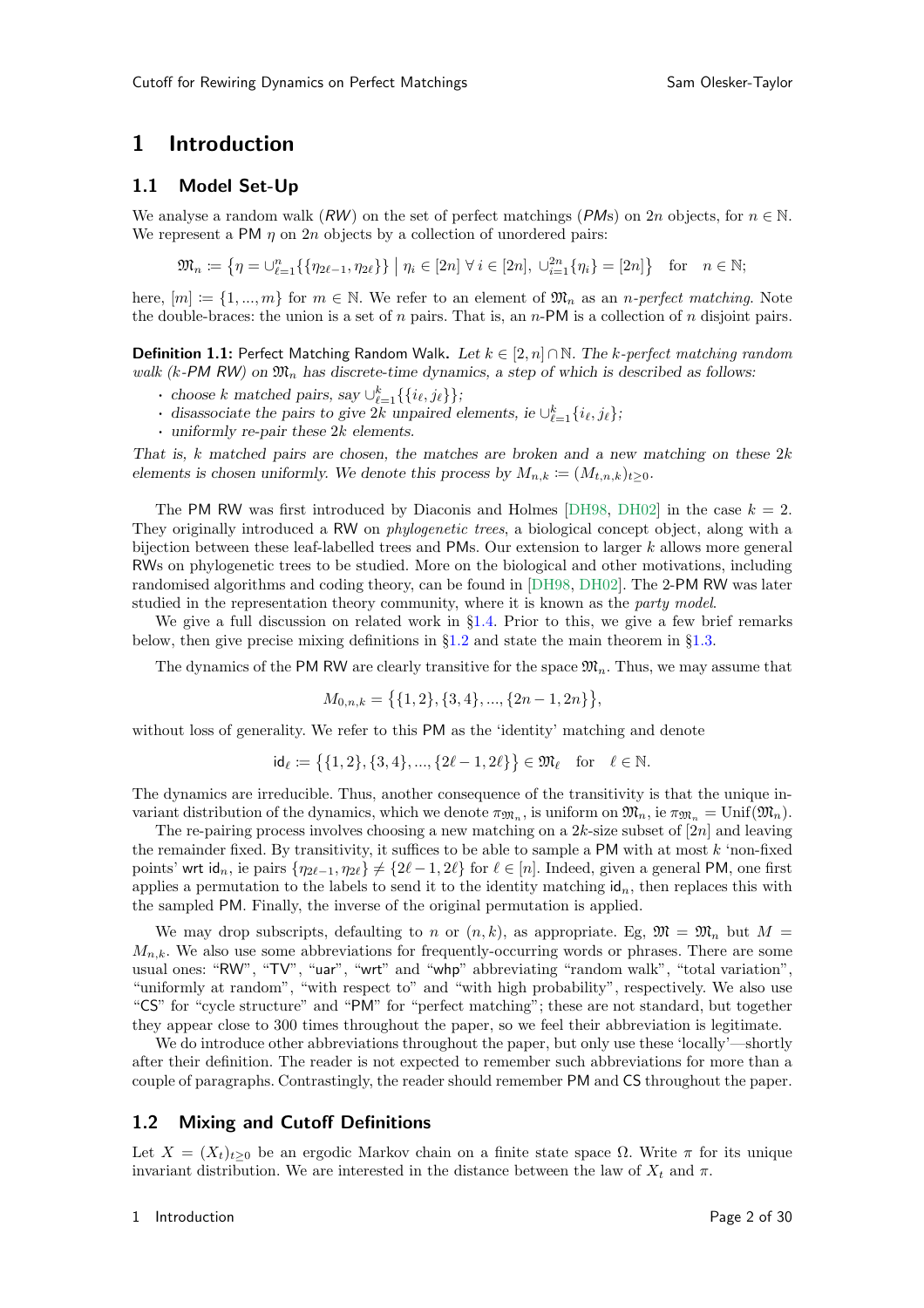# 1 Introduction

## 1.1 Model Set-Up

We analyse a random walk (*RW*) on the set of perfect matchings (*PM*s) on $2n$ objects, for $n \in \mathbb{N}$. We represent a PM $\eta$ on $2n$ objects by a collection of unordered pairs:

$$\mathfrak{M}_n := \big\{ \eta = \cup_{\ell=1}^{n} \{\{\eta_{2\ell-1}, \eta_{2\ell}\}\} \;\big|\; \eta_i \in [2n] \;\forall\, i \in [2n],\; \cup_{i=1}^{2n}\{\eta_i\} = [2n] \big\} \quad \text{for} \quad n \in \mathbb{N};$$

here, $[m] := \{1, ..., m\}$ for $m \in \mathbb{N}$. We refer to an element of $\mathfrak{M}_n$ as an *n-perfect matching*. Note the double-braces: the union is a set of $n$ pairs. That is, an $n$-PM is a collection of $n$ disjoint pairs.

**Definition 1.1:** Perfect Matching Random Walk**.** *Let $k \in [2, n] \cap \mathbb{N}$. The k-perfect matching random walk (k-PM RW) on $\mathfrak{M}_n$ has discrete-time dynamics, a step of which is described as follows:*

- *choose $k$ matched pairs, say $\cup_{\ell=1}^{k}\{\{i_\ell, j_\ell\}\}$;*
- *disassociate the pairs to give $2k$ unpaired elements, ie $\cup_{\ell=1}^{k}\{i_\ell, j_\ell\}$;*
- *uniformly re-pair these $2k$ elements.*

*That is, $k$ matched pairs are chosen, the matches are broken and a new matching on these $2k$ elements is chosen uniformly. We denote this process by $M_{n,k} := (M_{t,n,k})_{t\ge 0}$.*

The PM RW was first introduced by Diaconis and Holmes [DH98, DH02] in the case $k = 2$. They originally introduced a RW on *phylogenetic trees*, a biological concept object, along with a bijection between these leaf-labelled trees and PMs. Our extension to larger $k$ allows more general RWs on phylogenetic trees to be studied. More on the biological and other motivations, including randomised algorithms and coding theory, can be found in [DH98, DH02]. The 2-PM RW was later studied in the representation theory community, where it is known as the *party model*.

We give a full discussion on related work in §1.4. Prior to this, we give a few brief remarks below, then give precise mixing definitions in §1.2 and state the main theorem in §1.3.

The dynamics of the PM RW are clearly transitive for the space $\mathfrak{M}_n$. Thus, we may assume that

$$M_{0,n,k} = \big\{\{1,2\}, \{3,4\}, ..., \{2n-1, 2n\}\big\},$$

without loss of generality. We refer to this PM as the 'identity' matching and denote

$$\mathsf{id}_\ell := \big\{\{1,2\}, \{3,4\}, ..., \{2\ell-1, 2\ell\}\big\} \in \mathfrak{M}_\ell \quad \text{for} \quad \ell \in \mathbb{N}.$$

The dynamics are irreducible. Thus, another consequence of the transitivity is that the unique invariant distribution of the dynamics, which we denote $\pi_{\mathfrak{M}_n}$, is uniform on $\mathfrak{M}_n$, ie $\pi_{\mathfrak{M}_n} = \mathrm{Unif}(\mathfrak{M}_n)$.

The re-pairing process involves choosing a new matching on a $2k$-size subset of $[2n]$ and leaving the remainder fixed. By transitivity, it suffices to be able to sample a PM with at most $k$ 'non-fixed points' wrt $\mathsf{id}_n$, ie pairs $\{\eta_{2\ell-1}, \eta_{2\ell}\} \neq \{2\ell-1, 2\ell\}$ for $\ell \in [n]$. Indeed, given a general PM, one first applies a permutation to the labels to send it to the identity matching $\mathsf{id}_n$, then replaces this with the sampled PM. Finally, the inverse of the original permutation is applied.

We may drop subscripts, defaulting to $n$ or $(n, k)$, as appropriate. Eg, $\mathfrak{M} = \mathfrak{M}_n$ but $M = M_{n,k}$. We also use some abbreviations for frequently-occurring words or phrases. There are some usual ones: "RW", "TV", "uar", "wrt" and "whp" abbreviating "random walk", "total variation", "uniformly at random", "with respect to" and "with high probability", respectively. We also use "CS" for "cycle structure" and "PM" for "perfect matching"; these are not standard, but together they appear close to 300 times throughout the paper, so we feel their abbreviation is legitimate.

We do introduce other abbreviations throughout the paper, but only use these 'locally'—shortly after their definition. The reader is not expected to remember such abbreviations for more than a couple of paragraphs. Contrastingly, the reader should remember PM and CS throughout the paper.

## 1.2 Mixing and Cutoff Definitions

Let $X = (X_t)_{t\ge 0}$ be an ergodic Markov chain on a finite state space $\Omega$. Write $\pi$ for its unique invariant distribution. We are interested in the distance between the law of $X_t$ and $\pi$.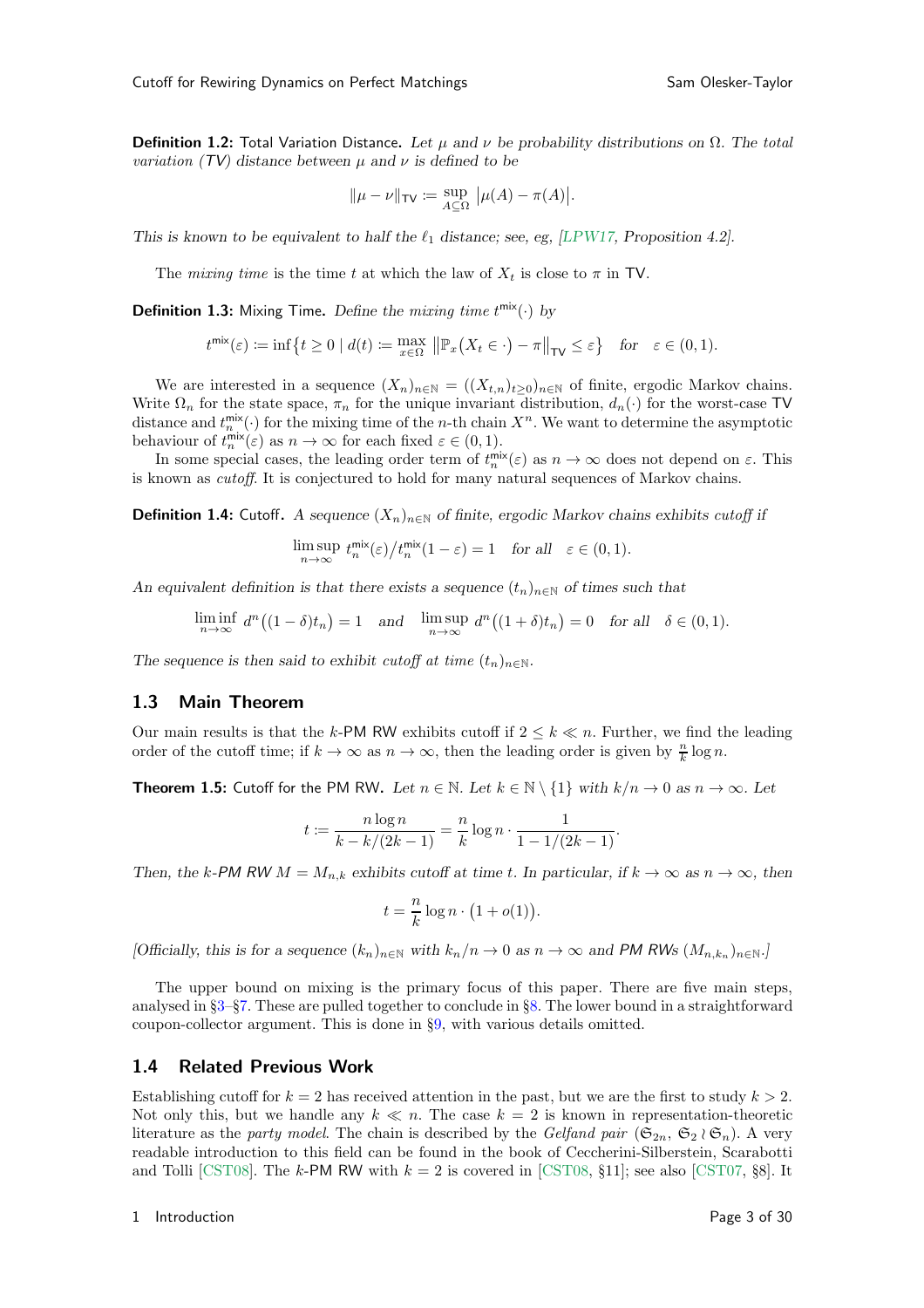**Definition 1.2:** Total Variation Distance. *Let $\mu$ and $\nu$ be probability distributions on $\Omega$. The total variation (TV) distance between $\mu$ and $\nu$ is defined to be*

$$\|\mu - \nu\|_{\mathsf{TV}} := \sup_{A \subseteq \Omega} \big|\mu(A) - \pi(A)\big|.$$

*This is known to be equivalent to half the $\ell_1$ distance; see, eg, [LPW17, Proposition 4.2].*

The *mixing time* is the time $t$ at which the law of $X_t$ is close to $\pi$ in TV.

**Definition 1.3:** Mixing Time. *Define the mixing time $t^{\mathsf{mix}}(\cdot)$ by*

$$t^{\mathsf{mix}}(\varepsilon) := \inf\big\{ t \ge 0 \mid d(t) := \max_{x \in \Omega} \big\|\mathbb{P}_x(X_t \in \cdot) - \pi\big\|_{\mathsf{TV}} \le \varepsilon \big\} \quad \text{for} \quad \varepsilon \in (0,1).$$

We are interested in a sequence $(X_n)_{n\in\mathbb{N}} = ((X_{t,n})_{t\ge 0})_{n\in\mathbb{N}}$ of finite, ergodic Markov chains. Write $\Omega_n$ for the state space, $\pi_n$ for the unique invariant distribution, $d_n(\cdot)$ for the worst-case TV distance and $t_n^{\mathsf{mix}}(\cdot)$ for the mixing time of the $n$-th chain $X^n$. We want to determine the asymptotic behaviour of $t_n^{\mathsf{mix}}(\varepsilon)$ as $n \to \infty$ for each fixed $\varepsilon \in (0,1)$.

In some special cases, the leading order term of $t_n^{\mathsf{mix}}(\varepsilon)$ as $n \to \infty$ does not depend on $\varepsilon$. This is known as *cutoff*. It is conjectured to hold for many natural sequences of Markov chains.

**Definition 1.4:** Cutoff. *A sequence $(X_n)_{n\in\mathbb{N}}$ of finite, ergodic Markov chains exhibits cutoff if*

$$\limsup_{n\to\infty} \, t_n^{\mathsf{mix}}(\varepsilon)/t_n^{\mathsf{mix}}(1-\varepsilon) = 1 \quad \text{for all} \quad \varepsilon \in (0,1).$$

*An equivalent definition is that there exists a sequence $(t_n)_{n\in\mathbb{N}}$ of times such that*

$$\liminf_{n\to\infty} \, d^n\big((1-\delta)t_n\big) = 1 \quad \text{and} \quad \limsup_{n\to\infty} \, d^n\big((1+\delta)t_n\big) = 0 \quad \text{for all} \quad \delta \in (0,1).$$

*The sequence is then said to exhibit cutoff at time $(t_n)_{n\in\mathbb{N}}$.*

## 1.3 Main Theorem

Our main results is that the $k$-PM RW exhibits cutoff if $2 \le k \ll n$. Further, we find the leading order of the cutoff time; if $k \to \infty$ as $n \to \infty$, then the leading order is given by $\frac{n}{k}\log n$.

**Theorem 1.5:** Cutoff for the PM RW. *Let $n \in \mathbb{N}$. Let $k \in \mathbb{N} \setminus \{1\}$ with $k/n \to 0$ as $n \to \infty$. Let*

$$t := \frac{n \log n}{k - k/(2k-1)} = \frac{n}{k}\log n \cdot \frac{1}{1 - 1/(2k-1)}.$$

*Then, the $k$-PM RW $M = M_{n,k}$ exhibits cutoff at time $t$. In particular, if $k \to \infty$ as $n \to \infty$, then*

$$t = \frac{n}{k}\log n \cdot \big(1 + o(1)\big).$$

*[Officially, this is for a sequence $(k_n)_{n\in\mathbb{N}}$ with $k_n/n \to 0$ as $n \to \infty$ and PM RWs $(M_{n,k_n})_{n\in\mathbb{N}}$.]*

The upper bound on mixing is the primary focus of this paper. There are five main steps, analysed in §3–§7. These are pulled together to conclude in §8. The lower bound in a straightforward coupon-collector argument. This is done in §9, with various details omitted.

## 1.4 Related Previous Work

Establishing cutoff for $k = 2$ has received attention in the past, but we are the first to study $k > 2$. Not only this, but we handle any $k \ll n$. The case $k = 2$ is known in representation-theoretic literature as the *party model*. The chain is described by the *Gelfand pair* $(\mathfrak{S}_{2n}, \, \mathfrak{S}_2 \wr \mathfrak{S}_n)$. A very readable introduction to this field can be found in the book of Ceccherini-Silberstein, Scarabotti and Tolli [CST08]. The $k$-PM RW with $k = 2$ is covered in [CST08, §11]; see also [CST07, §8]. It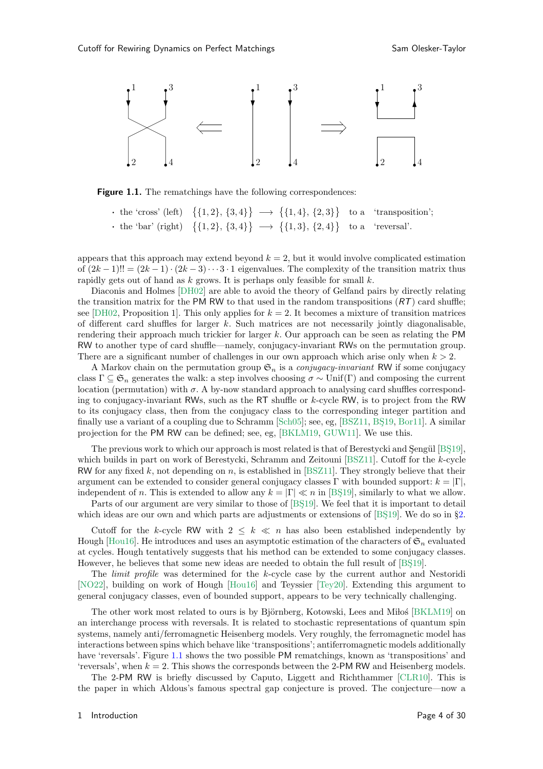**Figure 1.1.** The rematchings have the following correspondences:

- the 'cross' (left) $\{\{1,2\},\{3,4\}\} \longrightarrow \{\{1,4\},\{2,3\}\}$ to a 'transposition';
- the 'bar' (right) $\{\{1,2\},\{3,4\}\} \longrightarrow \{\{1,3\},\{2,4\}\}$ to a 'reversal'.

appears that this approach may extend beyond $k = 2$, but it would involve complicated estimation of $(2k-1)!! = (2k-1) \cdot (2k-3) \cdots 3 \cdot 1$ eigenvalues. The complexity of the transition matrix thus rapidly gets out of hand as $k$ grows. It is perhaps only feasible for small $k$.

Diaconis and Holmes [DH02] are able to avoid the theory of Gelfand pairs by directly relating the transition matrix for the PM RW to that used in the random transpositions (*RT*) card shuffle; see [DH02, Proposition 1]. This only applies for $k = 2$. It becomes a mixture of transition matrices of different card shuffles for larger $k$. Such matrices are not necessarily jointly diagonalisable, rendering their approach much trickier for larger $k$. Our approach can be seen as relating the PM RW to another type of card shuffle—namely, conjugacy-invariant RWs on the permutation group. There are a significant number of challenges in our own approach which arise only when $k > 2$.

A Markov chain on the permutation group $\mathfrak{S}_n$ is a *conjugacy-invariant* RW if some conjugacy class $\Gamma \subseteq \mathfrak{S}_n$ generates the walk: a step involves choosing $\sigma \sim \mathrm{Unif}(\Gamma)$ and composing the current location (permutation) with $\sigma$. A by-now standard approach to analysing card shuffles corresponding to conjugacy-invariant RWs, such as the RT shuffle or $k$-cycle RW, is to project from the RW to its conjugacy class, then from the conjugacy class to the corresponding integer partition and finally use a variant of a coupling due to Schramm [Sch05]; see, eg, [BSZ11, BŞ19, Bor11]. A similar projection for the PM RW can be defined; see, eg, [BKLM19, GUW11]. We use this.

The previous work to which our approach is most related is that of Berestycki and Şengül [BŞ19], which builds in part on work of Berestycki, Schramm and Zeitouni [BSZ11]. Cutoff for the $k$-cycle RW for any fixed $k$, not depending on $n$, is established in [BSZ11]. They strongly believe that their argument can be extended to consider general conjugacy classes $\Gamma$ with bounded support: $k = |\Gamma|$, independent of $n$. This is extended to allow any $k = |\Gamma| \ll n$ in [BŞ19], similarly to what we allow.

Parts of our argument are very similar to those of [BŞ19]. We feel that it is important to detail which ideas are our own and which parts are adjustments or extensions of [BŞ19]. We do so in §2.

Cutoff for the $k$-cycle RW with $2 \le k \ll n$ has also been established independently by Hough [Hou16]. He introduces and uses an asymptotic estimation of the characters of $\mathfrak{S}_n$ evaluated at cycles. Hough tentatively suggests that his method can be extended to some conjugacy classes. However, he believes that some new ideas are needed to obtain the full result of [BŞ19].

The *limit profile* was determined for the $k$-cycle case by the current author and Nestoridi [NO22], building on work of Hough [Hou16] and Teyssier [Tey20]. Extending this argument to general conjugacy classes, even of bounded support, appears to be very technically challenging.

The other work most related to ours is by Björnberg, Kotowski, Lees and Miłoś [BKLM19] on an interchange process with reversals. It is related to stochastic representations of quantum spin systems, namely anti/ferromagnetic Heisenberg models. Very roughly, the ferromagnetic model has interactions between spins which behave like 'transpositions'; antiferromagnetic models additionally have 'reversals'. Figure 1.1 shows the two possible PM rematchings, known as 'transpositions' and 'reversals', when $k = 2$. This shows the corresponds between the 2-PM RW and Heisenberg models.

The 2-PM RW is briefly discussed by Caputo, Liggett and Richthammer [CLR10]. This is the paper in which Aldous's famous spectral gap conjecture is proved. The conjecture—now a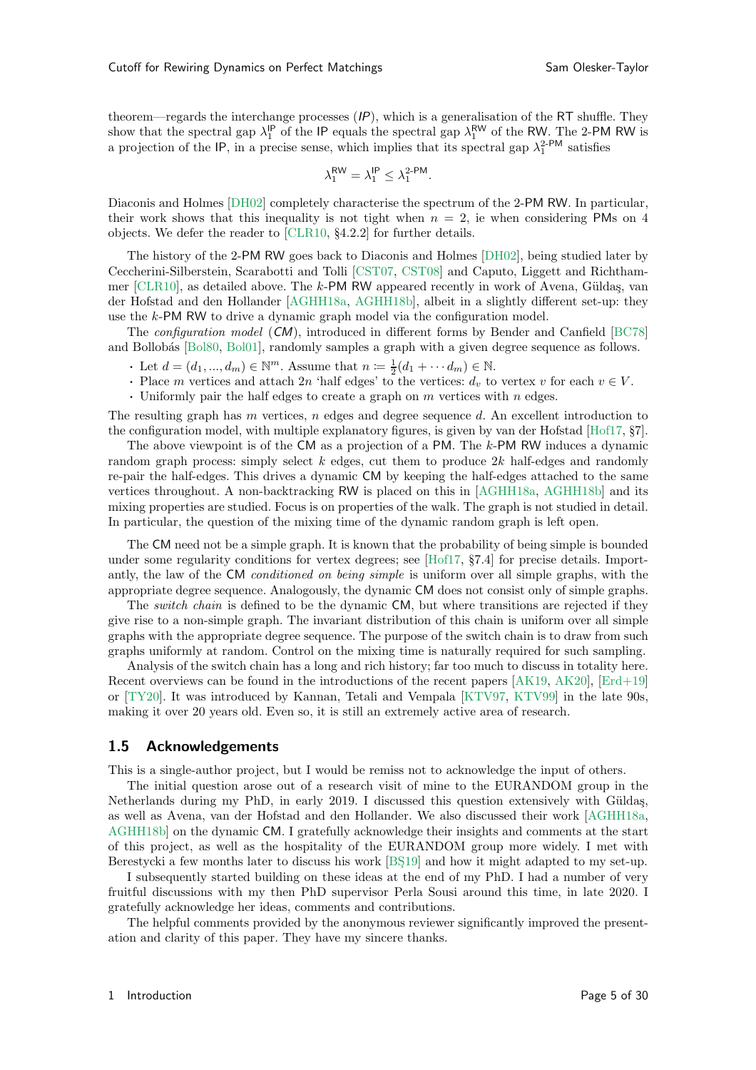theorem—regards the interchange processes ($IP$), which is a generalisation of the RT shuffle. They show that the spectral gap $\lambda_1^{\mathsf{IP}}$ of the IP equals the spectral gap $\lambda_1^{\mathsf{RW}}$ of the RW. The 2-PM RW is a projection of the IP, in a precise sense, which implies that its spectral gap $\lambda_1^{\text{2-PM}}$ satisfies

$$\lambda_1^{\mathsf{RW}} = \lambda_1^{\mathsf{IP}} \le \lambda_1^{\text{2-PM}}.$$

Diaconis and Holmes [DH02] completely characterise the spectrum of the 2-PM RW. In particular, their work shows that this inequality is not tight when $n = 2$, ie when considering PMs on 4 objects. We defer the reader to [CLR10, §4.2.2] for further details.

The history of the 2-PM RW goes back to Diaconis and Holmes [DH02], being studied later by Ceccherini-Silberstein, Scarabotti and Tolli [CST07, CST08] and Caputo, Liggett and Richthammer [CLR10], as detailed above. The $k$-PM RW appeared recently in work of Avena, Güldaş, van der Hofstad and den Hollander [AGHH18a, AGHH18b], albeit in a slightly different set-up: they use the $k$-PM RW to drive a dynamic graph model via the configuration model.

The *configuration model* ($CM$), introduced in different forms by Bender and Canfield [BC78] and Bollobás [Bol80, Bol01], randomly samples a graph with a given degree sequence as follows.

- Let $d = (d_1, ..., d_m) \in \mathbb{N}^m$. Assume that $n := \frac{1}{2}(d_1 + \cdots d_m) \in \mathbb{N}$.
- Place $m$ vertices and attach $2n$ 'half edges' to the vertices: $d_v$ to vertex $v$ for each $v \in V$.
- Uniformly pair the half edges to create a graph on $m$ vertices with $n$ edges.

The resulting graph has $m$ vertices, $n$ edges and degree sequence $d$. An excellent introduction to the configuration model, with multiple explanatory figures, is given by van der Hofstad [Hof17, §7].

The above viewpoint is of the CM as a projection of a PM. The $k$-PM RW induces a dynamic random graph process: simply select $k$ edges, cut them to produce $2k$ half-edges and randomly re-pair the half-edges. This drives a dynamic CM by keeping the half-edges attached to the same vertices throughout. A non-backtracking RW is placed on this in [AGHH18a, AGHH18b] and its mixing properties are studied. Focus is on properties of the walk. The graph is not studied in detail. In particular, the question of the mixing time of the dynamic random graph is left open.

The CM need not be a simple graph. It is known that the probability of being simple is bounded under some regularity conditions for vertex degrees; see [Hof17, §7.4] for precise details. Importantly, the law of the CM *conditioned on being simple* is uniform over all simple graphs, with the appropriate degree sequence. Analogously, the dynamic CM does not consist only of simple graphs.

The *switch chain* is defined to be the dynamic CM, but where transitions are rejected if they give rise to a non-simple graph. The invariant distribution of this chain is uniform over all simple graphs with the appropriate degree sequence. The purpose of the switch chain is to draw from such graphs uniformly at random. Control on the mixing time is naturally required for such sampling.

Analysis of the switch chain has a long and rich history; far too much to discuss in totality here. Recent overviews can be found in the introductions of the recent papers [AK19, AK20], [Erd+19] or [TY20]. It was introduced by Kannan, Tetali and Vempala [KTV97, KTV99] in the late 90s, making it over 20 years old. Even so, it is still an extremely active area of research.

## 1.5 Acknowledgements

This is a single-author project, but I would be remiss not to acknowledge the input of others.

The initial question arose out of a research visit of mine to the EURANDOM group in the Netherlands during my PhD, in early 2019. I discussed this question extensively with Güldaş, as well as Avena, van der Hofstad and den Hollander. We also discussed their work [AGHH18a, AGHH18b] on the dynamic CM. I gratefully acknowledge their insights and comments at the start of this project, as well as the hospitality of the EURANDOM group more widely. I met with Berestycki a few months later to discuss his work [BŞ19] and how it might adapted to my set-up.

I subsequently started building on these ideas at the end of my PhD. I had a number of very fruitful discussions with my then PhD supervisor Perla Sousi around this time, in late 2020. I gratefully acknowledge her ideas, comments and contributions.

The helpful comments provided by the anonymous reviewer significantly improved the presentation and clarity of this paper. They have my sincere thanks.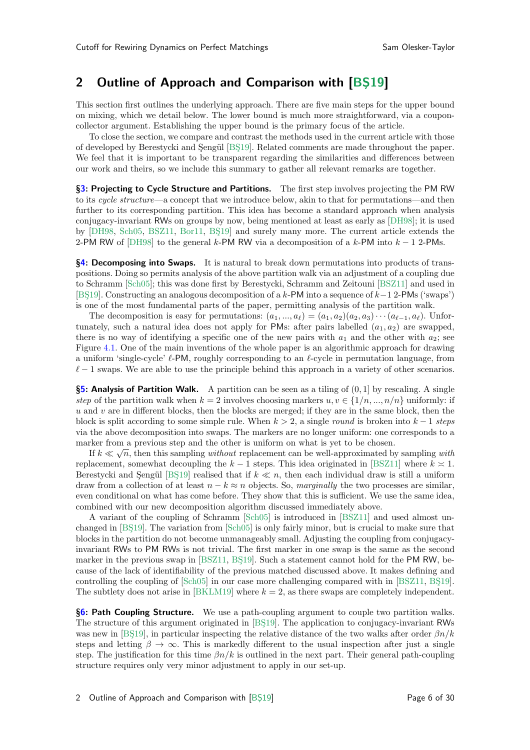## 2 Outline of Approach and Comparison with [BŞ19]

This section first outlines the underlying approach. There are five main steps for the upper bound on mixing, which we detail below. The lower bound is much more straightforward, via a coupon-collector argument. Establishing the upper bound is the primary focus of the article.

To close the section, we compare and contrast the methods used in the current article with those of developed by Berestycki and Şengül [BŞ19]. Related comments are made throughout the paper. We feel that it is important to be transparent regarding the similarities and differences between our work and theirs, so we include this summary to gather all relevant remarks are together.

**§3: Projecting to Cycle Structure and Partitions.** The first step involves projecting the PM RW to its *cycle structure*—a concept that we introduce below, akin to that for permutations—and then further to its corresponding partition. This idea has become a standard approach when analysis conjugacy-invariant RWs on groups by now, being mentioned at least as early as [DH98]; it is used by [DH98, Sch05, BSZ11, Bor11, BŞ19] and surely many more. The current article extends the 2-PM RW of [DH98] to the general $k$-PM RW via a decomposition of a $k$-PM into $k-1$ 2-PMs.

**§4: Decomposing into Swaps.** It is natural to break down permutations into products of transpositions. Doing so permits analysis of the above partition walk via an adjustment of a coupling due to Schramm [Sch05]; this was done first by Berestycki, Schramm and Zeitouni [BSZ11] and used in [BŞ19]. Constructing an analogous decomposition of a $k$-PM into a sequence of $k-1$ 2-PMs ('swaps') is one of the most fundamental parts of the paper, permitting analysis of the partition walk.

The decomposition is easy for permutations: $(a_1, ..., a_\ell) = (a_1, a_2)(a_2, a_3) \cdots (a_{\ell-1}, a_\ell)$. Unfortunately, such a natural idea does not apply for PMs: after pairs labelled $(a_1, a_2)$ are swapped, there is no way of identifying a specific one of the new pairs with $a_1$ and the other with $a_2$; see Figure 4.1. One of the main inventions of the whole paper is an algorithmic approach for drawing a uniform 'single-cycle' $\ell$-PM, roughly corresponding to an $\ell$-cycle in permutation language, from $\ell - 1$ swaps. We are able to use the principle behind this approach in a variety of other scenarios.

**§5: Analysis of Partition Walk.** A partition can be seen as a tiling of $(0, 1]$ by rescaling. A single *step* of the partition walk when $k = 2$ involves choosing markers $u, v \in \{1/n, ..., n/n\}$ uniformly: if $u$ and $v$ are in different blocks, then the blocks are merged; if they are in the same block, then the block is split according to some simple rule. When $k > 2$, a single *round* is broken into $k - 1$ *steps* via the above decomposition into swaps. The markers are no longer uniform: one corresponds to a marker from a previous step and the other is uniform on what is yet to be chosen.

If $k \ll \sqrt{n}$, then this sampling *without* replacement can be well-approximated by sampling *with* replacement, somewhat decoupling the $k - 1$ steps. This idea originated in [BSZ11] where $k \asymp 1$. Berestycki and Şengül [BŞ19] realised that if $k \ll n$, then each individual draw is still a uniform draw from a collection of at least $n - k \approx n$ objects. So, *marginally* the two processes are similar, even conditional on what has come before. They show that this is sufficient. We use the same idea, combined with our new decomposition algorithm discussed immediately above.

A variant of the coupling of Schramm [Sch05] is introduced in [BSZ11] and used almost unchanged in [BŞ19]. The variation from [Sch05] is only fairly minor, but is crucial to make sure that blocks in the partition do not become unmanageably small. Adjusting the coupling from conjugacy-invariant RWs to PM RWs is not trivial. The first marker in one swap is the same as the second marker in the previous swap in [BSZ11, BŞ19]. Such a statement cannot hold for the PM RW, because of the lack of identifiability of the previous matched discussed above. It makes defining and controlling the coupling of [Sch05] in our case more challenging compared with in [BSZ11, BŞ19]. The subtlety does not arise in [BKLM19] where $k = 2$, as there swaps are completely independent.

**§6: Path Coupling Structure.** We use a path-coupling argument to couple two partition walks. The structure of this argument originated in [BŞ19]. The application to conjugacy-invariant RWs was new in [BŞ19], in particular inspecting the relative distance of the two walks after order $\beta n/k$ steps and letting $\beta \to \infty$. This is markedly different to the usual inspection after just a single step. The justification for this time $\beta n/k$ is outlined in the next part. Their general path-coupling structure requires only very minor adjustment to apply in our set-up.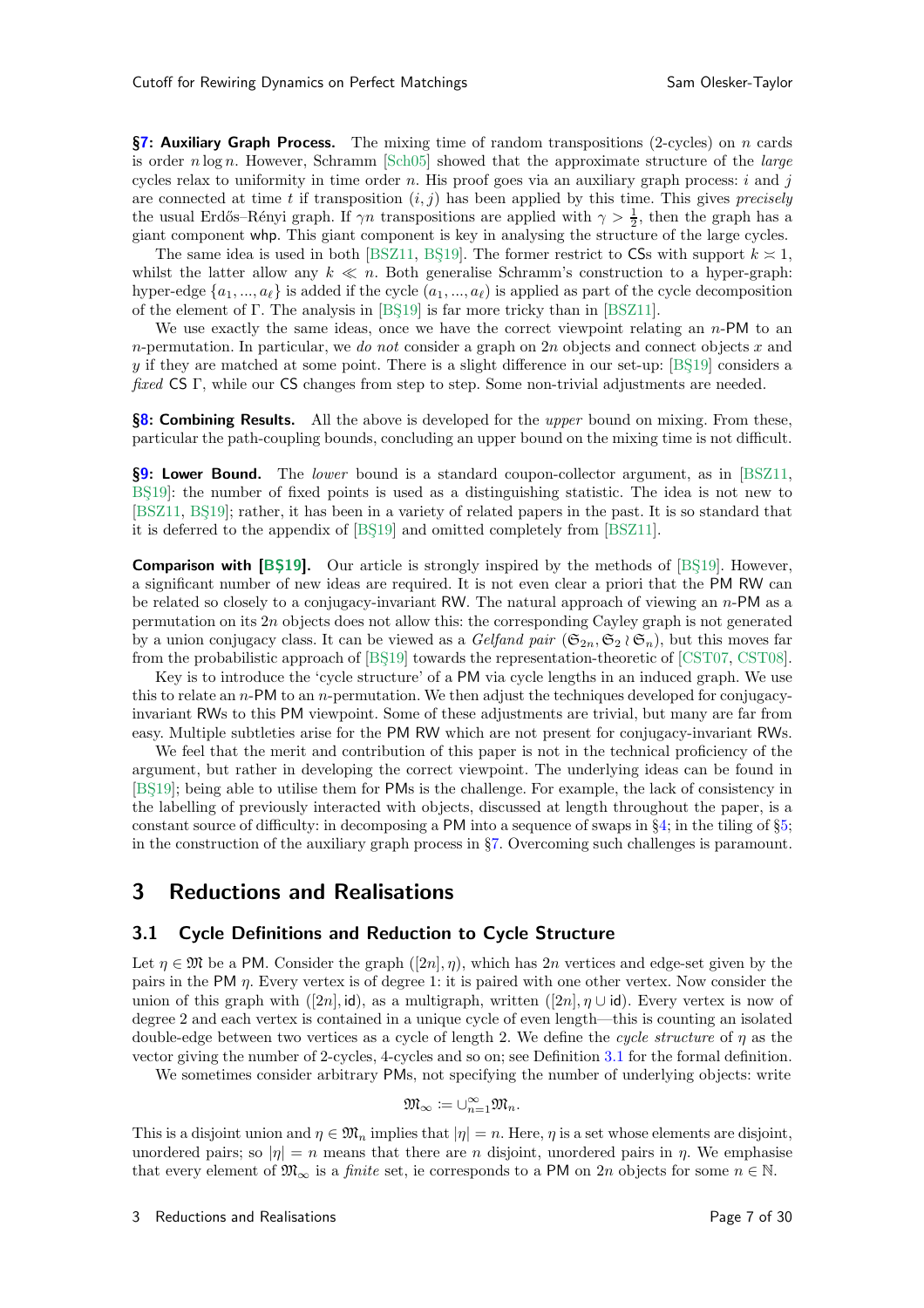**§7: Auxiliary Graph Process.** The mixing time of random transpositions (2-cycles) on $n$ cards is order $n \log n$. However, Schramm [Sch05] showed that the approximate structure of the *large* cycles relax to uniformity in time order $n$. His proof goes via an auxiliary graph process: $i$ and $j$ are connected at time $t$ if transposition $(i, j)$ has been applied by this time. This gives *precisely* the usual Erdős–Rényi graph. If $\gamma n$ transpositions are applied with $\gamma > \frac{1}{2}$, then the graph has a giant component whp. This giant component is key in analysing the structure of the large cycles.

The same idea is used in both [BSZ11, BŞ19]. The former restrict to CSs with support $k \asymp 1$, whilst the latter allow any $k \ll n$. Both generalise Schramm's construction to a hyper-graph: hyper-edge $\{a_1, ..., a_\ell\}$ is added if the cycle $(a_1, ..., a_\ell)$ is applied as part of the cycle decomposition of the element of $\Gamma$. The analysis in [BŞ19] is far more tricky than in [BSZ11].

We use exactly the same ideas, once we have the correct viewpoint relating an $n$-PM to an $n$-permutation. In particular, we *do not* consider a graph on $2n$ objects and connect objects $x$ and $y$ if they are matched at some point. There is a slight difference in our set-up: [BŞ19] considers a *fixed* CS $\Gamma$, while our CS changes from step to step. Some non-trivial adjustments are needed.

**§8: Combining Results.** All the above is developed for the *upper* bound on mixing. From these, particular the path-coupling bounds, concluding an upper bound on the mixing time is not difficult.

**§9: Lower Bound.** The *lower* bound is a standard coupon-collector argument, as in [BSZ11, BŞ19]: the number of fixed points is used as a distinguishing statistic. The idea is not new to [BSZ11, BŞ19]; rather, it has been in a variety of related papers in the past. It is so standard that it is deferred to the appendix of [BŞ19] and omitted completely from [BSZ11].

**Comparison with [BŞ19].** Our article is strongly inspired by the methods of [BŞ19]. However, a significant number of new ideas are required. It is not even clear a priori that the PM RW can be related so closely to a conjugacy-invariant RW. The natural approach of viewing an $n$-PM as a permutation on its $2n$ objects does not allow this: the corresponding Cayley graph is not generated by a union conjugacy class. It can be viewed as a *Gelfand pair* $(\mathfrak{S}_{2n}, \mathfrak{S}_2 \wr \mathfrak{S}_n)$, but this moves far from the probabilistic approach of [BŞ19] towards the representation-theoretic of [CST07, CST08].

Key is to introduce the 'cycle structure' of a PM via cycle lengths in an induced graph. We use this to relate an $n$-PM to an $n$-permutation. We then adjust the techniques developed for conjugacy-invariant RWs to this PM viewpoint. Some of these adjustments are trivial, but many are far from easy. Multiple subtleties arise for the PM RW which are not present for conjugacy-invariant RWs.

We feel that the merit and contribution of this paper is not in the technical proficiency of the argument, but rather in developing the correct viewpoint. The underlying ideas can be found in [BŞ19]; being able to utilise them for PMs is the challenge. For example, the lack of consistency in the labelling of previously interacted with objects, discussed at length throughout the paper, is a constant source of difficulty: in decomposing a PM into a sequence of swaps in §4; in the tiling of §5; in the construction of the auxiliary graph process in §7. Overcoming such challenges is paramount.

# 3 Reductions and Realisations

## 3.1 Cycle Definitions and Reduction to Cycle Structure

Let $\eta \in \mathfrak{M}$ be a PM. Consider the graph $([2n], \eta)$, which has $2n$ vertices and edge-set given by the pairs in the PM $\eta$. Every vertex is of degree 1: it is paired with one other vertex. Now consider the union of this graph with $([2n], \mathsf{id})$, as a multigraph, written $([2n], \eta \cup \mathsf{id})$. Every vertex is now of degree 2 and each vertex is contained in a unique cycle of even length—this is counting an isolated double-edge between two vertices as a cycle of length 2. We define the *cycle structure* of $\eta$ as the vector giving the number of 2-cycles, 4-cycles and so on; see Definition 3.1 for the formal definition.

We sometimes consider arbitrary PMs, not specifying the number of underlying objects: write

$$\mathfrak{M}_\infty := \cup_{n=1}^\infty \mathfrak{M}_n.$$

This is a disjoint union and $\eta \in \mathfrak{M}_n$ implies that $|\eta| = n$. Here, $\eta$ is a set whose elements are disjoint, unordered pairs; so $|\eta| = n$ means that there are $n$ disjoint, unordered pairs in $\eta$. We emphasise that every element of $\mathfrak{M}_\infty$ is a *finite* set, ie corresponds to a PM on $2n$ objects for some $n \in \mathbb{N}$.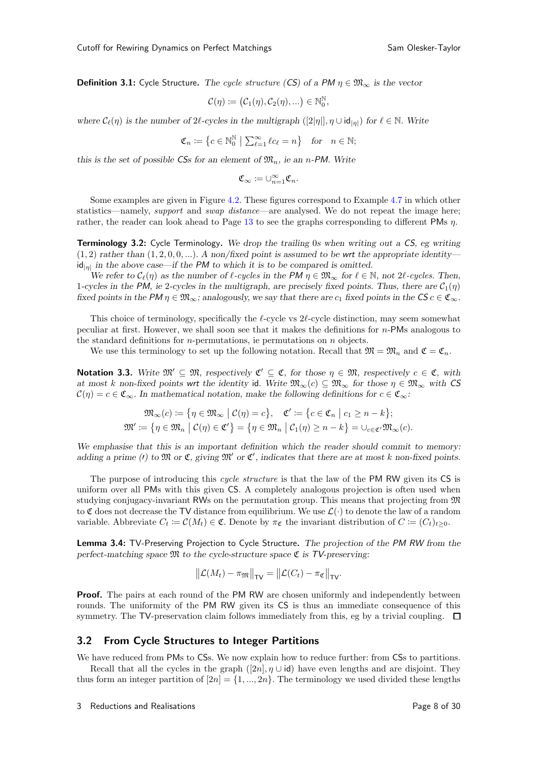**Definition 3.1:** Cycle Structure. *The cycle structure (CS) of a PM $\eta \in \mathfrak{M}_\infty$ is the vector*

$$\mathcal{C}(\eta) := \big(\mathcal{C}_1(\eta), \mathcal{C}_2(\eta), ...\big) \in \mathbb{N}_0^{\mathbb{N}},$$

*where $\mathcal{C}_\ell(\eta)$ is the number of $2\ell$-cycles in the multigraph $([2|\eta|], \eta \cup \mathsf{id}_{|\eta|})$ for $\ell \in \mathbb{N}$. Write*

$$\mathfrak{C}_n := \big\{ c \in \mathbb{N}_0^{\mathbb{N}} \mid \textstyle\sum_{\ell=1}^\infty \ell c_\ell = n \big\} \quad \text{for} \quad n \in \mathbb{N};$$

*this is the set of possible CSs for an element of $\mathfrak{M}_n$, ie an $n$-PM. Write*

$$\mathfrak{C}_\infty := \cup_{n=1}^\infty \mathfrak{C}_n.$$

Some examples are given in Figure 4.2. These figures correspond to Example 4.7 in which other statistics—namely, *support* and *swap distance*—are analysed. We do not repeat the image here; rather, the reader can look ahead to Page 13 to see the graphs corresponding to different PMs $\eta$.

**Terminology 3.2:** Cycle Terminology. *We drop the trailing 0s when writing out a CS, eg writing $(1, 2)$ rather than $(1, 2, 0, 0, ...)$. A non/fixed point is assumed to be wrt the appropriate identity—$\mathsf{id}_{|\eta|}$ in the above case—if the PM to which it is to be compared is omitted.*

*We refer to $\mathcal{C}_\ell(\eta)$ as the number of $\ell$-cycles in the PM $\eta \in \mathfrak{M}_\infty$ for $\ell \in \mathbb{N}$, not $2\ell$-cycles. Then, 1-cycles in the PM, ie 2-cycles in the multigraph, are precisely fixed points. Thus, there are $\mathcal{C}_1(\eta)$ fixed points in the PM $\eta \in \mathfrak{M}_\infty$; analogously, we say that there are $c_1$ fixed points in the CS $c \in \mathfrak{C}_\infty$.*

This choice of terminology, specifically the $\ell$-cycle vs $2\ell$-cycle distinction, may seem somewhat peculiar at first. However, we shall soon see that it makes the definitions for $n$-PMs analogous to the standard definitions for $n$-permutations, ie permutations on $n$ objects.

We use this terminology to set up the following notation. Recall that $\mathfrak{M} = \mathfrak{M}_n$ and $\mathfrak{C} = \mathfrak{C}_n$.

**Notation 3.3.** *Write $\mathfrak{M}' \subseteq \mathfrak{M}$, respectively $\mathfrak{C}' \subseteq \mathfrak{C}$, for those $\eta \in \mathfrak{M}$, respectively $c \in \mathfrak{C}$, with at most $k$ non-fixed points wrt the identity $\mathsf{id}$. Write $\mathfrak{M}_\infty(c) \subseteq \mathfrak{M}_\infty$ for those $\eta \in \mathfrak{M}_\infty$ with CS $\mathcal{C}(\eta) = c \in \mathfrak{C}_\infty$. In mathematical notation, make the following definitions for $c \in \mathfrak{C}_\infty$:*

$$\mathfrak{M}_\infty(c) := \big\{ \eta \in \mathfrak{M}_\infty \mid \mathcal{C}(\eta) = c \big\}, \quad \mathfrak{C}' := \big\{ c \in \mathfrak{C}_n \mid c_1 \geq n - k \big\};$$
$$\mathfrak{M}' := \big\{ \eta \in \mathfrak{M}_n \mid \mathcal{C}(\eta) \in \mathfrak{C}' \big\} = \big\{ \eta \in \mathfrak{M}_n \mid \mathcal{C}_1(\eta) \geq n - k \big\} = \cup_{c \in \mathfrak{C}'} \mathfrak{M}_\infty(c).$$

*We emphasise that this is an important definition which the reader should commit to memory: adding a prime $(')$ to $\mathfrak{M}$ or $\mathfrak{C}$, giving $\mathfrak{M}'$ or $\mathfrak{C}'$, indicates that there are at most $k$ non-fixed points.*

The purpose of introducing this *cycle structure* is that the law of the PM RW given its CS is uniform over all PMs with this given CS. A completely analogous projection is often used when studying conjugacy-invariant RWs on the permutation group. This means that projecting from $\mathfrak{M}$ to $\mathfrak{C}$ does not decrease the TV distance from equilibrium. We use $\mathcal{L}(\cdot)$ to denote the law of a random variable. Abbreviate $C_t := \mathcal{C}(M_t) \in \mathfrak{C}$. Denote by $\pi_\mathfrak{C}$ the invariant distribution of $C := (C_t)_{t \geq 0}$.

**Lemma 3.4:** TV-Preserving Projection to Cycle Structure. *The projection of the PM RW from the perfect-matching space $\mathfrak{M}$ to the cycle-structure space $\mathfrak{C}$ is TV-preserving:*

$$\big\| \mathcal{L}(M_t) - \pi_\mathfrak{M} \big\|_{\mathsf{TV}} = \big\| \mathcal{L}(C_t) - \pi_\mathfrak{C} \big\|_{\mathsf{TV}}.$$

**Proof.** The pairs at each round of the PM RW are chosen uniformly and independently between rounds. The uniformity of the PM RW given its CS is thus an immediate consequence of this symmetry. The TV-preservation claim follows immediately from this, eg by a trivial coupling. $\square$

## 3.2 From Cycle Structures to Integer Partitions

We have reduced from PMs to CSs. We now explain how to reduce further: from CSs to partitions.

Recall that all the cycles in the graph $([2n], \eta \cup \mathsf{id})$ have even lengths and are disjoint. They thus form an integer partition of $[2n] = \{1, ..., 2n\}$. The terminology we used divided these lengths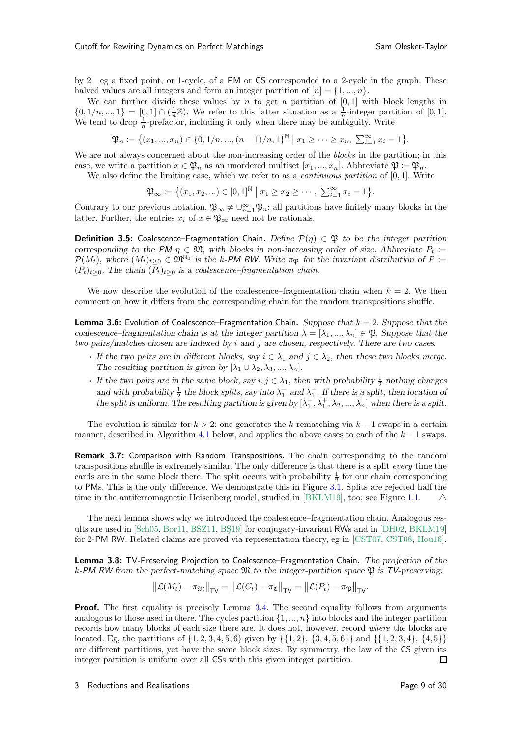by 2—eg a fixed point, or 1-cycle, of a PM or CS corresponded to a 2-cycle in the graph. These halved values are all integers and form an integer partition of $[n] = \{1, ..., n\}$.

We can further divide these values by $n$ to get a partition of $[0,1]$ with block lengths in $\{0, 1/n, ..., 1\} = [0,1] \cap (\frac{1}{n}\mathbb{Z})$. We refer to this latter situation as a $\frac{1}{n}$-integer partition of $[0,1]$. We tend to drop $\frac{1}{n}$-prefactor, including it only when there may be ambiguity. Write

$$\mathfrak{P}_n := \{(x_1, ..., x_n) \in \{0, 1/n, ..., (n-1)/n, 1\}^{\mathbb{N}} \mid x_1 \geq \cdots \geq x_n,\ \textstyle\sum_{i=1}^{\infty} x_i = 1\}.$$

We are not always concerned about the non-increasing order of the *blocks* in the partition; in this case, we write a partition $x \in \mathfrak{P}_n$ as an unordered multiset $[x_1, ..., x_n]$. Abbreviate $\mathfrak{P} := \mathfrak{P}_n$.

We also define the limiting case, which we refer to as a *continuous partition* of $[0,1]$. Write

$$\mathfrak{P}_\infty := \{(x_1, x_2, ...) \in [0,1]^{\mathbb{N}} \mid x_1 \geq x_2 \geq \cdots,\ \textstyle\sum_{i=1}^{\infty} x_i = 1\}.$$

Contrary to our previous notation, $\mathfrak{P}_\infty \neq \cup_{n=1}^{\infty} \mathfrak{P}_n$: all partitions have finitely many blocks in the latter. Further, the entries $x_i$ of $x \in \mathfrak{P}_\infty$ need not be rationals.

**Definition 3.5:** Coalescence–Fragmentation Chain. *Define $\mathcal{P}(\eta) \in \mathfrak{P}$ to be the integer partition corresponding to the PM $\eta \in \mathfrak{M}$, with blocks in non-increasing order of size. Abbreviate $P_t := \mathcal{P}(M_t)$, where $(M_t)_{t \geq 0} \in \mathfrak{M}^{\mathbb{N}_0}$ is the k-PM RW. Write $\pi_{\mathfrak{P}}$ for the invariant distribution of $P := (P_t)_{t \geq 0}$. The chain $(P_t)_{t \geq 0}$ is a coalescence–fragmentation chain.*

We now describe the evolution of the coalescence–fragmentation chain when $k = 2$. We then comment on how it differs from the corresponding chain for the random transpositions shuffle.

**Lemma 3.6:** Evolution of Coalescence–Fragmentation Chain. *Suppose that $k = 2$. Suppose that the coalescence–fragmentation chain is at the integer partition $\lambda = [\lambda_1, ..., \lambda_n] \in \mathfrak{P}$. Suppose that the two pairs/matches chosen are indexed by $i$ and $j$ are chosen, respectively. There are two cases.*

- *If the two pairs are in different blocks, say $i \in \lambda_1$ and $j \in \lambda_2$, then these two blocks merge. The resulting partition is given by $[\lambda_1 \cup \lambda_2, \lambda_3, ..., \lambda_n]$.*
- *If the two pairs are in the same block, say $i, j \in \lambda_1$, then with probability $\frac{1}{2}$ nothing changes and with probability $\frac{1}{2}$ the block splits, say into $\lambda_1^-$ and $\lambda_1^+$. If there is a split, then location of the split is uniform. The resulting partition is given by $[\lambda_1^-, \lambda_1^+, \lambda_2, ..., \lambda_n]$ when there is a split.*

The evolution is similar for $k > 2$: one generates the $k$-rematching via $k - 1$ swaps in a certain manner, described in Algorithm 4.1 below, and applies the above cases to each of the $k - 1$ swaps.

**Remark 3.7:** Comparison with Random Transpositions. The chain corresponding to the random transpositions shuffle is extremely similar. The only difference is that there is a split *every* time the cards are in the same block there. The split occurs with probability $\frac{1}{2}$ for our chain corresponding to PMs. This is the only difference. We demonstrate this in Figure 3.1. Splits are rejected half the time in the antiferromagnetic Heisenberg model, studied in [BKLM19], too; see Figure 1.1. △

The next lemma shows why we introduced the coalescence–fragmentation chain. Analogous results are used in [Sch05, Bor11, BSZ11, BŞ19] for conjugacy-invariant RWs and in [DH02, BKLM19] for 2-PM RW. Related claims are proved via representation theory, eg in [CST07, CST08, Hou16].

**Lemma 3.8:** TV-Preserving Projection to Coalescence–Fragmentation Chain. *The projection of the k-PM RW from the perfect-matching space $\mathfrak{M}$ to the integer-partition space $\mathfrak{P}$ is TV-preserving:*

$$\|\mathcal{L}(M_t) - \pi_{\mathfrak{M}}\|_{\mathsf{TV}} = \|\mathcal{L}(C_t) - \pi_{\mathfrak{C}}\|_{\mathsf{TV}} = \|\mathcal{L}(P_t) - \pi_{\mathfrak{P}}\|_{\mathsf{TV}}.$$

**Proof.** The first equality is precisely Lemma 3.4. The second equality follows from arguments analogous to those used in there. The cycles partition $\{1, ..., n\}$ into blocks and the integer partition records how many blocks of each size there are. It does not, however, record *where* the blocks are located. Eg, the partitions of $\{1, 2, 3, 4, 5, 6\}$ given by $\{\{1, 2\}, \{3, 4, 5, 6\}\}$ and $\{\{1, 2, 3, 4\}, \{4, 5\}\}$ are different partitions, yet have the same block sizes. By symmetry, the law of the CS given its integer partition is uniform over all CSs with this given integer partition. □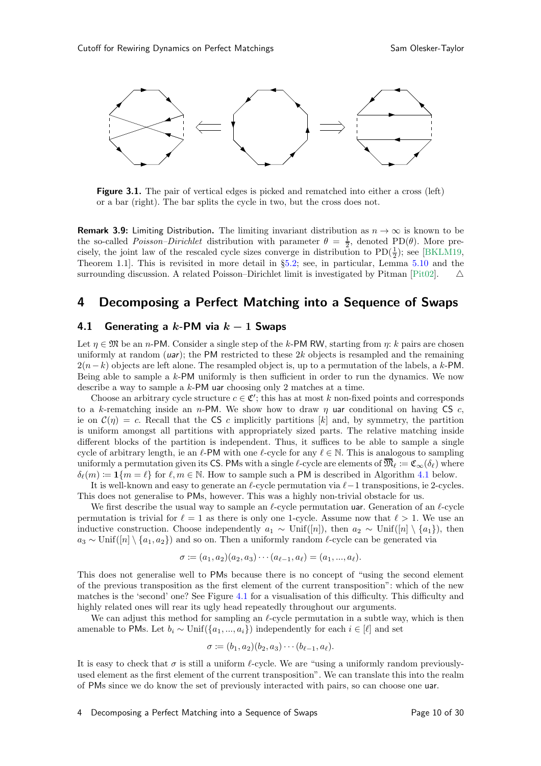**Figure 3.1.** The pair of vertical edges is picked and rematched into either a cross (left) or a bar (right). The bar splits the cycle in two, but the cross does not.

**Remark 3.9:** Limiting Distribution. The limiting invariant distribution as $n \to \infty$ is known to be the so-called *Poisson–Dirichlet* distribution with parameter $\theta = \frac{1}{2}$, denoted $\mathrm{PD}(\theta)$. More precisely, the joint law of the rescaled cycle sizes converge in distribution to $\mathrm{PD}(\frac{1}{2})$; see [BKLM19, Theorem 1.1]. This is revisited in more detail in §5.2; see, in particular, Lemma 5.10 and the surrounding discussion. A related Poisson–Dirichlet limit is investigated by Pitman [Pit02]. $\triangle$

# 4 Decomposing a Perfect Matching into a Sequence of Swaps

## 4.1 Generating a $k$-PM via $k-1$ Swaps

Let $\eta \in \mathfrak{M}$ be an $n$-PM. Consider a single step of the $k$-PM RW, starting from $\eta$: $k$ pairs are chosen uniformly at random (*uar*); the PM restricted to these $2k$ objects is resampled and the remaining $2(n-k)$ objects are left alone. The resampled object is, up to a permutation of the labels, a $k$-PM. Being able to sample a $k$-PM uniformly is then sufficient in order to run the dynamics. We now describe a way to sample a $k$-PM uar choosing only 2 matches at a time.

Choose an arbitrary cycle structure $c \in \mathfrak{C}'$; this has at most $k$ non-fixed points and corresponds to a $k$-rematching inside an $n$-PM. We show how to draw $\eta$ uar conditional on having CS $c$, ie on $\mathcal{C}(\eta) = c$. Recall that the CS $c$ implicitly partitions $[k]$ and, by symmetry, the partition is uniform amongst all partitions with appropriately sized parts. The relative matching inside different blocks of the partition is independent. Thus, it suffices to be able to sample a single cycle of arbitrary length, ie an $\ell$-PM with one $\ell$-cycle for any $\ell \in \mathbb{N}$. This is analogous to sampling uniformly a permutation given its CS. PMs with a single $\ell$-cycle are elements of $\overline{\mathfrak{M}}_\ell := \mathfrak{C}_\infty(\delta_\ell)$ where $\delta_\ell(m) := \mathbf{1}\{m = \ell\}$ for $\ell, m \in \mathbb{N}$. How to sample such a PM is described in Algorithm 4.1 below.

It is well-known and easy to generate an $\ell$-cycle permutation via $\ell-1$ transpositions, ie 2-cycles. This does not generalise to PMs, however. This was a highly non-trivial obstacle for us.

We first describe the usual way to sample an $\ell$-cycle permutation uar. Generation of an $\ell$-cycle permutation is trivial for $\ell = 1$ as there is only one 1-cycle. Assume now that $\ell > 1$. We use an inductive construction. Choose independently $a_1 \sim \mathrm{Unif}([n])$, then $a_2 \sim \mathrm{Unif}([n] \setminus \{a_1\})$, then $a_3 \sim \mathrm{Unif}([n] \setminus \{a_1, a_2\})$ and so on. Then a uniformly random $\ell$-cycle can be generated via

$$\sigma := (a_1, a_2)(a_2, a_3) \cdots (a_{\ell-1}, a_\ell) = (a_1, ..., a_\ell).$$

This does not generalise well to PMs because there is no concept of "using the second element of the previous transposition as the first element of the current transposition": which of the new matches is the 'second' one? See Figure 4.1 for a visualisation of this difficulty. This difficulty and highly related ones will rear its ugly head repeatedly throughout our arguments.

We can adjust this method for sampling an $\ell$-cycle permutation in a subtle way, which is then amenable to PMs. Let $b_i \sim \mathrm{Unif}(\{a_1, ..., a_i\})$ independently for each $i \in [\ell]$ and set

$$\sigma := (b_1, a_2)(b_2, a_3) \cdots (b_{\ell-1}, a_\ell).$$

It is easy to check that $\sigma$ is still a uniform $\ell$-cycle. We are "using a uniformly random previously-used element as the first element of the current transposition". We can translate this into the realm of PMs since we do know the set of previously interacted with pairs, so can choose one uar.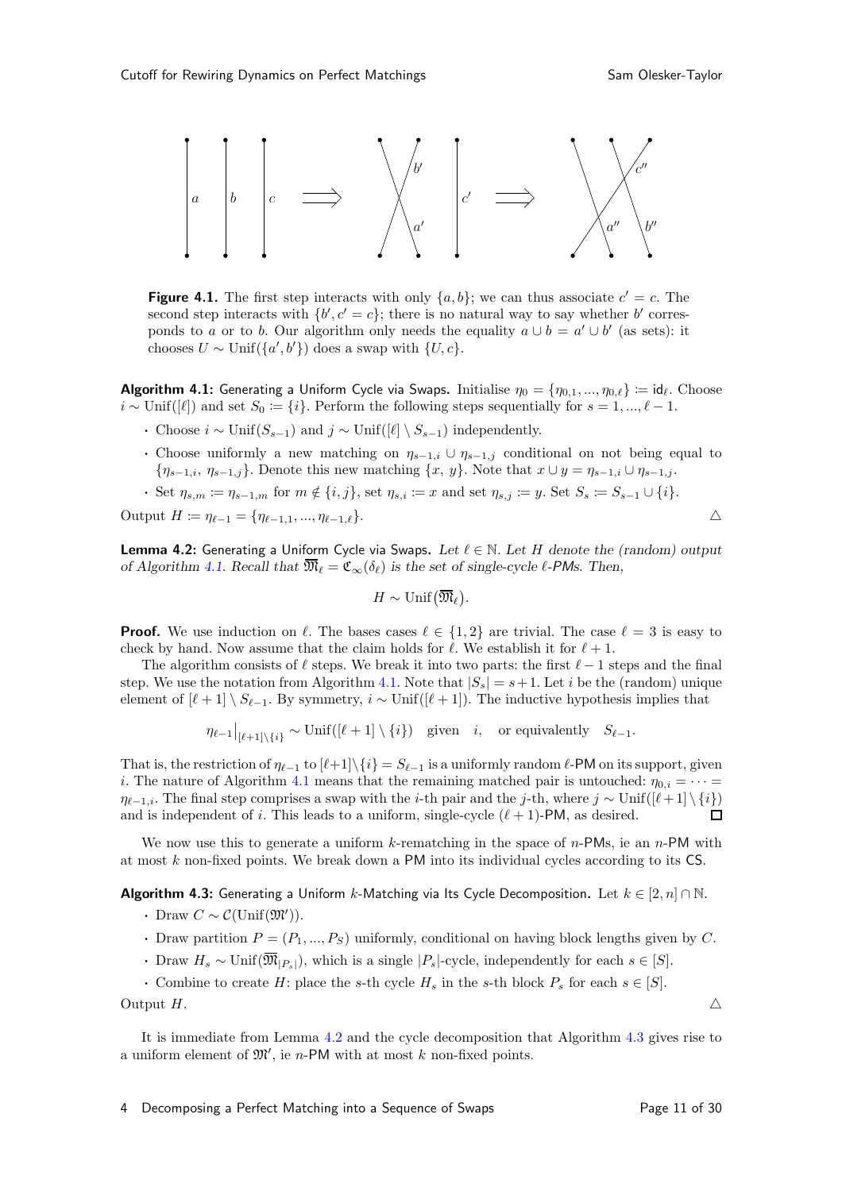**Figure 4.1.** The first step interacts with only $\{a, b\}$; we can thus associate $c' = c$. The second step interacts with $\{b', c' = c\}$; there is no natural way to say whether $b'$ corresponds to $a$ or to $b$. Our algorithm only needs the equality $a \cup b = a' \cup b'$ (as sets): it chooses $U \sim \text{Unif}(\{a', b'\})$ does a swap with $\{U, c\}$.

**Algorithm 4.1:** Generating a Uniform Cycle via Swaps. Initialise $\eta_0 = \{\eta_{0,1}, ..., \eta_{0,\ell}\} := \mathsf{id}_\ell$. Choose $i \sim \text{Unif}([\ell])$ and set $S_0 := \{i\}$. Perform the following steps sequentially for $s = 1, ..., \ell - 1$.

- Choose $i \sim \text{Unif}(S_{s-1})$ and $j \sim \text{Unif}([\ell] \setminus S_{s-1})$ independently.
- Choose uniformly a new matching on $\eta_{s-1,i} \cup \eta_{s-1,j}$ conditional on not being equal to $\{\eta_{s-1,i}, \eta_{s-1,j}\}$. Denote this new matching $\{x, y\}$. Note that $x \cup y = \eta_{s-1,i} \cup \eta_{s-1,j}$.
- Set $\eta_{s,m} := \eta_{s-1,m}$ for $m \notin \{i, j\}$, set $\eta_{s,i} := x$ and set $\eta_{s,j} := y$. Set $S_s := S_{s-1} \cup \{i\}$.

Output $H := \eta_{\ell-1} = \{\eta_{\ell-1,1}, ..., \eta_{\ell-1,\ell}\}$. △

**Lemma 4.2:** Generating a Uniform Cycle via Swaps. *Let $\ell \in \mathbb{N}$. Let $H$ denote the (random) output of Algorithm 4.1. Recall that $\overline{\mathfrak{M}}_\ell = \mathfrak{C}_\infty(\delta_\ell)$ is the set of single-cycle $\ell$-PMs. Then,*

$$H \sim \text{Unif}\big(\overline{\mathfrak{M}}_\ell\big).$$

**Proof.** We use induction on $\ell$. The bases cases $\ell \in \{1, 2\}$ are trivial. The case $\ell = 3$ is easy to check by hand. Now assume that the claim holds for $\ell$. We establish it for $\ell + 1$.

The algorithm consists of $\ell$ steps. We break it into two parts: the first $\ell - 1$ steps and the final step. We use the notation from Algorithm 4.1. Note that $|S_s| = s + 1$. Let $i$ be the (random) unique element of $[\ell + 1] \setminus S_{\ell-1}$. By symmetry, $i \sim \text{Unif}([\ell + 1])$. The inductive hypothesis implies that

$$\eta_{\ell-1}\big|_{[\ell+1]\setminus\{i\}} \sim \text{Unif}([\ell+1] \setminus \{i\}) \quad \text{given} \quad i, \quad \text{or equivalently} \quad S_{\ell-1}.$$

That is, the restriction of $\eta_{\ell-1}$ to $[\ell+1] \setminus \{i\} = S_{\ell-1}$ is a uniformly random $\ell$-PM on its support, given $i$. The nature of Algorithm 4.1 means that the remaining matched pair is untouched: $\eta_{0,i} = \cdots = \eta_{\ell-1,i}$. The final step comprises a swap with the $i$-th pair and the $j$-th, where $j \sim \text{Unif}([\ell + 1] \setminus \{i\})$ and is independent of $i$. This leads to a uniform, single-cycle $(\ell + 1)$-PM, as desired. ☐

We now use this to generate a uniform $k$-rematching in the space of $n$-PMs, ie an $n$-PM with at most $k$ non-fixed points. We break down a PM into its individual cycles according to its CS.

**Algorithm 4.3:** Generating a Uniform $k$-Matching via Its Cycle Decomposition. Let $k \in [2, n] \cap \mathbb{N}$.

- Draw $C \sim \mathcal{C}(\text{Unif}(\mathfrak{M}'))$.
- Draw partition $P = (P_1, ..., P_S)$ uniformly, conditional on having block lengths given by $C$.
- Draw $H_s \sim \text{Unif}(\overline{\mathfrak{M}}_{|P_s|})$, which is a single $|P_s|$-cycle, independently for each $s \in [S]$.
- Combine to create $H$: place the $s$-th cycle $H_s$ in the $s$-th block $P_s$ for each $s \in [S]$.

Output $H$. △

It is immediate from Lemma 4.2 and the cycle decomposition that Algorithm 4.3 gives rise to a uniform element of $\mathfrak{M}'$, ie $n$-PM with at most $k$ non-fixed points.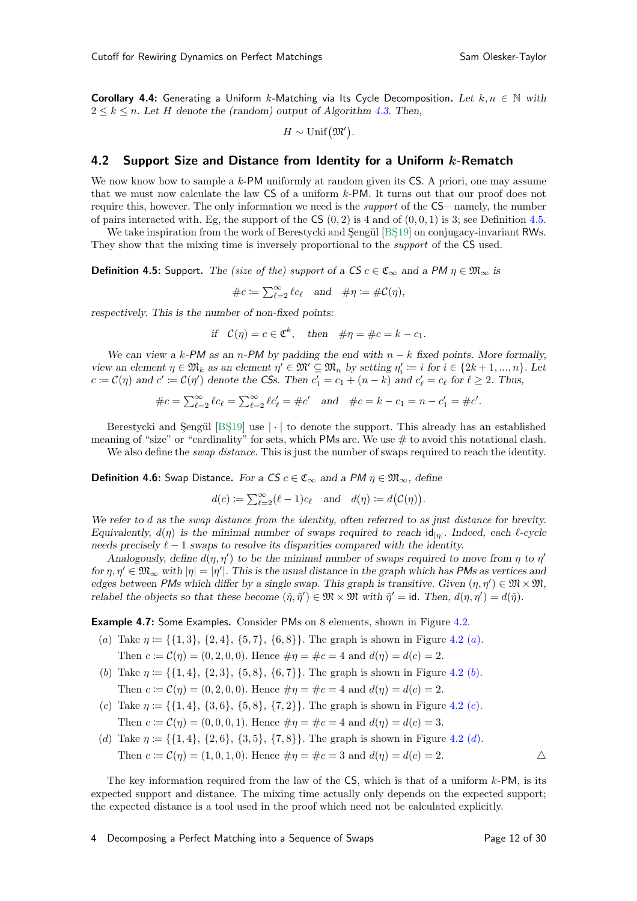**Corollary 4.4:** Generating a Uniform $k$-Matching via Its Cycle Decomposition. *Let $k, n \in \mathbb{N}$ with $2 \le k \le n$. Let $H$ denote the (random) output of Algorithm 4.3. Then,*

$$H \sim \mathrm{Unif}(\mathfrak{M}').$$

## 4.2 Support Size and Distance from Identity for a Uniform $k$-Rematch

We now know how to sample a $k$-PM uniformly at random given its CS. A priori, one may assume that we must now calculate the law CS of a uniform $k$-PM. It turns out that our proof does not require this, however. The only information we need is the *support* of the CS—namely, the number of pairs interacted with. Eg, the support of the CS $(0,2)$ is 4 and of $(0,0,1)$ is 3; see Definition 4.5.

We take inspiration from the work of Berestycki and Şengül [BŞ19] on conjugacy-invariant RWs. They show that the mixing time is inversely proportional to the *support* of the CS used.

**Definition 4.5:** Support. *The (size of the) support of a CS $c \in \mathfrak{C}_\infty$ and a PM $\eta \in \mathfrak{M}_\infty$ is*

$$\#c := \textstyle\sum_{\ell=2}^{\infty} \ell c_\ell \quad \text{and} \quad \#\eta := \#\mathcal{C}(\eta),$$

*respectively. This is the number of non-fixed points:*

$$\text{if} \quad \mathcal{C}(\eta) = c \in \mathfrak{C}^k, \quad \text{then} \quad \#\eta = \#c = k - c_1.$$

*We can view a $k$-PM as an $n$-PM by padding the end with $n-k$ fixed points. More formally, view an element $\eta \in \mathfrak{M}_k$ as an element $\eta' \in \mathfrak{M}' \subseteq \mathfrak{M}_n$ by setting $\eta'_i := i$ for $i \in \{2k+1, ..., n\}$. Let $c := \mathcal{C}(\eta)$ and $c' := \mathcal{C}(\eta')$ denote the CSs. Then $c'_1 = c_1 + (n-k)$ and $c'_\ell = c_\ell$ for $\ell \ge 2$. Thus,*

$$\#c = \textstyle\sum_{\ell=2}^{\infty} \ell c_\ell = \sum_{\ell=2}^{\infty} \ell c'_\ell = \#c' \quad \text{and} \quad \#c = k - c_1 = n - c'_1 = \#c'.$$

Berestycki and Şengül [BŞ19] use $|\cdot|$ to denote the support. This already has an established meaning of "size" or "cardinality" for sets, which PMs are. We use $\#$ to avoid this notational clash.

We also define the *swap distance*. This is just the number of swaps required to reach the identity.

**Definition 4.6:** Swap Distance. *For a CS $c \in \mathfrak{C}_\infty$ and a PM $\eta \in \mathfrak{M}_\infty$, define*

$$d(c) := \textstyle\sum_{\ell=2}^{\infty} (\ell - 1) c_\ell \quad \text{and} \quad d(\eta) := d\big(\mathcal{C}(\eta)\big).$$

*We refer to $d$ as the swap distance from the identity, often referred to as just distance for brevity. Equivalently, $d(\eta)$ is the minimal number of swaps required to reach $\mathsf{id}_{|\eta|}$. Indeed, each $\ell$-cycle needs precisely $\ell - 1$ swaps to resolve its disparities compared with the identity.*

*Analogously, define $d(\eta, \eta')$ to be the minimal number of swaps required to move from $\eta$ to $\eta'$ for $\eta, \eta' \in \mathfrak{M}_\infty$ with $|\eta| = |\eta'|$. This is the usual distance in the graph which has PMs as vertices and edges between PMs which differ by a single swap. This graph is transitive. Given $(\eta, \eta') \in \mathfrak{M} \times \mathfrak{M}$, relabel the objects so that these become $(\tilde{\eta}, \tilde{\eta}') \in \mathfrak{M} \times \mathfrak{M}$ with $\tilde{\eta}' = \mathsf{id}$. Then, $d(\eta, \eta') = d(\tilde{\eta})$.*

**Example 4.7:** Some Examples. Consider PMs on 8 elements, shown in Figure 4.2.

(a) Take $\eta := \{\{1,3\}, \{2,4\}, \{5,7\}, \{6,8\}\}$. The graph is shown in Figure 4.2 (a).
Then $c := \mathcal{C}(\eta) = (0,2,0,0)$. Hence $\#\eta = \#c = 4$ and $d(\eta) = d(c) = 2$.

(b) Take $\eta := \{\{1,4\}, \{2,3\}, \{5,8\}, \{6,7\}\}$. The graph is shown in Figure 4.2 (b).
Then $c := \mathcal{C}(\eta) = (0,2,0,0)$. Hence $\#\eta = \#c = 4$ and $d(\eta) = d(c) = 2$.

(c) Take $\eta := \{\{1,4\}, \{3,6\}, \{5,8\}, \{7,2\}\}$. The graph is shown in Figure 4.2 (c).
Then $c := \mathcal{C}(\eta) = (0,0,0,1)$. Hence $\#\eta = \#c = 4$ and $d(\eta) = d(c) = 3$.

(d) Take $\eta := \{\{1,4\}, \{2,6\}, \{3,5\}, \{7,8\}\}$. The graph is shown in Figure 4.2 (d).
Then $c := \mathcal{C}(\eta) = (1,0,1,0)$. Hence $\#\eta = \#c = 3$ and $d(\eta) = d(c) = 2$. △

The key information required from the law of the CS, which is that of a uniform $k$-PM, is its expected support and distance. The mixing time actually only depends on the expected support; the expected distance is a tool used in the proof which need not be calculated explicitly.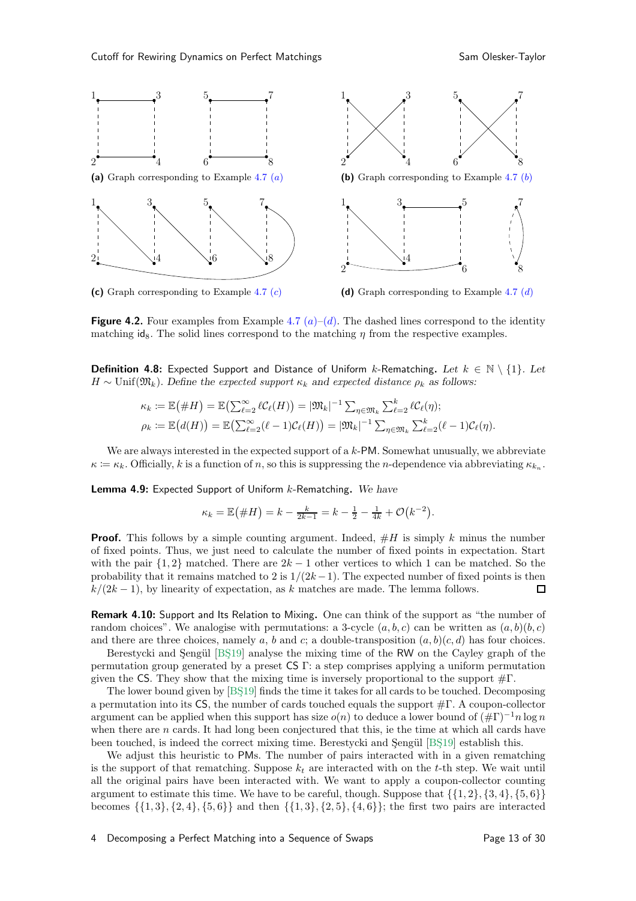(a) Graph corresponding to Example 4.7 (a)

(b) Graph corresponding to Example 4.7 (b)

(c) Graph corresponding to Example 4.7 (c)

(d) Graph corresponding to Example 4.7 (d)

**Figure 4.2.** Four examples from Example 4.7 (a)–(d). The dashed lines correspond to the identity matching $\mathsf{id}_8$. The solid lines correspond to the matching $\eta$ from the respective examples.

**Definition 4.8:** Expected Support and Distance of Uniform $k$-Rematching. *Let $k \in \mathbb{N} \setminus \{1\}$. Let $H \sim \mathrm{Unif}(\mathfrak{M}_k)$. Define the expected support $\kappa_k$ and expected distance $\rho_k$ as follows:*

$$\kappa_k := \mathbb{E}\big(\#H\big) = \mathbb{E}\big(\textstyle\sum_{\ell=2}^{\infty} \ell \mathcal{C}_\ell(H)\big) = |\mathfrak{M}_k|^{-1} \sum_{\eta \in \mathfrak{M}_k} \sum_{\ell=2}^{k} \ell \mathcal{C}_\ell(\eta);$$

$$\rho_k := \mathbb{E}\big(d(H)\big) = \mathbb{E}\big(\textstyle\sum_{\ell=2}^{\infty} (\ell-1) \mathcal{C}_\ell(H)\big) = |\mathfrak{M}_k|^{-1} \sum_{\eta \in \mathfrak{M}_k} \sum_{\ell=2}^{k} (\ell-1) \mathcal{C}_\ell(\eta).$$

We are always interested in the expected support of a $k$-PM. Somewhat unusually, we abbreviate $\kappa := \kappa_k$. Officially, $k$ is a function of $n$, so this is suppressing the $n$-dependence via abbreviating $\kappa_{k_n}$.

**Lemma 4.9:** Expected Support of Uniform $k$-Rematching. *We have*

$$\kappa_k = \mathbb{E}\big(\#H\big) = k - \tfrac{k}{2k-1} = k - \tfrac{1}{2} - \tfrac{1}{4k} + \mathcal{O}\big(k^{-2}\big).$$

**Proof.** This follows by a simple counting argument. Indeed, $\#H$ is simply $k$ minus the number of fixed points. Thus, we just need to calculate the number of fixed points in expectation. Start with the pair $\{1,2\}$ matched. There are $2k-1$ other vertices to which 1 can be matched. So the probability that it remains matched to 2 is $1/(2k-1)$. The expected number of fixed points is then $k/(2k-1)$, by linearity of expectation, as $k$ matches are made. The lemma follows. □

**Remark 4.10:** Support and Its Relation to Mixing. One can think of the support as "the number of random choices". We analogise with permutations: a 3-cycle $(a,b,c)$ can be written as $(a,b)(b,c)$ and there are three choices, namely $a$, $b$ and $c$; a double-transposition $(a,b)(c,d)$ has four choices.

Berestycki and Şengül [BŞ19] analyse the mixing time of the RW on the Cayley graph of the permutation group generated by a preset CS $\Gamma$: a step comprises applying a uniform permutation given the CS. They show that the mixing time is inversely proportional to the support $\#\Gamma$.

The lower bound given by [BŞ19] finds the time it takes for all cards to be touched. Decomposing a permutation into its CS, the number of cards touched equals the support $\#\Gamma$. A coupon-collector argument can be applied when this support has size $o(n)$ to deduce a lower bound of $(\#\Gamma)^{-1} n \log n$ when there are $n$ cards. It had long been conjectured that this, ie the time at which all cards have been touched, is indeed the correct mixing time. Berestycki and Şengül [BŞ19] establish this.

We adjust this heuristic to PMs. The number of pairs interacted with in a given rematching is the support of that rematching. Suppose $k_t$ are interacted with on the $t$-th step. We wait until all the original pairs have been interacted with. We want to apply a coupon-collector counting argument to estimate this time. We have to be careful, though. Suppose that $\{\{1,2\},\{3,4\},\{5,6\}\}$ becomes $\{\{1,3\},\{2,4\},\{5,6\}\}$ and then $\{\{1,3\},\{2,5\},\{4,6\}\}$; the first two pairs are interacted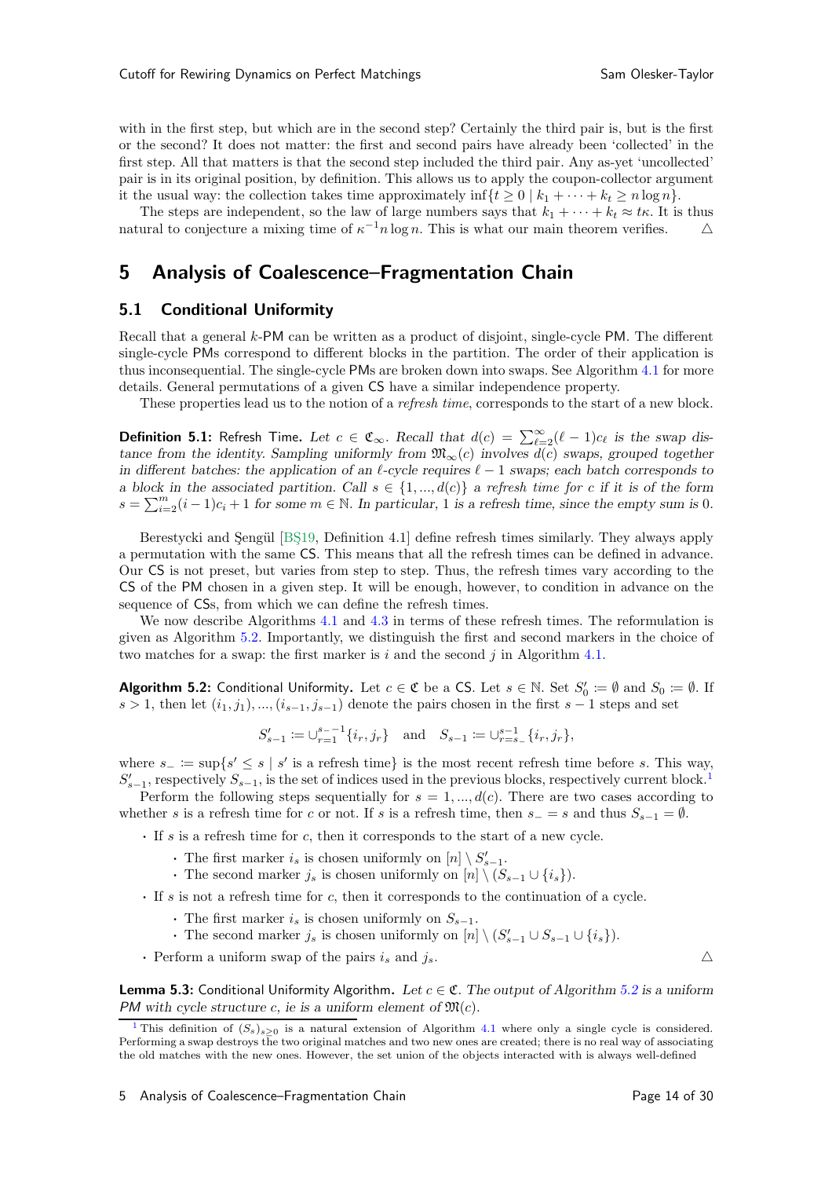with in the first step, but which are in the second step? Certainly the third pair is, but is the first or the second? It does not matter: the first and second pairs have already been 'collected' in the first step. All that matters is that the second step included the third pair. Any as-yet 'uncollected' pair is in its original position, by definition. This allows us to apply the coupon-collector argument it the usual way: the collection takes time approximately $\inf\{t \ge 0 \mid k_1 + \cdots + k_t \ge n \log n\}$.

The steps are independent, so the law of large numbers says that $k_1 + \cdots + k_t \approx t\kappa$. It is thus natural to conjecture a mixing time of $\kappa^{-1} n \log n$. This is what our main theorem verifies. △

# 5 Analysis of Coalescence–Fragmentation Chain

## 5.1 Conditional Uniformity

Recall that a general $k$-PM can be written as a product of disjoint, single-cycle PM. The different single-cycle PMs correspond to different blocks in the partition. The order of their application is thus inconsequential. The single-cycle PMs are broken down into swaps. See Algorithm 4.1 for more details. General permutations of a given CS have a similar independence property.

These properties lead us to the notion of a *refresh time*, corresponds to the start of a new block.

**Definition 5.1:** Refresh Time. *Let $c \in \mathfrak{C}_\infty$. Recall that $d(c) = \sum_{\ell=2}^{\infty} (\ell - 1) c_\ell$ is the swap distance from the identity. Sampling uniformly from $\mathfrak{M}_\infty(c)$ involves $d(c)$ swaps, grouped together in different batches: the application of an $\ell$-cycle requires $\ell - 1$ swaps; each batch corresponds to a block in the associated partition. Call $s \in \{1, ..., d(c)\}$ a refresh time for $c$ if it is of the form $s = \sum_{i=2}^{m} (i-1)c_i + 1$ for some $m \in \mathbb{N}$. In particular, 1 is a refresh time, since the empty sum is 0.*

Berestycki and Şengül [BŞ19, Definition 4.1] define refresh times similarly. They always apply a permutation with the same CS. This means that all the refresh times can be defined in advance. Our CS is not preset, but varies from step to step. Thus, the refresh times vary according to the CS of the PM chosen in a given step. It will be enough, however, to condition in advance on the sequence of CSs, from which we can define the refresh times.

We now describe Algorithms 4.1 and 4.3 in terms of these refresh times. The reformulation is given as Algorithm 5.2. Importantly, we distinguish the first and second markers in the choice of two matches for a swap: the first marker is $i$ and the second $j$ in Algorithm 4.1.

**Algorithm 5.2:** Conditional Uniformity. Let $c \in \mathfrak{C}$ be a CS. Let $s \in \mathbb{N}$. Set $S'_0 := \emptyset$ and $S_0 := \emptyset$. If $s > 1$, then let $(i_1, j_1), ..., (i_{s-1}, j_{s-1})$ denote the pairs chosen in the first $s - 1$ steps and set

$$S'_{s-1} := \cup_{r=1}^{s_- - 1} \{i_r, j_r\} \quad \text{and} \quad S_{s-1} := \cup_{r=s_-}^{s-1} \{i_r, j_r\},$$

where $s_- := \sup\{s' \le s \mid s' \text{ is a refresh time}\}$ is the most recent refresh time before $s$. This way, $S'_{s-1}$, respectively $S_{s-1}$, is the set of indices used in the previous blocks, respectively current block.[1]

Perform the following steps sequentially for $s = 1, ..., d(c)$. There are two cases according to whether $s$ is a refresh time for $c$ or not. If $s$ is a refresh time, then $s_- = s$ and thus $S_{s-1} = \emptyset$.

- If $s$ is a refresh time for $c$, then it corresponds to the start of a new cycle.
  - The first marker $i_s$ is chosen uniformly on $[n] \setminus S'_{s-1}$.
  - The second marker $j_s$ is chosen uniformly on $[n] \setminus (S_{s-1} \cup \{i_s\})$.
- If $s$ is not a refresh time for $c$, then it corresponds to the continuation of a cycle.
  - The first marker $i_s$ is chosen uniformly on $S_{s-1}$.
  - The second marker $j_s$ is chosen uniformly on $[n] \setminus (S'_{s-1} \cup S_{s-1} \cup \{i_s\})$.
- Perform a uniform swap of the pairs $i_s$ and $j_s$. △

**Lemma 5.3:** Conditional Uniformity Algorithm. *Let $c \in \mathfrak{C}$. The output of Algorithm 5.2 is a uniform PM with cycle structure $c$, ie is a uniform element of $\mathfrak{M}(c)$.*

[1] This definition of $(S_s)_{s \ge 0}$ is a natural extension of Algorithm 4.1 where only a single cycle is considered. Performing a swap destroys the two original matches and two new ones are created; there is no real way of associating the old matches with the new ones. However, the set union of the objects interacted with is always well-defined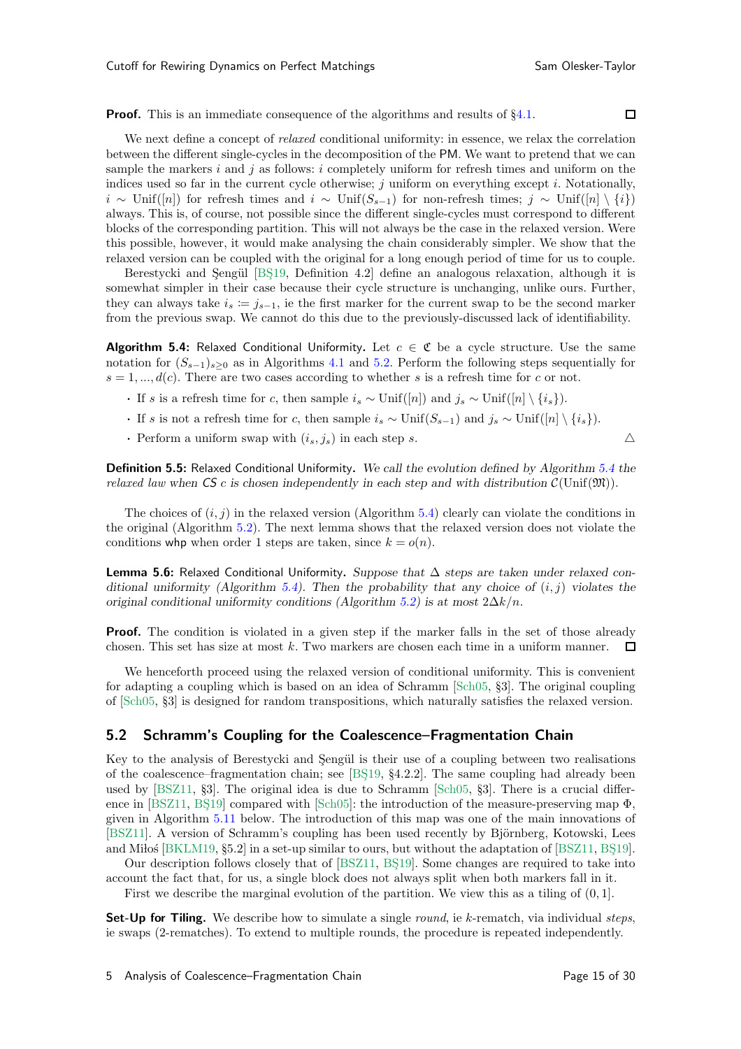**Proof.** This is an immediate consequence of the algorithms and results of §4.1. ☐

We next define a concept of *relaxed* conditional uniformity: in essence, we relax the correlation between the different single-cycles in the decomposition of the PM. We want to pretend that we can sample the markers $i$ and $j$ as follows: $i$ completely uniform for refresh times and uniform on the indices used so far in the current cycle otherwise; $j$ uniform on everything except $i$. Notationally, $i \sim \mathrm{Unif}([n])$ for refresh times and $i \sim \mathrm{Unif}(S_{s-1})$ for non-refresh times; $j \sim \mathrm{Unif}([n] \setminus \{i\})$ always. This is, of course, not possible since the different single-cycles must correspond to different blocks of the corresponding partition. This will not always be the case in the relaxed version. Were this possible, however, it would make analysing the chain considerably simpler. We show that the relaxed version can be coupled with the original for a long enough period of time for us to couple.

Berestycki and Şengül [BŞ19, Definition 4.2] define an analogous relaxation, although it is somewhat simpler in their case because their cycle structure is unchanging, unlike ours. Further, they can always take $i_s := j_{s-1}$, ie the first marker for the current swap to be the second marker from the previous swap. We cannot do this due to the previously-discussed lack of identifiability.

**Algorithm 5.4:** Relaxed Conditional Uniformity. Let $c \in \mathfrak{C}$ be a cycle structure. Use the same notation for $(S_{s-1})_{s \ge 0}$ as in Algorithms 4.1 and 5.2. Perform the following steps sequentially for $s = 1, ..., d(c)$. There are two cases according to whether $s$ is a refresh time for $c$ or not.

- If $s$ is a refresh time for $c$, then sample $i_s \sim \mathrm{Unif}([n])$ and $j_s \sim \mathrm{Unif}([n] \setminus \{i_s\})$.
- If $s$ is not a refresh time for $c$, then sample $i_s \sim \mathrm{Unif}(S_{s-1})$ and $j_s \sim \mathrm{Unif}([n] \setminus \{i_s\})$.
- Perform a uniform swap with $(i_s, j_s)$ in each step $s$. △

**Definition 5.5:** Relaxed Conditional Uniformity. *We call the evolution defined by Algorithm 5.4 the relaxed law when CS $c$ is chosen independently in each step and with distribution $\mathcal{C}(\mathrm{Unif}(\mathfrak{M}))$.*

The choices of $(i, j)$ in the relaxed version (Algorithm 5.4) clearly can violate the conditions in the original (Algorithm 5.2). The next lemma shows that the relaxed version does not violate the conditions whp when order 1 steps are taken, since $k = o(n)$.

**Lemma 5.6:** Relaxed Conditional Uniformity. *Suppose that $\Delta$ steps are taken under relaxed conditional uniformity (Algorithm 5.4). Then the probability that any choice of $(i, j)$ violates the original conditional uniformity conditions (Algorithm 5.2) is at most $2\Delta k/n$.*

**Proof.** The condition is violated in a given step if the marker falls in the set of those already chosen. This set has size at most $k$. Two markers are chosen each time in a uniform manner. ☐

We henceforth proceed using the relaxed version of conditional uniformity. This is convenient for adapting a coupling which is based on an idea of Schramm [Sch05, §3]. The original coupling of [Sch05, §3] is designed for random transpositions, which naturally satisfies the relaxed version.

## 5.2 Schramm's Coupling for the Coalescence–Fragmentation Chain

Key to the analysis of Berestycki and Şengül is their use of a coupling between two realisations of the coalescence–fragmentation chain; see [BŞ19, §4.2.2]. The same coupling had already been used by [BSZ11, §3]. The original idea is due to Schramm [Sch05, §3]. There is a crucial difference in [BSZ11, BŞ19] compared with [Sch05]: the introduction of the measure-preserving map $\Phi$, given in Algorithm 5.11 below. The introduction of this map was one of the main innovations of [BSZ11]. A version of Schramm's coupling has been used recently by Björnberg, Kotowski, Lees and Miłoś [BKLM19, §5.2] in a set-up similar to ours, but without the adaptation of [BSZ11, BŞ19].

Our description follows closely that of [BSZ11, BŞ19]. Some changes are required to take into account the fact that, for us, a single block does not always split when both markers fall in it.

First we describe the marginal evolution of the partition. We view this as a tiling of $(0, 1]$.

**Set-Up for Tiling.** We describe how to simulate a single *round*, ie $k$-rematch, via individual *steps*, ie swaps (2-rematches). To extend to multiple rounds, the procedure is repeated independently.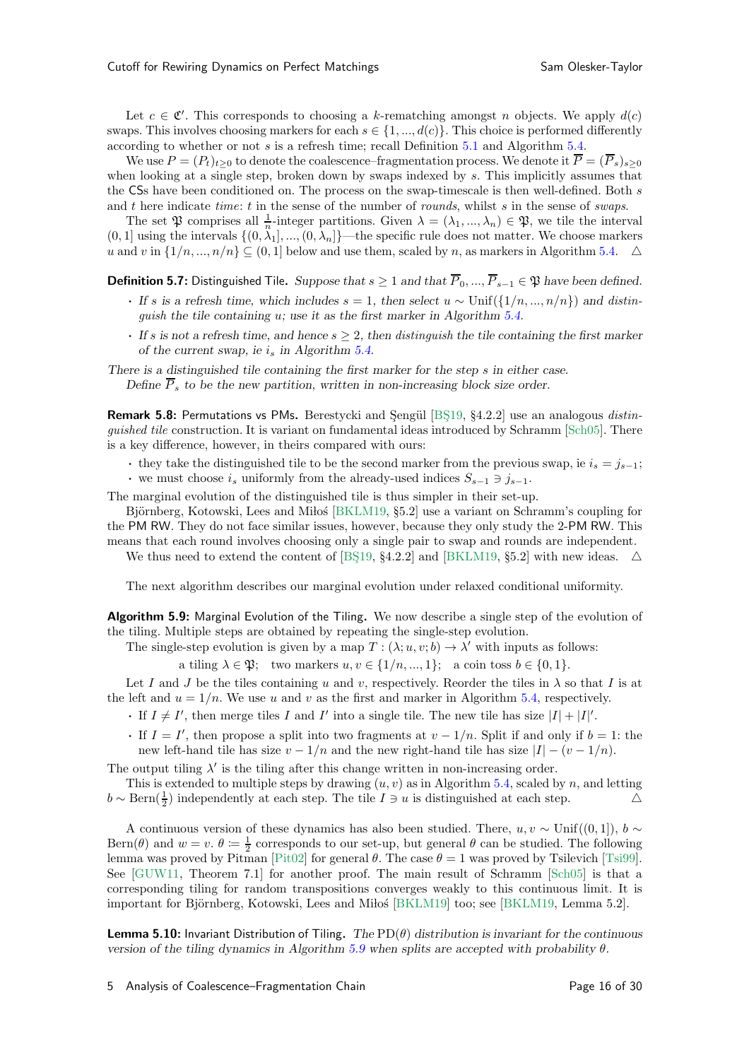Let $c \in \mathfrak{C}'$. This corresponds to choosing a $k$-rematching amongst $n$ objects. We apply $d(c)$ swaps. This involves choosing markers for each $s \in \{1, ..., d(c)\}$. This choice is performed differently according to whether or not $s$ is a refresh time; recall Definition 5.1 and Algorithm 5.4.

We use $P = (P_t)_{t \ge 0}$ to denote the coalescence–fragmentation process. We denote it $\overline{P} = (\overline{P}_s)_{s \ge 0}$ when looking at a single step, broken down by swaps indexed by $s$. This implicitly assumes that the CSs have been conditioned on. The process on the swap-timescale is then well-defined. Both $s$ and $t$ here indicate *time*: $t$ in the sense of the number of *rounds*, whilst $s$ in the sense of *swaps*.

The set $\mathfrak{P}$ comprises all $\frac{1}{n}$-integer partitions. Given $\lambda = (\lambda_1, ..., \lambda_n) \in \mathfrak{P}$, we tile the interval $(0, 1]$ using the intervals $\{(0, \lambda_1], ..., (0, \lambda_n]\}$—the specific rule does not matter. We choose markers $u$ and $v$ in $\{1/n, ..., n/n\} \subseteq (0, 1]$ below and use them, scaled by $n$, as markers in Algorithm 5.4. △

**Definition 5.7:** Distinguished Tile. *Suppose that $s \ge 1$ and that $\overline{P}_0, ..., \overline{P}_{s-1} \in \mathfrak{P}$ have been defined.*

- *If $s$ is a refresh time, which includes $s = 1$, then select $u \sim \mathrm{Unif}(\{1/n, ..., n/n\})$ and distinguish the tile containing $u$; use it as the first marker in Algorithm 5.4.*
- *If $s$ is not a refresh time, and hence $s \ge 2$, then distinguish the tile containing the first marker of the current swap, ie $i_s$ in Algorithm 5.4.*

*There is a distinguished tile containing the first marker for the step $s$ in either case.*

*Define $\overline{P}_s$ to be the new partition, written in non-increasing block size order.*

**Remark 5.8:** Permutations vs PMs. Berestycki and Şengül [BŞ19, §4.2.2] use an analogous *distinguished tile* construction. It is variant on fundamental ideas introduced by Schramm [Sch05]. There is a key difference, however, in theirs compared with ours:

- they take the distinguished tile to be the second marker from the previous swap, ie $i_s = j_{s-1}$;
- we must choose $i_s$ uniformly from the already-used indices $S_{s-1} \ni j_{s-1}$.

The marginal evolution of the distinguished tile is thus simpler in their set-up.

Björnberg, Kotowski, Lees and Miłoś [BKLM19, §5.2] use a variant on Schramm's coupling for the PM RW. They do not face similar issues, however, because they only study the 2-PM RW. This means that each round involves choosing only a single pair to swap and rounds are independent.

We thus need to extend the content of [BŞ19, §4.2.2] and [BKLM19, §5.2] with new ideas. △

The next algorithm describes our marginal evolution under relaxed conditional uniformity.

**Algorithm 5.9:** Marginal Evolution of the Tiling. We now describe a single step of the evolution of the tiling. Multiple steps are obtained by repeating the single-step evolution.

The single-step evolution is given by a map $T : (\lambda; u, v; b) \to \lambda'$ with inputs as follows:

a tiling $\lambda \in \mathfrak{P}$; two markers $u, v \in \{1/n, ..., 1\}$; a coin toss $b \in \{0, 1\}$.

Let $I$ and $J$ be the tiles containing $u$ and $v$, respectively. Reorder the tiles in $\lambda$ so that $I$ is at the left and $u = 1/n$. We use $u$ and $v$ as the first and marker in Algorithm 5.4, respectively.

- If $I \ne I'$, then merge tiles $I$ and $I'$ into a single tile. The new tile has size $|I| + |I|'$.
- If $I = I'$, then propose a split into two fragments at $v - 1/n$. Split if and only if $b = 1$: the new left-hand tile has size $v - 1/n$ and the new right-hand tile has size $|I| - (v - 1/n)$.

The output tiling $\lambda'$ is the tiling after this change written in non-increasing order.

This is extended to multiple steps by drawing $(u, v)$ as in Algorithm 5.4, scaled by $n$, and letting $b \sim \mathrm{Bern}(\frac{1}{2})$ independently at each step. The tile $I \ni u$ is distinguished at each step. △

A continuous version of these dynamics has also been studied. There, $u, v \sim \mathrm{Unif}((0, 1])$, $b \sim \mathrm{Bern}(\theta)$ and $w = v$. $\theta \coloneqq \frac{1}{2}$ corresponds to our set-up, but general $\theta$ can be studied. The following lemma was proved by Pitman [Pit02] for general $\theta$. The case $\theta = 1$ was proved by Tsilevich [Tsi99]. See [GUW11, Theorem 7.1] for another proof. The main result of Schramm [Sch05] is that a corresponding tiling for random transpositions converges weakly to this continuous limit. It is important for Björnberg, Kotowski, Lees and Miłoś [BKLM19] too; see [BKLM19, Lemma 5.2].

**Lemma 5.10:** Invariant Distribution of Tiling. *The $\mathrm{PD}(\theta)$ distribution is invariant for the continuous version of the tiling dynamics in Algorithm 5.9 when splits are accepted with probability $\theta$.*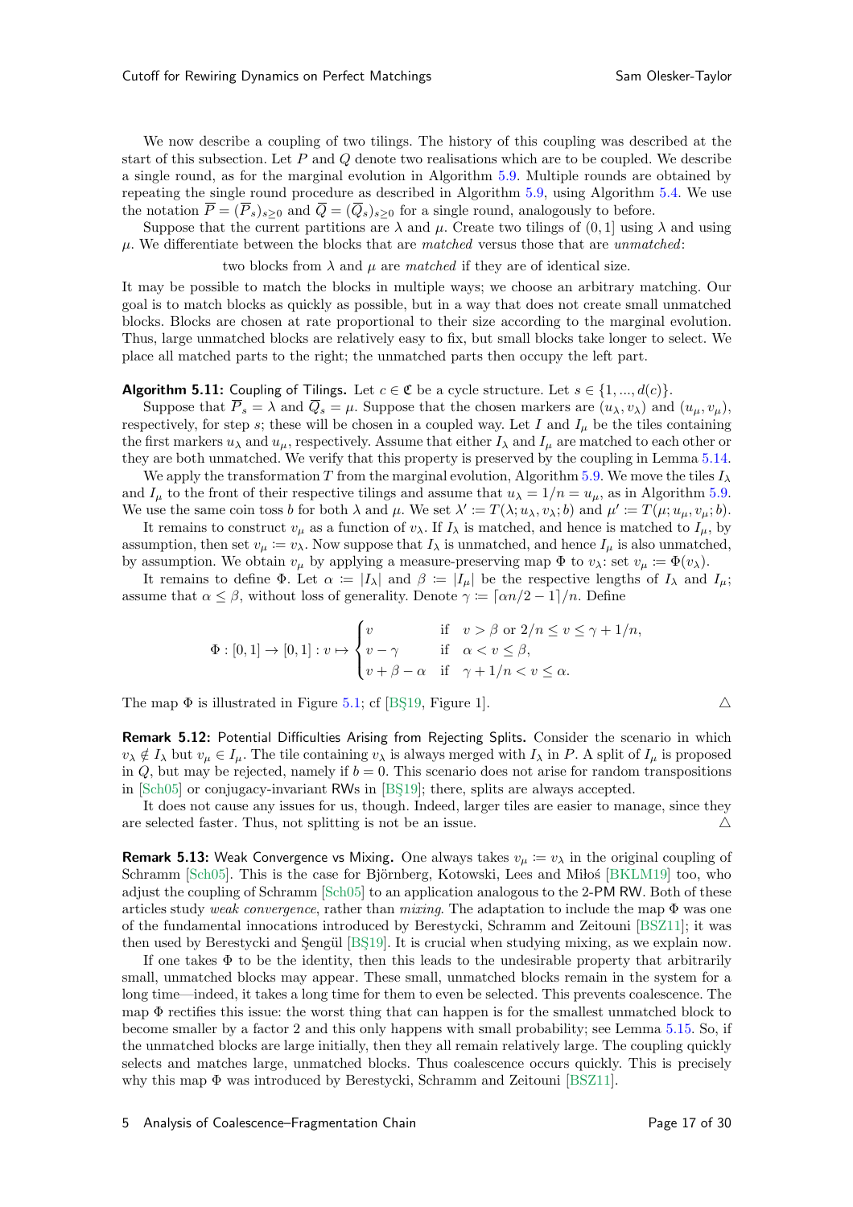We now describe a coupling of two tilings. The history of this coupling was described at the start of this subsection. Let $P$ and $Q$ denote two realisations which are to be coupled. We describe a single round, as for the marginal evolution in Algorithm 5.9. Multiple rounds are obtained by repeating the single round procedure as described in Algorithm 5.9, using Algorithm 5.4. We use the notation $\overline{P} = (\overline{P}_s)_{s \ge 0}$ and $\overline{Q} = (\overline{Q}_s)_{s \ge 0}$ for a single round, analogously to before.

Suppose that the current partitions are $\lambda$ and $\mu$. Create two tilings of $(0,1]$ using $\lambda$ and using $\mu$. We differentiate between the blocks that are *matched* versus those that are *unmatched*:

two blocks from $\lambda$ and $\mu$ are *matched* if they are of identical size.

It may be possible to match the blocks in multiple ways; we choose an arbitrary matching. Our goal is to match blocks as quickly as possible, but in a way that does not create small unmatched blocks. Blocks are chosen at rate proportional to their size according to the marginal evolution. Thus, large unmatched blocks are relatively easy to fix, but small blocks take longer to select. We place all matched parts to the right; the unmatched parts then occupy the left part.

**Algorithm 5.11:** Coupling of Tilings. Let $c \in \mathfrak{C}$ be a cycle structure. Let $s \in \{1, ..., d(c)\}$.

Suppose that $\overline{P}_s = \lambda$ and $\overline{Q}_s = \mu$. Suppose that the chosen markers are $(u_\lambda, v_\lambda)$ and $(u_\mu, v_\mu)$, respectively, for step $s$; these will be chosen in a coupled way. Let $I$ and $I_\mu$ be the tiles containing the first markers $u_\lambda$ and $u_\mu$, respectively. Assume that either $I_\lambda$ and $I_\mu$ are matched to each other or they are both unmatched. We verify that this property is preserved by the coupling in Lemma 5.14.

We apply the transformation $T$ from the marginal evolution, Algorithm 5.9. We move the tiles $I_\lambda$ and $I_\mu$ to the front of their respective tilings and assume that $u_\lambda = 1/n = u_\mu$, as in Algorithm 5.9. We use the same coin toss $b$ for both $\lambda$ and $\mu$. We set $\lambda' := T(\lambda; u_\lambda, v_\lambda; b)$ and $\mu' := T(\mu; u_\mu, v_\mu; b)$.

It remains to construct $v_\mu$ as a function of $v_\lambda$. If $I_\lambda$ is matched, and hence is matched to $I_\mu$, by assumption, then set $v_\mu := v_\lambda$. Now suppose that $I_\lambda$ is unmatched, and hence $I_\mu$ is also unmatched, by assumption. We obtain $v_\mu$ by applying a measure-preserving map $\Phi$ to $v_\lambda$: set $v_\mu := \Phi(v_\lambda)$.

It remains to define $\Phi$. Let $\alpha := |I_\lambda|$ and $\beta := |I_\mu|$ be the respective lengths of $I_\lambda$ and $I_\mu$; assume that $\alpha \le \beta$, without loss of generality. Denote $\gamma := \lceil \alpha n/2 - 1 \rceil / n$. Define

$$\Phi : [0,1] \to [0,1] : v \mapsto \begin{cases} v & \text{if} \quad v > \beta \text{ or } 2/n \le v \le \gamma + 1/n, \\ v - \gamma & \text{if} \quad \alpha < v \le \beta, \\ v + \beta - \alpha & \text{if} \quad \gamma + 1/n < v \le \alpha. \end{cases}$$

The map $\Phi$ is illustrated in Figure 5.1; cf [BŞ19, Figure 1]. △

**Remark 5.12:** Potential Difficulties Arising from Rejecting Splits. Consider the scenario in which $v_\lambda \notin I_\lambda$ but $v_\mu \in I_\mu$. The tile containing $v_\lambda$ is always merged with $I_\lambda$ in $P$. A split of $I_\mu$ is proposed in $Q$, but may be rejected, namely if $b = 0$. This scenario does not arise for random transpositions in [Sch05] or conjugacy-invariant RWs in [BŞ19]; there, splits are always accepted.

It does not cause any issues for us, though. Indeed, larger tiles are easier to manage, since they are selected faster. Thus, not splitting is not be an issue. △

**Remark 5.13:** Weak Convergence vs Mixing. One always takes $v_\mu := v_\lambda$ in the original coupling of Schramm [Sch05]. This is the case for Björnberg, Kotowski, Lees and Miłoś [BKLM19] too, who adjust the coupling of Schramm [Sch05] to an application analogous to the 2-PM RW. Both of these articles study *weak convergence*, rather than *mixing*. The adaptation to include the map $\Phi$ was one of the fundamental innovations introduced by Berestycki, Schramm and Zeitouni [BSZ11]; it was then used by Berestycki and Şengül [BŞ19]. It is crucial when studying mixing, as we explain now.

If one takes $\Phi$ to be the identity, then this leads to the undesirable property that arbitrarily small, unmatched blocks may appear. These small, unmatched blocks remain in the system for a long time—indeed, it takes a long time for them to even be selected. This prevents coalescence. The map $\Phi$ rectifies this issue: the worst thing that can happen is for the smallest unmatched block to become smaller by a factor 2 and this only happens with small probability; see Lemma 5.15. So, if the unmatched blocks are large initially, then they all remain relatively large. The coupling quickly selects and matches large, unmatched blocks. Thus coalescence occurs quickly. This is precisely why this map $\Phi$ was introduced by Berestycki, Schramm and Zeitouni [BSZ11].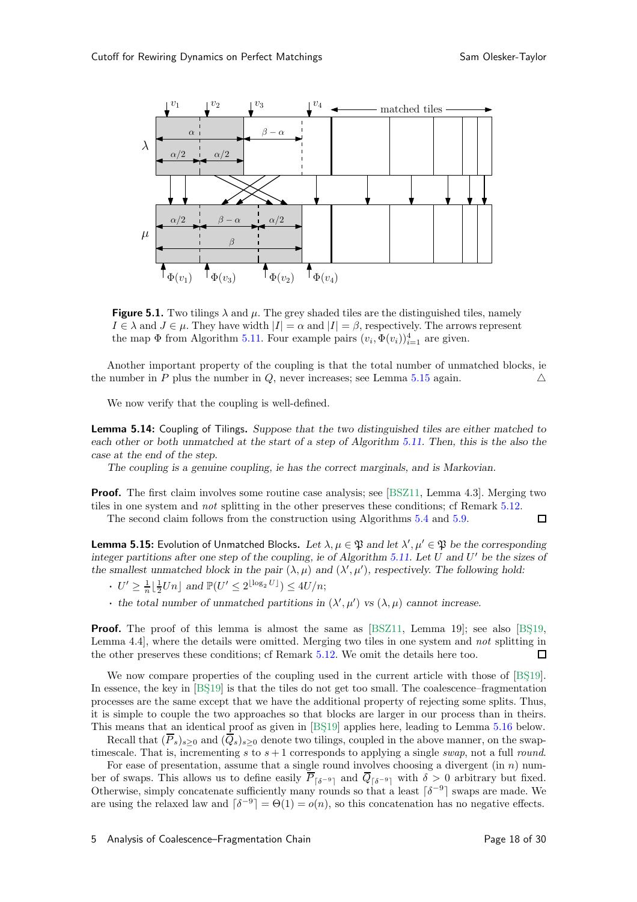**Figure 5.1.** Two tilings $\lambda$ and $\mu$. The grey shaded tiles are the distinguished tiles, namely $I \in \lambda$ and $J \in \mu$. They have width $|I| = \alpha$ and $|I| = \beta$, respectively. The arrows represent the map $\Phi$ from Algorithm 5.11. Four example pairs $(v_i, \Phi(v_i))_{i=1}^4$ are given.

Another important property of the coupling is that the total number of unmatched blocks, ie the number in $P$ plus the number in $Q$, never increases; see Lemma 5.15 again. △

We now verify that the coupling is well-defined.

**Lemma 5.14:** Coupling of Tilings. *Suppose that the two distinguished tiles are either matched to each other or both unmatched at the start of a step of Algorithm 5.11. Then, this is the also the case at the end of the step.*

*The coupling is a genuine coupling, ie has the correct marginals, and is Markovian.*

**Proof.** The first claim involves some routine case analysis; see [BSZ11, Lemma 4.3]. Merging two tiles in one system and *not* splitting in the other preserves these conditions; cf Remark 5.12.

The second claim follows from the construction using Algorithms 5.4 and 5.9. □

**Lemma 5.15:** Evolution of Unmatched Blocks. *Let $\lambda, \mu \in \mathfrak{P}$ and let $\lambda', \mu' \in \mathfrak{P}$ be the corresponding integer partitions after one step of the coupling, ie of Algorithm 5.11. Let $U$ and $U'$ be the sizes of the smallest unmatched block in the pair $(\lambda, \mu)$ and $(\lambda', \mu')$, respectively. The following hold:*

- $U' \ge \frac{1}{n}\lfloor \frac{1}{2} U n \rfloor$ *and* $\mathbb{P}(U' \le 2^{\lfloor \log_2 U \rfloor}) \le 4U/n$;
- *the total number of unmatched partitions in $(\lambda', \mu')$ vs $(\lambda, \mu)$ cannot increase.*

**Proof.** The proof of this lemma is almost the same as [BSZ11, Lemma 19]; see also [BŞ19, Lemma 4.4], where the details were omitted. Merging two tiles in one system and *not* splitting in the other preserves these conditions; cf Remark 5.12. We omit the details here too. □

We now compare properties of the coupling used in the current article with those of [BŞ19]. In essence, the key in [BŞ19] is that the tiles do not get too small. The coalescence–fragmentation processes are the same except that we have the additional property of rejecting some splits. Thus, it is simple to couple the two approaches so that blocks are larger in our process than in theirs. This means that an identical proof as given in [BŞ19] applies here, leading to Lemma 5.16 below.

Recall that $(\overline{P}_s)_{s \ge 0}$ and $(\overline{Q}_s)_{s \ge 0}$ denote two tilings, coupled in the above manner, on the swap-timescale. That is, incrementing $s$ to $s+1$ corresponds to applying a single *swap*, not a full *round*.

For ease of presentation, assume that a single round involves choosing a divergent (in $n$) number of swaps. This allows us to define easily $\overline{P}_{\lceil \delta^{-9} \rceil}$ and $\overline{Q}_{\lceil \delta^{-9} \rceil}$ with $\delta > 0$ arbitrary but fixed. Otherwise, simply concatenate sufficiently many rounds so that a least $\lceil \delta^{-9} \rceil$ swaps are made. We are using the relaxed law and $\lceil \delta^{-9} \rceil = \Theta(1) = o(n)$, so this concatenation has no negative effects.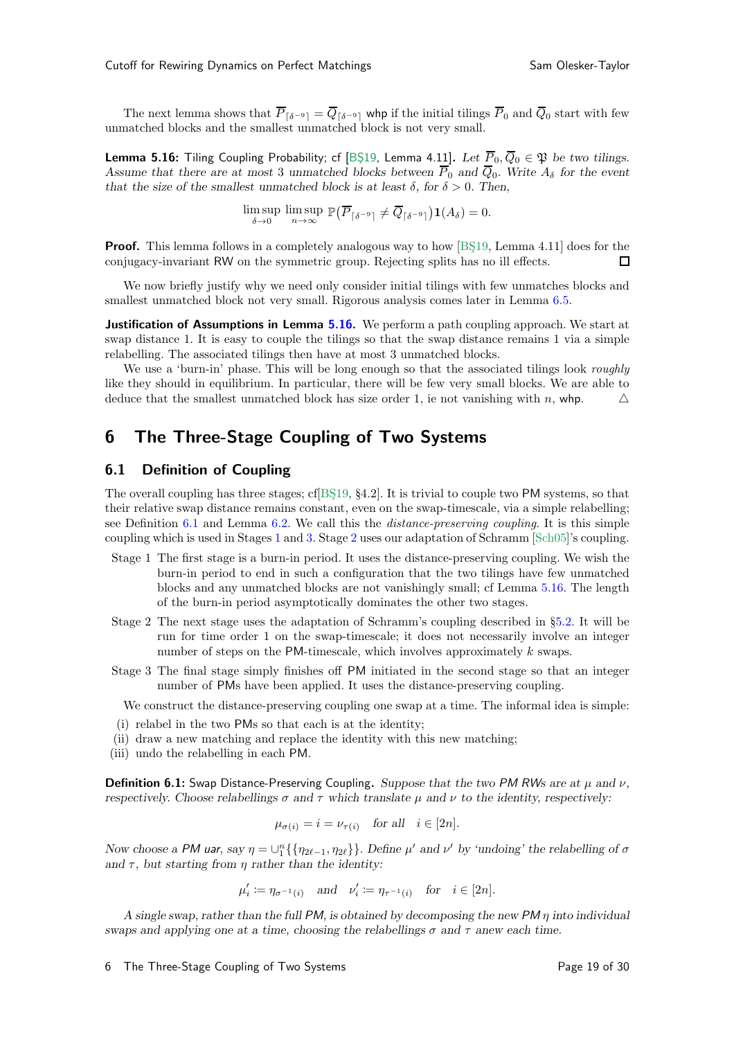The next lemma shows that $\overline{P}_{\lceil \delta^{-9} \rceil} = \overline{Q}_{\lceil \delta^{-9} \rceil}$ whp if the initial tilings $\overline{P}_0$ and $\overline{Q}_0$ start with few unmatched blocks and the smallest unmatched block is not very small.

**Lemma 5.16:** Tiling Coupling Probability; cf [BŞ19, Lemma 4.11]**.** *Let $\overline{P}_0, \overline{Q}_0 \in \mathfrak{P}$ be two tilings. Assume that there are at most 3 unmatched blocks between $\overline{P}_0$ and $\overline{Q}_0$. Write $A_\delta$ for the event that the size of the smallest unmatched block is at least $\delta$, for $\delta > 0$. Then,*

$$\limsup_{\delta \to 0} \limsup_{n \to \infty} \mathbb{P}\big(\overline{P}_{\lceil \delta^{-9} \rceil} \neq \overline{Q}_{\lceil \delta^{-9} \rceil}\big) \mathbf{1}(A_\delta) = 0.$$

**Proof.** This lemma follows in a completely analogous way to how [BŞ19, Lemma 4.11] does for the conjugacy-invariant RW on the symmetric group. Rejecting splits has no ill effects. □

We now briefly justify why we need only consider initial tilings with few unmatches blocks and smallest unmatched block not very small. Rigorous analysis comes later in Lemma 6.5.

**Justification of Assumptions in Lemma 5.16.** We perform a path coupling approach. We start at swap distance 1. It is easy to couple the tilings so that the swap distance remains 1 via a simple relabelling. The associated tilings then have at most 3 unmatched blocks.

We use a 'burn-in' phase. This will be long enough so that the associated tilings look *roughly* like they should in equilibrium. In particular, there will be few very small blocks. We are able to deduce that the smallest unmatched block has size order 1, ie not vanishing with $n$, whp. △

## 6 The Three-Stage Coupling of Two Systems

### 6.1 Definition of Coupling

The overall coupling has three stages; cf[BŞ19, §4.2]. It is trivial to couple two PM systems, so that their relative swap distance remains constant, even on the swap-timescale, via a simple relabelling; see Definition 6.1 and Lemma 6.2. We call this the *distance-preserving coupling*. It is this simple coupling which is used in Stages 1 and 3. Stage 2 uses our adaptation of Schramm [Sch05]'s coupling.

- Stage 1 The first stage is a burn-in period. It uses the distance-preserving coupling. We wish the burn-in period to end in such a configuration that the two tilings have few unmatched blocks and any unmatched blocks are not vanishingly small; cf Lemma 5.16. The length of the burn-in period asymptotically dominates the other two stages.
- Stage 2 The next stage uses the adaptation of Schramm's coupling described in §5.2. It will be run for time order 1 on the swap-timescale; it does not necessarily involve an integer number of steps on the PM-timescale, which involves approximately $k$ swaps.
- Stage 3 The final stage simply finishes off PM initiated in the second stage so that an integer number of PMs have been applied. It uses the distance-preserving coupling.

We construct the distance-preserving coupling one swap at a time. The informal idea is simple:

(i) relabel in the two PMs so that each is at the identity;
(ii) draw a new matching and replace the identity with this new matching;
(iii) undo the relabelling in each PM.

**Definition 6.1:** Swap Distance-Preserving Coupling**.** *Suppose that the two PM RWs are at $\mu$ and $\nu$, respectively. Choose relabellings $\sigma$ and $\tau$ which translate $\mu$ and $\nu$ to the identity, respectively:*

$$\mu_{\sigma(i)} = i = \nu_{\tau(i)} \quad \text{for all} \quad i \in [2n].$$

*Now choose a PM uar, say $\eta = \cup_1^n \{\{\eta_{2\ell-1}, \eta_{2\ell}\}\}$. Define $\mu'$ and $\nu'$ by 'undoing' the relabelling of $\sigma$ and $\tau$, but starting from $\eta$ rather than the identity:*

$$\mu'_i := \eta_{\sigma^{-1}(i)} \quad \text{and} \quad \nu'_i := \eta_{\tau^{-1}(i)} \quad \text{for} \quad i \in [2n].$$

*A single swap, rather than the full PM, is obtained by decomposing the new PM $\eta$ into individual swaps and applying one at a time, choosing the relabellings $\sigma$ and $\tau$ anew each time.*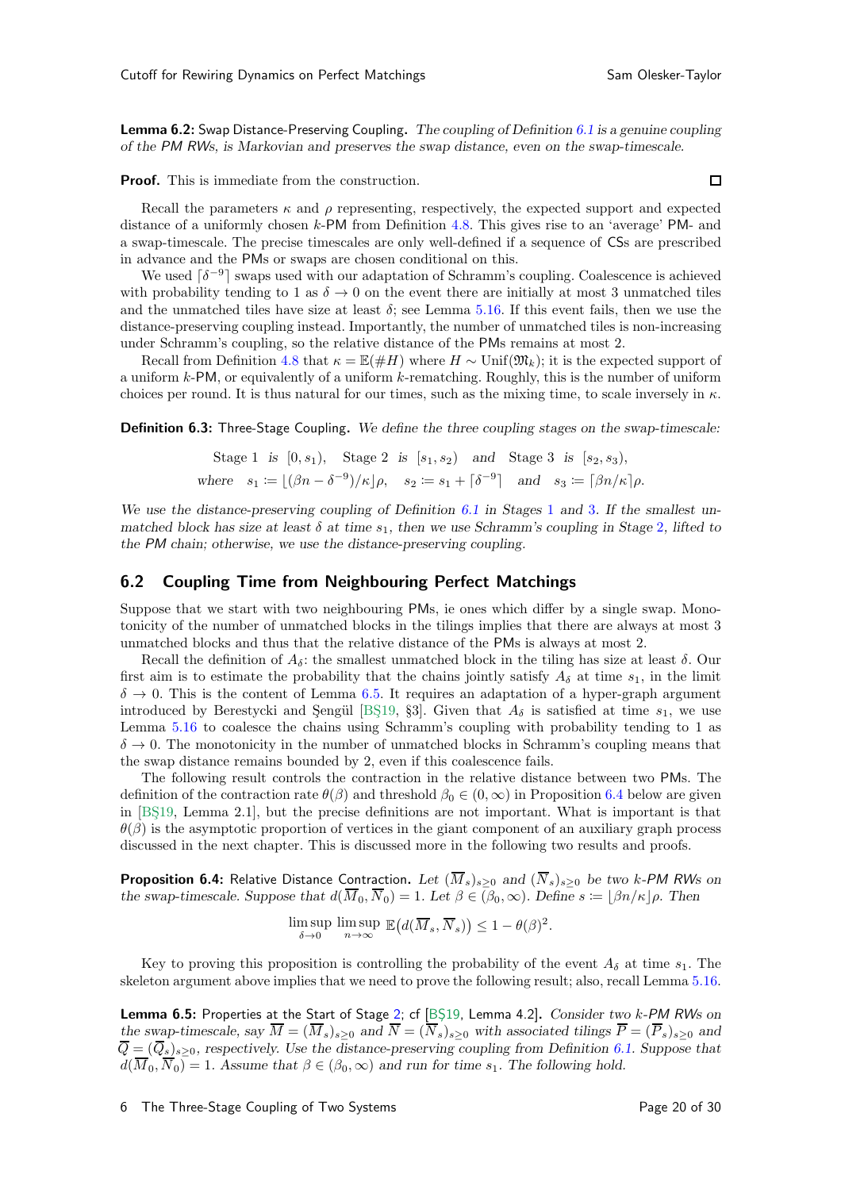**Lemma 6.2:** Swap Distance-Preserving Coupling. *The coupling of Definition 6.1 is a genuine coupling of the PM RWs, is Markovian and preserves the swap distance, even on the swap-timescale.*

**Proof.** This is immediate from the construction. ☐

Recall the parameters $\kappa$ and $\rho$ representing, respectively, the expected support and expected distance of a uniformly chosen $k$-PM from Definition 4.8. This gives rise to an 'average' PM- and a swap-timescale. The precise timescales are only well-defined if a sequence of CSs are prescribed in advance and the PMs or swaps are chosen conditional on this.

We used $\lceil \delta^{-9} \rceil$ swaps used with our adaptation of Schramm's coupling. Coalescence is achieved with probability tending to 1 as $\delta \to 0$ on the event there are initially at most 3 unmatched tiles and the unmatched tiles have size at least $\delta$; see Lemma 5.16. If this event fails, then we use the distance-preserving coupling instead. Importantly, the number of unmatched tiles is non-increasing under Schramm's coupling, so the relative distance of the PMs remains at most 2.

Recall from Definition 4.8 that $\kappa = \mathbb{E}(\#H)$ where $H \sim \mathrm{Unif}(\mathfrak{M}_k)$; it is the expected support of a uniform $k$-PM, or equivalently of a uniform $k$-rematching. Roughly, this is the number of uniform choices per round. It is thus natural for our times, such as the mixing time, to scale inversely in $\kappa$.

**Definition 6.3:** Three-Stage Coupling. *We define the three coupling stages on the swap-timescale:*

$$\text{Stage 1} \ \text{ is } \ [0, s_1), \quad \text{Stage 2} \ \text{ is } \ [s_1, s_2) \quad \text{and} \quad \text{Stage 3} \ \text{ is } \ [s_2, s_3),$$
$$\text{where} \quad s_1 := \lfloor (\beta n - \delta^{-9})/\kappa \rfloor \rho, \quad s_2 := s_1 + \lceil \delta^{-9} \rceil \quad \text{and} \quad s_3 := \lceil \beta n / \kappa \rceil \rho.$$

*We use the distance-preserving coupling of Definition 6.1 in Stages 1 and 3. If the smallest unmatched block has size at least $\delta$ at time $s_1$, then we use Schramm's coupling in Stage 2, lifted to the PM chain; otherwise, we use the distance-preserving coupling.*

## 6.2 Coupling Time from Neighbouring Perfect Matchings

Suppose that we start with two neighbouring PMs, ie ones which differ by a single swap. Monotonicity of the number of unmatched blocks in the tilings implies that there are always at most 3 unmatched blocks and thus that the relative distance of the PMs is always at most 2.

Recall the definition of $A_\delta$: the smallest unmatched block in the tiling has size at least $\delta$. Our first aim is to estimate the probability that the chains jointly satisfy $A_\delta$ at time $s_1$, in the limit $\delta \to 0$. This is the content of Lemma 6.5. It requires an adaptation of a hyper-graph argument introduced by Berestycki and Şengül [BŞ19, §3]. Given that $A_\delta$ is satisfied at time $s_1$, we use Lemma 5.16 to coalesce the chains using Schramm's coupling with probability tending to 1 as $\delta \to 0$. The monotonicity in the number of unmatched blocks in Schramm's coupling means that the swap distance remains bounded by 2, even if this coalescence fails.

The following result controls the contraction in the relative distance between two PMs. The definition of the contraction rate $\theta(\beta)$ and threshold $\beta_0 \in (0, \infty)$ in Proposition 6.4 below are given in [BŞ19, Lemma 2.1], but the precise definitions are not important. What is important is that $\theta(\beta)$ is the asymptotic proportion of vertices in the giant component of an auxiliary graph process discussed in the next chapter. This is discussed more in the following two results and proofs.

**Proposition 6.4:** Relative Distance Contraction. *Let $(\overline{M}_s)_{s \ge 0}$ and $(\overline{N}_s)_{s \ge 0}$ be two $k$-PM RWs on the swap-timescale. Suppose that $d(\overline{M}_0, \overline{N}_0) = 1$. Let $\beta \in (\beta_0, \infty)$. Define $s := \lfloor \beta n / \kappa \rfloor \rho$. Then*

$$\limsup_{\delta \to 0} \, \limsup_{n \to \infty} \, \mathbb{E}\big( d(\overline{M}_s, \overline{N}_s) \big) \le 1 - \theta(\beta)^2.$$

Key to proving this proposition is controlling the probability of the event $A_\delta$ at time $s_1$. The skeleton argument above implies that we need to prove the following result; also, recall Lemma 5.16.

**Lemma 6.5:** Properties at the Start of Stage 2; cf [BŞ19, Lemma 4.2]. *Consider two $k$-PM RWs on the swap-timescale, say $\overline{M} = (\overline{M}_s)_{s \ge 0}$ and $\overline{N} = (\overline{N}_s)_{s \ge 0}$ with associated tilings $\overline{P} = (\overline{P}_s)_{s \ge 0}$ and $\overline{Q} = (\overline{Q}_s)_{s \ge 0}$, respectively. Use the distance-preserving coupling from Definition 6.1. Suppose that $d(\overline{M}_0, \overline{N}_0) = 1$. Assume that $\beta \in (\beta_0, \infty)$ and run for time $s_1$. The following hold.*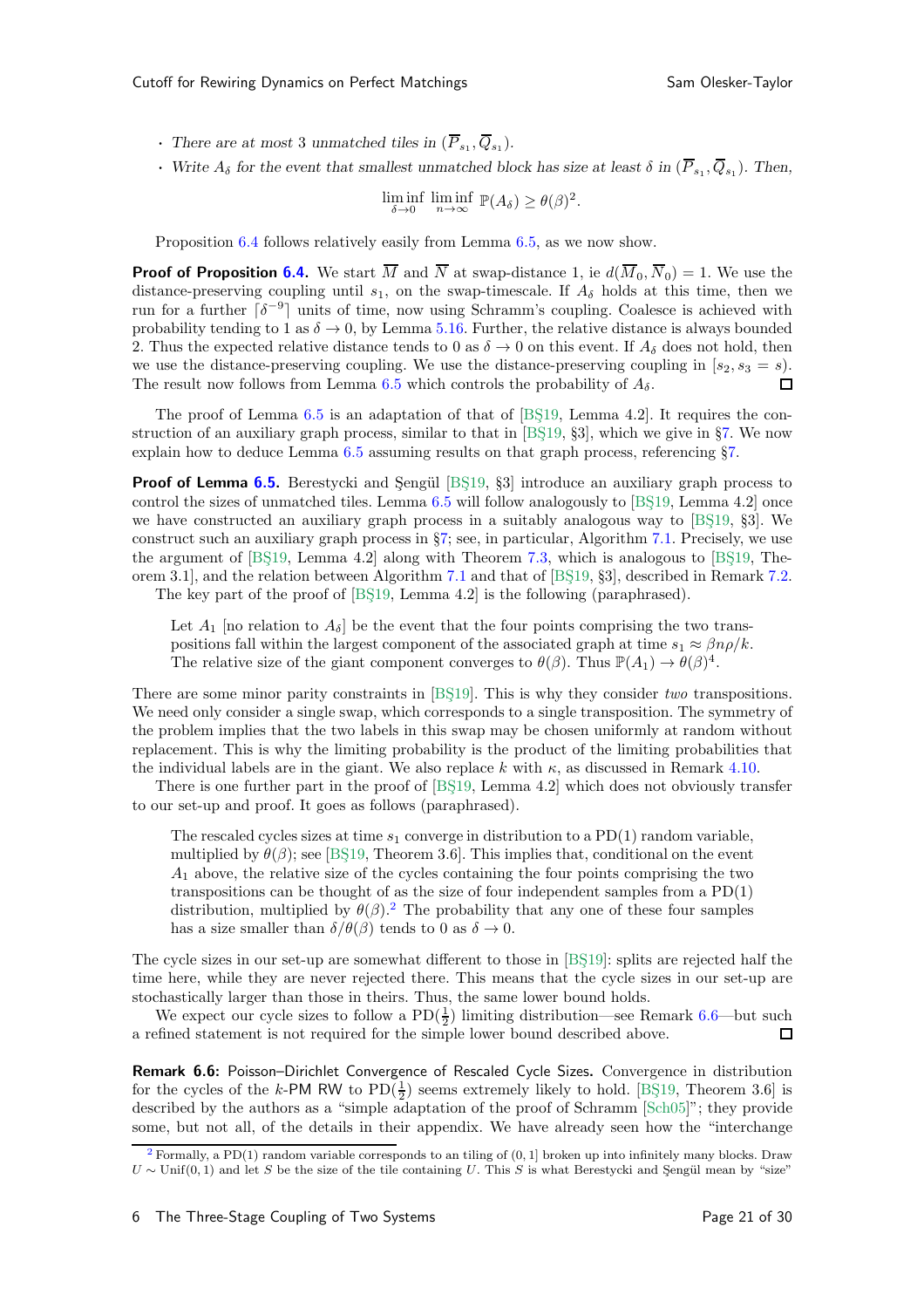- *There are at most 3 unmatched tiles in* $(\overline{P}_{s_1}, \overline{Q}_{s_1})$.
- *Write* $A_\delta$ *for the event that smallest unmatched block has size at least* $\delta$ *in* $(\overline{P}_{s_1}, \overline{Q}_{s_1})$. *Then,*

$$\liminf_{\delta \to 0} \liminf_{n\to\infty} \mathbb{P}(A_\delta) \ge \theta(\beta)^2.$$

Proposition 6.4 follows relatively easily from Lemma 6.5, as we now show.

**Proof of Proposition 6.4.** We start $\overline{M}$ and $\overline{N}$ at swap-distance 1, ie $d(\overline{M}_0, \overline{N}_0) = 1$. We use the distance-preserving coupling until $s_1$, on the swap-timescale. If $A_\delta$ holds at this time, then we run for a further $\lceil \delta^{-9} \rceil$ units of time, now using Schramm's coupling. Coalesce is achieved with probability tending to 1 as $\delta \to 0$, by Lemma 5.16. Further, the relative distance is always bounded 2. Thus the expected relative distance tends to 0 as $\delta \to 0$ on this event. If $A_\delta$ does not hold, then we use the distance-preserving coupling. We use the distance-preserving coupling in $[s_2, s_3 = s)$. The result now follows from Lemma 6.5 which controls the probability of $A_\delta$. ☐

The proof of Lemma 6.5 is an adaptation of that of [BŞ19, Lemma 4.2]. It requires the construction of an auxiliary graph process, similar to that in [BŞ19, §3], which we give in §7. We now explain how to deduce Lemma 6.5 assuming results on that graph process, referencing §7.

**Proof of Lemma 6.5.** Berestycki and Şengül [BŞ19, §3] introduce an auxiliary graph process to control the sizes of unmatched tiles. Lemma 6.5 will follow analogously to [BŞ19, Lemma 4.2] once we have constructed an auxiliary graph process in a suitably analogous way to [BŞ19, §3]. We construct such an auxiliary graph process in §7; see, in particular, Algorithm 7.1. Precisely, we use the argument of [BŞ19, Lemma 4.2] along with Theorem 7.3, which is analogous to [BŞ19, Theorem 3.1], and the relation between Algorithm 7.1 and that of [BŞ19, §3], described in Remark 7.2.

The key part of the proof of [BŞ19, Lemma 4.2] is the following (paraphrased).

> Let $A_1$ [no relation to $A_\delta$] be the event that the four points comprising the two transpositions fall within the largest component of the associated graph at time $s_1 \approx \beta n\rho/k$. The relative size of the giant component converges to $\theta(\beta)$. Thus $\mathbb{P}(A_1) \to \theta(\beta)^4$.

There are some minor parity constraints in [BŞ19]. This is why they consider *two* transpositions. We need only consider a single swap, which corresponds to a single transposition. The symmetry of the problem implies that the two labels in this swap may be chosen uniformly at random without replacement. This is why the limiting probability is the product of the limiting probabilities that the individual labels are in the giant. We also replace $k$ with $\kappa$, as discussed in Remark 4.10.

There is one further part in the proof of [BŞ19, Lemma 4.2] which does not obviously transfer to our set-up and proof. It goes as follows (paraphrased).

> The rescaled cycles sizes at time $s_1$ converge in distribution to a PD(1) random variable, multiplied by $\theta(\beta)$; see [BŞ19, Theorem 3.6]. This implies that, conditional on the event $A_1$ above, the relative size of the cycles containing the four points comprising the two transpositions can be thought of as the size of four independent samples from a PD(1) distribution, multiplied by $\theta(\beta)$.[2] The probability that any one of these four samples has a size smaller than $\delta/\theta(\beta)$ tends to 0 as $\delta \to 0$.

The cycle sizes in our set-up are somewhat different to those in [BŞ19]: splits are rejected half the time here, while they are never rejected there. This means that the cycle sizes in our set-up are stochastically larger than those in theirs. Thus, the same lower bound holds.

We expect our cycle sizes to follow a PD($\frac{1}{2}$) limiting distribution—see Remark 6.6—but such a refined statement is not required for the simple lower bound described above. ☐

**Remark 6.6:** Poisson–Dirichlet Convergence of Rescaled Cycle Sizes. Convergence in distribution for the cycles of the $k$-PM RW to PD($\frac{1}{2}$) seems extremely likely to hold. [BŞ19, Theorem 3.6] is described by the authors as a "simple adaptation of the proof of Schramm [Sch05]"; they provide some, but not all, of the details in their appendix. We have already seen how the "interchange

[2] Formally, a PD(1) random variable corresponds to an tiling of $(0, 1]$ broken up into infinitely many blocks. Draw $U \sim \mathrm{Unif}(0, 1)$ and let $S$ be the size of the tile containing $U$. This $S$ is what Berestycki and Şengül mean by "size"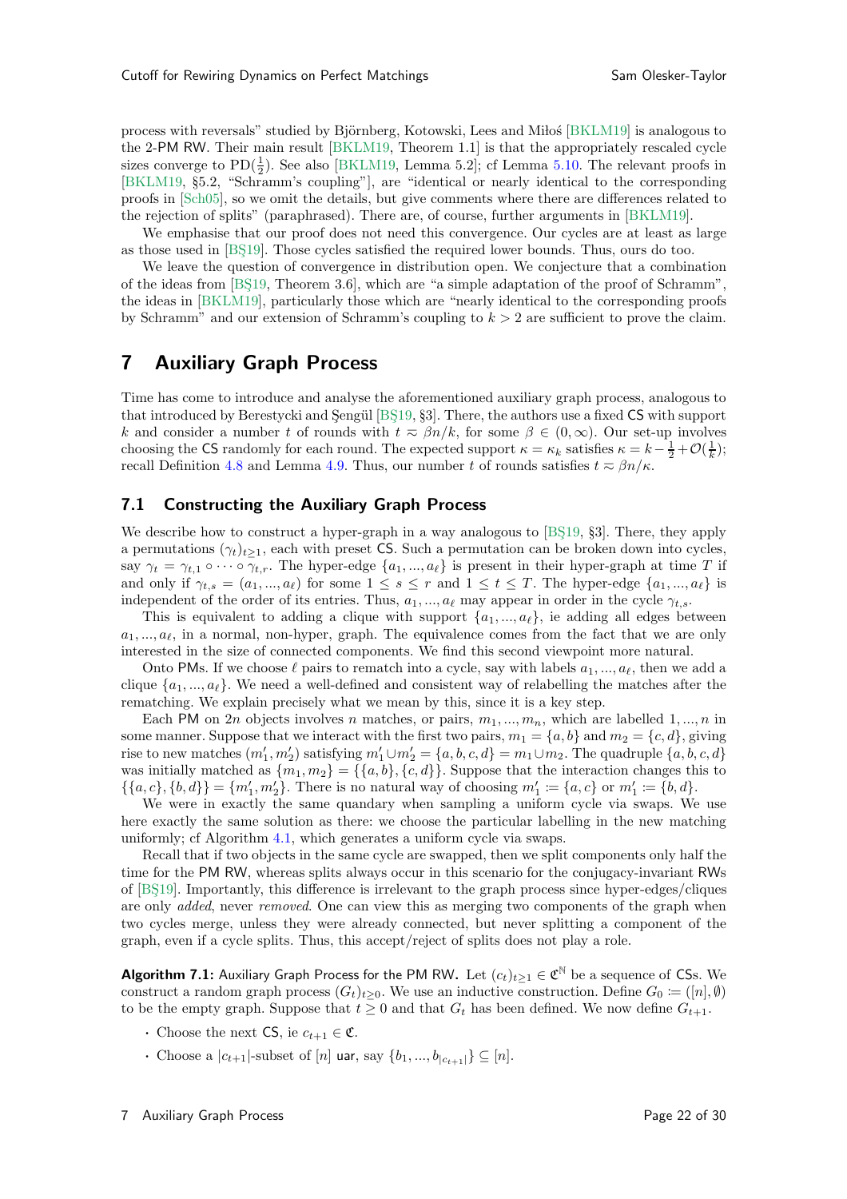process with reversals" studied by Björnberg, Kotowski, Lees and Miłoś [BKLM19] is analogous to the 2-PM RW. Their main result [BKLM19, Theorem 1.1] is that the appropriately rescaled cycle sizes converge to $\mathrm{PD}(\frac{1}{2})$. See also [BKLM19, Lemma 5.2]; cf Lemma 5.10. The relevant proofs in [BKLM19, §5.2, "Schramm's coupling"], are "identical or nearly identical to the corresponding proofs in [Sch05], so we omit the details, but give comments where there are differences related to the rejection of splits" (paraphrased). There are, of course, further arguments in [BKLM19].

We emphasise that our proof does not need this convergence. Our cycles are at least as large as those used in [BŞ19]. Those cycles satisfied the required lower bounds. Thus, ours do too.

We leave the question of convergence in distribution open. We conjecture that a combination of the ideas from [BŞ19, Theorem 3.6], which are "a simple adaptation of the proof of Schramm", the ideas in [BKLM19], particularly those which are "nearly identical to the corresponding proofs by Schramm" and our extension of Schramm's coupling to $k > 2$ are sufficient to prove the claim.

# 7 Auxiliary Graph Process

Time has come to introduce and analyse the aforementioned auxiliary graph process, analogous to that introduced by Berestycki and Şengül [BŞ19, §3]. There, the authors use a fixed CS with support $k$ and consider a number $t$ of rounds with $t \eqsim \beta n/k$, for some $\beta \in (0, \infty)$. Our set-up involves choosing the CS randomly for each round. The expected support $\kappa = \kappa_k$ satisfies $\kappa = k - \frac{1}{2} + \mathcal{O}(\frac{1}{k})$; recall Definition 4.8 and Lemma 4.9. Thus, our number $t$ of rounds satisfies $t \eqsim \beta n/\kappa$.

## 7.1 Constructing the Auxiliary Graph Process

We describe how to construct a hyper-graph in a way analogous to [BŞ19, §3]. There, they apply a permutations $(\gamma_t)_{t\geq 1}$, each with preset CS. Such a permutation can be broken down into cycles, say $\gamma_t = \gamma_{t,1} \circ \cdots \circ \gamma_{t,r}$. The hyper-edge $\{a_1, ..., a_\ell\}$ is present in their hyper-graph at time $T$ if and only if $\gamma_{t,s} = (a_1, ..., a_\ell)$ for some $1 \leq s \leq r$ and $1 \leq t \leq T$. The hyper-edge $\{a_1, ..., a_\ell\}$ is independent of the order of its entries. Thus, $a_1, ..., a_\ell$ may appear in order in the cycle $\gamma_{t,s}$.

This is equivalent to adding a clique with support $\{a_1, ..., a_\ell\}$, ie adding all edges between $a_1, ..., a_\ell$, in a normal, non-hyper, graph. The equivalence comes from the fact that we are only interested in the size of connected components. We find this second viewpoint more natural.

Onto PMs. If we choose $\ell$ pairs to rematch into a cycle, say with labels $a_1, ..., a_\ell$, then we add a clique $\{a_1, ..., a_\ell\}$. We need a well-defined and consistent way of relabelling the matches after the rematching. We explain precisely what we mean by this, since it is a key step.

Each PM on $2n$ objects involves $n$ matches, or pairs, $m_1, ..., m_n$, which are labelled $1, ..., n$ in some manner. Suppose that we interact with the first two pairs, $m_1 = \{a, b\}$ and $m_2 = \{c, d\}$, giving rise to new matches $(m_1', m_2')$ satisfying $m_1' \cup m_2' = \{a, b, c, d\} = m_1 \cup m_2$. The quadruple $\{a, b, c, d\}$ was initially matched as $\{m_1, m_2\} = \{\{a, b\}, \{c, d\}\}$. Suppose that the interaction changes this to $\{\{a, c\}, \{b, d\}\} = \{m_1', m_2'\}$. There is no natural way of choosing $m_1' := \{a, c\}$ or $m_1' := \{b, d\}$.

We were in exactly the same quandary when sampling a uniform cycle via swaps. We use here exactly the same solution as there: we choose the particular labelling in the new matching uniformly; cf Algorithm 4.1, which generates a uniform cycle via swaps.

Recall that if two objects in the same cycle are swapped, then we split components only half the time for the PM RW, whereas splits always occur in this scenario for the conjugacy-invariant RWs of [BŞ19]. Importantly, this difference is irrelevant to the graph process since hyper-edges/cliques are only *added*, never *removed*. One can view this as merging two components of the graph when two cycles merge, unless they were already connected, but never splitting a component of the graph, even if a cycle splits. Thus, this accept/reject of splits does not play a role.

**Algorithm 7.1:** Auxiliary Graph Process for the PM RW. Let $(c_t)_{t\geq 1} \in \mathfrak{C}^{\mathbb{N}}$ be a sequence of CSs. We construct a random graph process $(G_t)_{t\geq 0}$. We use an inductive construction. Define $G_0 := ([n], \emptyset)$ to be the empty graph. Suppose that $t \geq 0$ and that $G_t$ has been defined. We now define $G_{t+1}$.

- Choose the next CS, ie $c_{t+1} \in \mathfrak{C}$.
- Choose a $|c_{t+1}|$-subset of $[n]$ uar, say $\{b_1, ..., b_{|c_{t+1}|}\} \subseteq [n]$.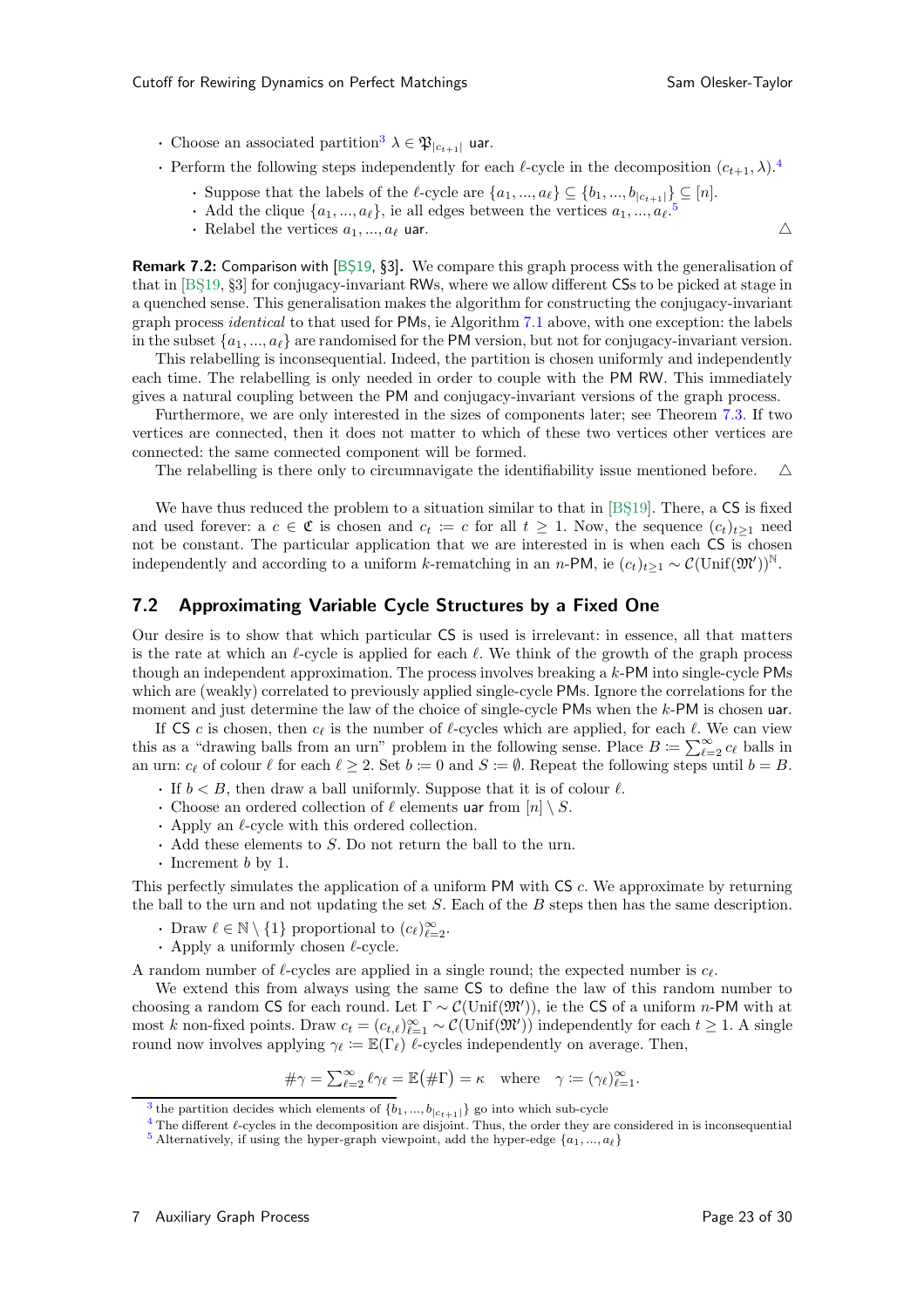- Choose an associated partition[3] $\lambda \in \mathfrak{P}_{|c_{t+1}|}$ uar.
- Perform the following steps independently for each $\ell$-cycle in the decomposition $(c_{t+1}, \lambda)$.[4]
  - Suppose that the labels of the $\ell$-cycle are $\{a_1, ..., a_\ell\} \subseteq \{b_1, ..., b_{|c_{t+1}|}\} \subseteq [n]$.
  - Add the clique $\{a_1, ..., a_\ell\}$, ie all edges between the vertices $a_1, ..., a_\ell$.[5]
  - Relabel the vertices $a_1, ..., a_\ell$ uar. △

**Remark 7.2:** Comparison with [BŞ19, §3]**.** We compare this graph process with the generalisation of that in [BŞ19, §3] for conjugacy-invariant RWs, where we allow different CSs to be picked at stage in a quenched sense. This generalisation makes the algorithm for constructing the conjugacy-invariant graph process *identical* to that used for PMs, ie Algorithm 7.1 above, with one exception: the labels in the subset $\{a_1, ..., a_\ell\}$ are randomised for the PM version, but not for conjugacy-invariant version.

This relabelling is inconsequential. Indeed, the partition is chosen uniformly and independently each time. The relabelling is only needed in order to couple with the PM RW. This immediately gives a natural coupling between the PM and conjugacy-invariant versions of the graph process.

Furthermore, we are only interested in the sizes of components later; see Theorem 7.3. If two vertices are connected, then it does not matter to which of these two vertices other vertices are connected: the same connected component will be formed.

The relabelling is there only to circumnavigate the identifiability issue mentioned before. △

We have thus reduced the problem to a situation similar to that in [BŞ19]. There, a CS is fixed and used forever: a $c \in \mathfrak{C}$ is chosen and $c_t := c$ for all $t \geq 1$. Now, the sequence $(c_t)_{t \geq 1}$ need not be constant. The particular application that we are interested in is when each CS is chosen independently and according to a uniform $k$-rematching in an $n$-PM, ie $(c_t)_{t \geq 1} \sim \mathcal{C}(\mathrm{Unif}(\mathfrak{M}'))^{\mathbb{N}}$.

## 7.2 Approximating Variable Cycle Structures by a Fixed One

Our desire is to show that which particular CS is used is irrelevant: in essence, all that matters is the rate at which an $\ell$-cycle is applied for each $\ell$. We think of the growth of the graph process though an independent approximation. The process involves breaking a $k$-PM into single-cycle PMs which are (weakly) correlated to previously applied single-cycle PMs. Ignore the correlations for the moment and just determine the law of the choice of single-cycle PMs when the $k$-PM is chosen uar.

If CS $c$ is chosen, then $c_\ell$ is the number of $\ell$-cycles which are applied, for each $\ell$. We can view this as a "drawing balls from an urn" problem in the following sense. Place $B := \sum_{\ell=2}^{\infty} c_\ell$ balls in an urn: $c_\ell$ of colour $\ell$ for each $\ell \geq 2$. Set $b := 0$ and $S := \emptyset$. Repeat the following steps until $b = B$.

- If $b < B$, then draw a ball uniformly. Suppose that it is of colour $\ell$.
- Choose an ordered collection of $\ell$ elements uar from $[n] \setminus S$.
- Apply an $\ell$-cycle with this ordered collection.
- Add these elements to $S$. Do not return the ball to the urn.
- Increment $b$ by 1.

This perfectly simulates the application of a uniform PM with CS $c$. We approximate by returning the ball to the urn and not updating the set $S$. Each of the $B$ steps then has the same description.

- Draw $\ell \in \mathbb{N} \setminus \{1\}$ proportional to $(c_\ell)_{\ell=2}^{\infty}$.
- Apply a uniformly chosen $\ell$-cycle.

A random number of $\ell$-cycles are applied in a single round; the expected number is $c_\ell$.

We extend this from always using the same CS to define the law of this random number to choosing a random CS for each round. Let $\Gamma \sim \mathcal{C}(\mathrm{Unif}(\mathfrak{M}'))$, ie the CS of a uniform $n$-PM with at most $k$ non-fixed points. Draw $c_t = (c_{t,\ell})_{\ell=1}^{\infty} \sim \mathcal{C}(\mathrm{Unif}(\mathfrak{M}'))$ independently for each $t \geq 1$. A single round now involves applying $\gamma_\ell := \mathbb{E}(\Gamma_\ell)$ $\ell$-cycles independently on average. Then,

$$\#\gamma = \textstyle\sum_{\ell=2}^{\infty} \ell \gamma_\ell = \mathbb{E}\big(\#\Gamma\big) = \kappa \quad \text{where} \quad \gamma := (\gamma_\ell)_{\ell=1}^{\infty}.$$

[3] the partition decides which elements of $\{b_1, ..., b_{|c_{t+1}|}\}$ go into which sub-cycle

[4] The different $\ell$-cycles in the decomposition are disjoint. Thus, the order they are considered in is inconsequential

[5] Alternatively, if using the hyper-graph viewpoint, add the hyper-edge $\{a_1, ..., a_\ell\}$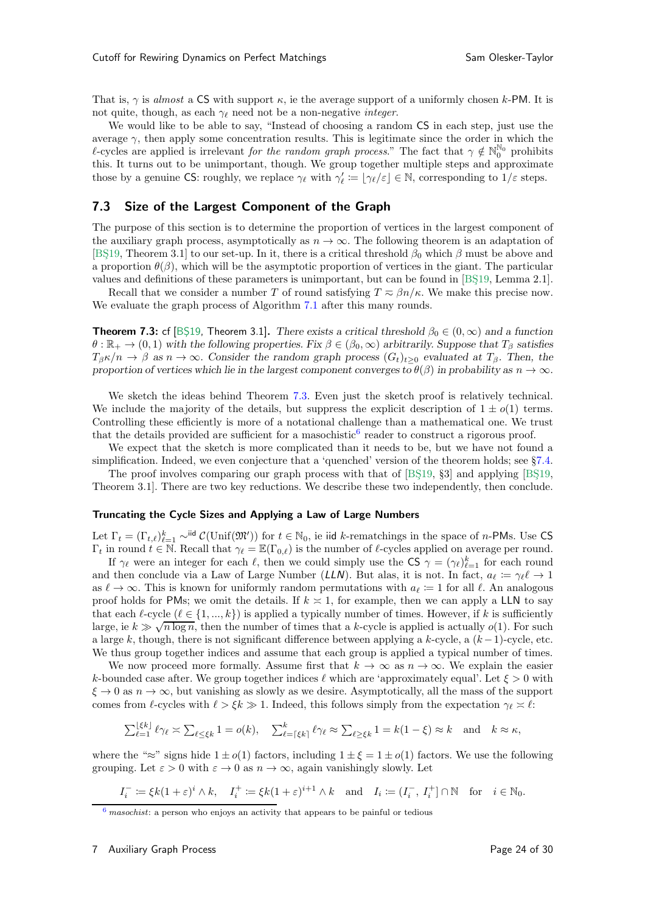That is, $\gamma$ is *almost* a CS with support $\kappa$, ie the average support of a uniformly chosen $k$-PM. It is not quite, though, as each $\gamma_\ell$ need not be a non-negative *integer*.

We would like to be able to say, "Instead of choosing a random CS in each step, just use the average $\gamma$, then apply some concentration results. This is legitimate since the order in which the $\ell$-cycles are applied is irrelevant *for the random graph process*." The fact that $\gamma \notin \mathbb{N}_0^{\mathbb{N}_0}$ prohibits this. It turns out to be unimportant, though. We group together multiple steps and approximate those by a genuine CS: roughly, we replace $\gamma_\ell$ with $\gamma'_\ell := \lfloor \gamma_\ell/\varepsilon \rfloor \in \mathbb{N}$, corresponding to $1/\varepsilon$ steps.

## 7.3 Size of the Largest Component of the Graph

The purpose of this section is to determine the proportion of vertices in the largest component of the auxiliary graph process, asymptotically as $n \to \infty$. The following theorem is an adaptation of [BŞ19, Theorem 3.1] to our set-up. In it, there is a critical threshold $\beta_0$ which $\beta$ must be above and a proportion $\theta(\beta)$, which will be the asymptotic proportion of vertices in the giant. The particular values and definitions of these parameters is unimportant, but can be found in [BŞ19, Lemma 2.1].

Recall that we consider a number $T$ of round satisfying $T \approx \beta n/\kappa$. We make this precise now. We evaluate the graph process of Algorithm 7.1 after this many rounds.

**Theorem 7.3:** cf [BŞ19, Theorem 3.1]. *There exists a critical threshold $\beta_0 \in (0, \infty)$ and a function $\theta : \mathbb{R}_+ \to (0, 1)$ with the following properties. Fix $\beta \in (\beta_0, \infty)$ arbitrarily. Suppose that $T_\beta$ satisfies $T_\beta \kappa/n \to \beta$ as $n \to \infty$. Consider the random graph process $(G_t)_{t \ge 0}$ evaluated at $T_\beta$. Then, the proportion of vertices which lie in the largest component converges to $\theta(\beta)$ in probability as $n \to \infty$.*

We sketch the ideas behind Theorem 7.3. Even just the sketch proof is relatively technical. We include the majority of the details, but suppress the explicit description of $1 \pm o(1)$ terms. Controlling these efficiently is more of a notational challenge than a mathematical one. We trust that the details provided are sufficient for a masochistic[6] reader to construct a rigorous proof.

We expect that the sketch is more complicated than it needs to be, but we have not found a simplification. Indeed, we even conjecture that a 'quenched' version of the theorem holds; see §7.4.

The proof involves comparing our graph process with that of [BŞ19, §3] and applying [BŞ19, Theorem 3.1]. There are two key reductions. We describe these two independently, then conclude.

#### Truncating the Cycle Sizes and Applying a Law of Large Numbers

Let $\Gamma_t = (\Gamma_{t,\ell})_{\ell=1}^k \sim^{\text{iid}} \mathcal{C}(\text{Unif}(\mathfrak{M}'))$ for $t \in \mathbb{N}_0$, ie iid $k$-rematchings in the space of $n$-PMs. Use CS $\Gamma_t$ in round $t \in \mathbb{N}$. Recall that $\gamma_\ell = \mathbb{E}(\Gamma_{0,\ell})$ is the number of $\ell$-cycles applied on average per round.

If $\gamma_\ell$ were an integer for each $\ell$, then we could simply use the CS $\gamma = (\gamma_\ell)_{\ell=1}^k$ for each round and then conclude via a Law of Large Number (*LLN*). But alas, it is not. In fact, $a_\ell := \gamma_\ell \ell \to 1$ as $\ell \to \infty$. This is known for uniformly random permutations with $a_\ell := 1$ for all $\ell$. An analogous proof holds for PMs; we omit the details. If $k \asymp 1$, for example, then we can apply a LLN to say that each $\ell$-cycle ($\ell \in \{1, ..., k\}$) is applied a typically number of times. However, if $k$ is sufficiently large, ie $k \gg \sqrt{n \log n}$, then the number of times that a $k$-cycle is applied is actually $o(1)$. For such a large $k$, though, there is not significant difference between applying a $k$-cycle, a $(k-1)$-cycle, etc. We thus group together indices and assume that each group is applied a typical number of times.

We now proceed more formally. Assume first that $k \to \infty$ as $n \to \infty$. We explain the easier $k$-bounded case after. We group together indices $\ell$ which are 'approximately equal'. Let $\xi > 0$ with $\xi \to 0$ as $n \to \infty$, but vanishing as slowly as we desire. Asymptotically, all the mass of the support comes from $\ell$-cycles with $\ell > \xi k \gg 1$. Indeed, this follows simply from the expectation $\gamma_\ell \asymp \ell$:

$$\textstyle\sum_{\ell=1}^{\lfloor \xi k \rfloor} \ell \gamma_\ell \asymp \sum_{\ell \le \xi k} 1 = o(k), \quad \sum_{\ell=\lceil \xi k \rceil}^{k} \ell \gamma_\ell \approx \sum_{\ell \ge \xi k} 1 = k(1-\xi) \approx k \quad \text{and} \quad k \approx \kappa,$$

where the "$\approx$" signs hide $1 \pm o(1)$ factors, including $1 \pm \xi = 1 \pm o(1)$ factors. We use the following grouping. Let $\varepsilon > 0$ with $\varepsilon \to 0$ as $n \to \infty$, again vanishingly slowly. Let

$$I_i^- := \xi k (1+\varepsilon)^i \wedge k, \quad I_i^+ := \xi k (1+\varepsilon)^{i+1} \wedge k \quad \text{and} \quad I_i := (I_i^-, I_i^+] \cap \mathbb{N} \quad \text{for} \quad i \in \mathbb{N}_0.$$

[6] *masochist*: a person who enjoys an activity that appears to be painful or tedious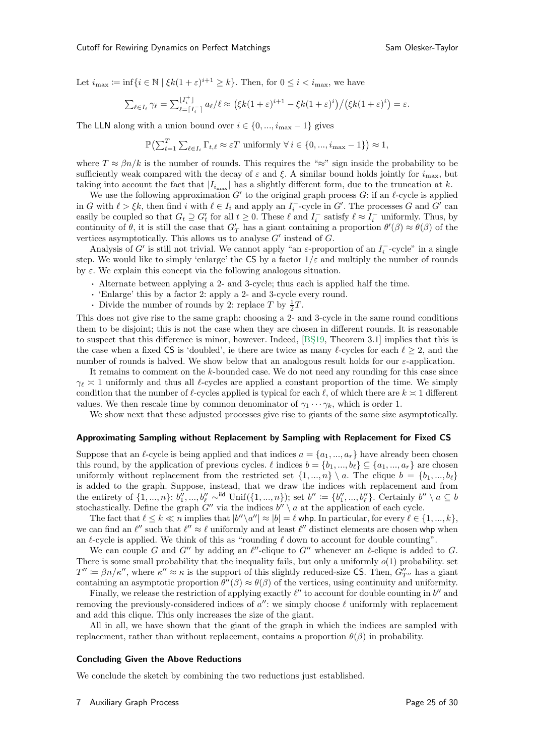Let $i_{\max} \coloneqq \inf\{i \in \mathbb{N} \mid \xi k(1+\varepsilon)^{i+1} \ge k\}$. Then, for $0 \le i < i_{\max}$, we have

$$\textstyle\sum_{\ell \in I_i} \gamma_\ell = \sum_{\ell = \lceil I_i^- \rceil}^{\lfloor I_i^+ \rfloor} a_\ell/\ell \approx \big(\xi k(1+\varepsilon)^{i+1} - \xi k(1+\varepsilon)^i\big) / \big(\xi k(1+\varepsilon)^i\big) = \varepsilon.$$

The LLN along with a union bound over $i \in \{0, ..., i_{\max}-1\}$ gives

$$\mathbb{P}\big(\textstyle\sum_{t=1}^T \sum_{\ell \in I_i} \Gamma_{t,\ell} \approx \varepsilon T \text{ uniformly } \forall\, i \in \{0, ..., i_{\max}-1\}\big) \approx 1,$$

where $T \approx \beta n/k$ is the number of rounds. This requires the "$\approx$" sign inside the probability to be sufficiently weak compared with the decay of $\varepsilon$ and $\xi$. A similar bound holds jointly for $i_{\max}$, but taking into account the fact that $|I_{i_{\max}}|$ has a slightly different form, due to the truncation at $k$.

We use the following approximation $G'$ to the original graph process $G$: if an $\ell$-cycle is applied in $G$ with $\ell > \xi k$, then find $i$ with $\ell \in I_i$ and apply an $I_i^-$-cycle in $G'$. The processes $G$ and $G'$ can easily be coupled so that $G_t \supseteq G'_t$ for all $t \ge 0$. These $\ell$ and $I_i^-$ satisfy $\ell \approx I_i^-$ uniformly. Thus, by continuity of $\theta$, it is still the case that $G'_T$ has a giant containing a proportion $\theta'(\beta) \approx \theta(\beta)$ of the vertices asymptotically. This allows us to analyse $G'$ instead of $G$.

Analysis of $G'$ is still not trivial. We cannot apply "an $\varepsilon$-proportion of an $I_i^-$-cycle" in a single step. We would like to simply 'enlarge' the CS by a factor $1/\varepsilon$ and multiply the number of rounds by $\varepsilon$. We explain this concept via the following analogous situation.

- Alternate between applying a 2- and 3-cycle; thus each is applied half the time.
- 'Enlarge' this by a factor 2: apply a 2- and 3-cycle every round.
- Divide the number of rounds by 2: replace $T$ by $\frac{1}{2}T$.

This does not give rise to the same graph: choosing a 2- and 3-cycle in the same round conditions them to be disjoint; this is not the case when they are chosen in different rounds. It is reasonable to suspect that this difference is minor, however. Indeed, [BŞ19, Theorem 3.1] implies that this is the case when a fixed CS is 'doubled', ie there are twice as many $\ell$-cycles for each $\ell \ge 2$, and the number of rounds is halved. We show below that an analogous result holds for our $\varepsilon$-application.

It remains to comment on the $k$-bounded case. We do not need any rounding for this case since $\gamma_\ell \asymp 1$ uniformly and thus all $\ell$-cycles are applied a constant proportion of the time. We simply condition that the number of $\ell$-cycles applied is typical for each $\ell$, of which there are $k \asymp 1$ different values. We then rescale time by common denominator of $\gamma_1 \cdots \gamma_k$, which is order 1.

We show next that these adjusted processes give rise to giants of the same size asymptotically.

#### Approximating Sampling without Replacement by Sampling with Replacement for Fixed CS

Suppose that an $\ell$-cycle is being applied and that indices $a = \{a_1, ..., a_r\}$ have already been chosen this round, by the application of previous cycles. $\ell$ indices $b = \{b_1, ..., b_\ell\} \subseteq \{a_1, ..., a_r\}$ are chosen uniformly without replacement from the restricted set $\{1, ..., n\} \setminus a$. The clique $b = \{b_1, ..., b_\ell\}$ is added to the graph. Suppose, instead, that we draw the indices with replacement and from the entirety of $\{1, ..., n\}$: $b''_1, ..., b''_\ell \sim^{\text{iid}} \text{Unif}(\{1, ..., n\})$; set $b'' \coloneqq \{b''_1, ..., b''_\ell\}$. Certainly $b'' \setminus a \subseteq b$ stochastically. Define the graph $G''$ via the indices $b'' \setminus a$ at the application of each cycle.

The fact that $\ell \le k \ll n$ implies that $|b'' \setminus a''| \approx |b| = \ell$ whp. In particular, for every $\ell \in \{1, ..., k\}$, we can find an $\ell''$ such that $\ell'' \approx \ell$ uniformly and at least $\ell''$ distinct elements are chosen whp when an $\ell$-cycle is applied. We think of this as "rounding $\ell$ down to account for double counting".

We can couple $G$ and $G''$ by adding an $\ell''$-clique to $G''$ whenever an $\ell$-clique is added to $G$. There is some small probability that the inequality fails, but only a uniformly $o(1)$ probability. set $T'' \coloneqq \beta n/\kappa''$, where $\kappa'' \approx \kappa$ is the support of this slightly reduced-size CS. Then, $G''_{T''}$ has a giant containing an asymptotic proportion $\theta''(\beta) \approx \theta(\beta)$ of the vertices, using continuity and uniformity.

Finally, we release the restriction of applying exactly $\ell''$ to account for double counting in $b''$ and removing the previously-considered indices of $a''$: we simply choose $\ell$ uniformly with replacement and add this clique. This only increases the size of the giant.

All in all, we have shown that the giant of the graph in which the indices are sampled with replacement, rather than without replacement, contains a proportion $\theta(\beta)$ in probability.

#### Concluding Given the Above Reductions

We conclude the sketch by combining the two reductions just established.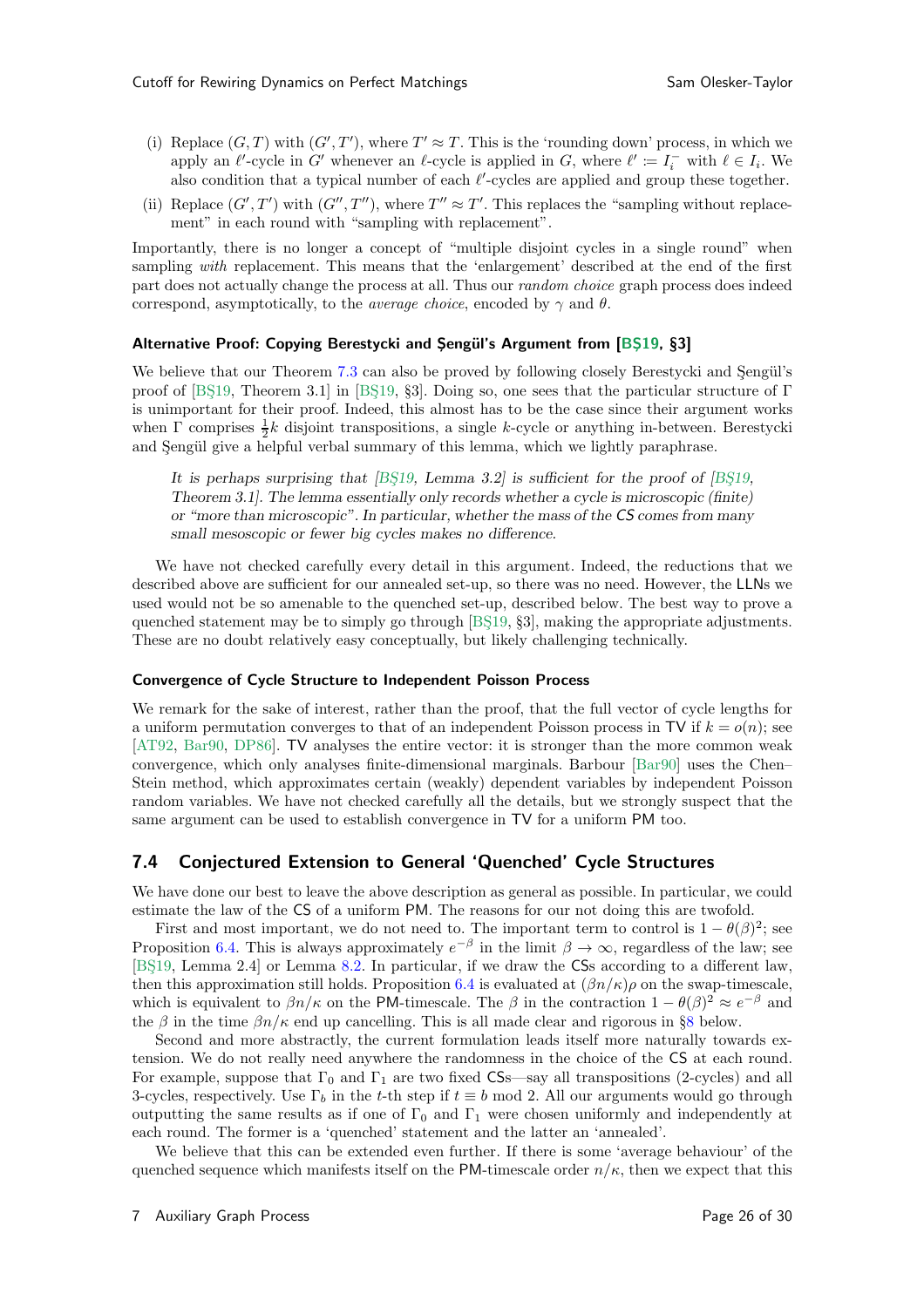(i) Replace $(G, T)$ with $(G', T')$, where $T' \approx T$. This is the 'rounding down' process, in which we apply an $\ell'$-cycle in $G'$ whenever an $\ell$-cycle is applied in $G$, where $\ell' := I_i^-$ with $\ell \in I_i$. We also condition that a typical number of each $\ell'$-cycles are applied and group these together.

(ii) Replace $(G', T')$ with $(G'', T'')$, where $T'' \approx T'$. This replaces the "sampling without replacement" in each round with "sampling with replacement".

Importantly, there is no longer a concept of "multiple disjoint cycles in a single round" when sampling *with* replacement. This means that the 'enlargement' described at the end of the first part does not actually change the process at all. Thus our *random choice* graph process does indeed correspond, asymptotically, to the *average choice*, encoded by $\gamma$ and $\theta$.

#### Alternative Proof: Copying Berestycki and Şengül's Argument from [BŞ19, §3]

We believe that our Theorem 7.3 can also be proved by following closely Berestycki and Şengül's proof of [BŞ19, Theorem 3.1] in [BŞ19, §3]. Doing so, one sees that the particular structure of $\Gamma$ is unimportant for their proof. Indeed, this almost has to be the case since their argument works when $\Gamma$ comprises $\frac{1}{2}k$ disjoint transpositions, a single $k$-cycle or anything in-between. Berestycki and Şengül give a helpful verbal summary of this lemma, which we lightly paraphrase.

> *It is perhaps surprising that [BŞ19, Lemma 3.2] is sufficient for the proof of [BŞ19, Theorem 3.1]. The lemma essentially only records whether a cycle is microscopic (finite) or "more than microscopic". In particular, whether the mass of the CS comes from many small mesoscopic or fewer big cycles makes no difference.*

We have not checked carefully every detail in this argument. Indeed, the reductions that we described above are sufficient for our annealed set-up, so there was no need. However, the LLNs we used would not be so amenable to the quenched set-up, described below. The best way to prove a quenched statement may be to simply go through [BŞ19, §3], making the appropriate adjustments. These are no doubt relatively easy conceptually, but likely challenging technically.

#### Convergence of Cycle Structure to Independent Poisson Process

We remark for the sake of interest, rather than the proof, that the full vector of cycle lengths for a uniform permutation converges to that of an independent Poisson process in TV if $k = o(n)$; see [AT92, Bar90, DP86]. TV analyses the entire vector: it is stronger than the more common weak convergence, which only analyses finite-dimensional marginals. Barbour [Bar90] uses the Chen–Stein method, which approximates certain (weakly) dependent variables by independent Poisson random variables. We have not checked carefully all the details, but we strongly suspect that the same argument can be used to establish convergence in TV for a uniform PM too.

### 7.4 Conjectured Extension to General 'Quenched' Cycle Structures

We have done our best to leave the above description as general as possible. In particular, we could estimate the law of the CS of a uniform PM. The reasons for our not doing this are twofold.

First and most important, we do not need to. The important term to control is $1 - \theta(\beta)^2$; see Proposition 6.4. This is always approximately $e^{-\beta}$ in the limit $\beta \to \infty$, regardless of the law; see [BŞ19, Lemma 2.4] or Lemma 8.2. In particular, if we draw the CSs according to a different law, then this approximation still holds. Proposition 6.4 is evaluated at $(\beta n/\kappa)\rho$ on the swap-timescale, which is equivalent to $\beta n/\kappa$ on the PM-timescale. The $\beta$ in the contraction $1 - \theta(\beta)^2 \approx e^{-\beta}$ and the $\beta$ in the time $\beta n/\kappa$ end up cancelling. This is all made clear and rigorous in §8 below.

Second and more abstractly, the current formulation leads itself more naturally towards extension. We do not really need anywhere the randomness in the choice of the CS at each round. For example, suppose that $\Gamma_0$ and $\Gamma_1$ are two fixed CSs—say all transpositions (2-cycles) and all 3-cycles, respectively. Use $\Gamma_b$ in the $t$-th step if $t \equiv b \bmod 2$. All our arguments would go through outputting the same results as if one of $\Gamma_0$ and $\Gamma_1$ were chosen uniformly and independently at each round. The former is a 'quenched' statement and the latter an 'annealed'.

We believe that this can be extended even further. If there is some 'average behaviour' of the quenched sequence which manifests itself on the PM-timescale order $n/\kappa$, then we expect that this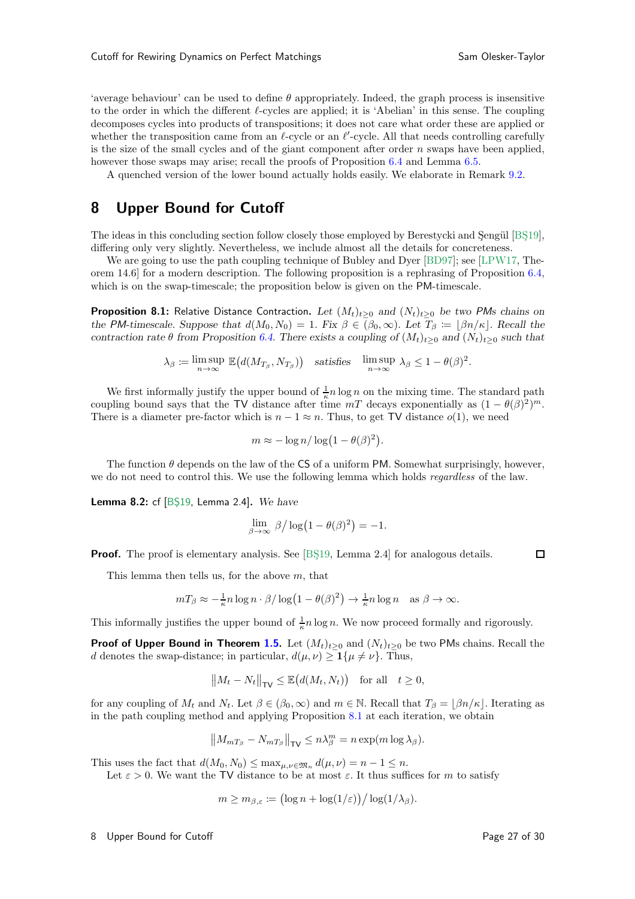'average behaviour' can be used to define $\theta$ appropriately. Indeed, the graph process is insensitive to the order in which the different $\ell$-cycles are applied; it is 'Abelian' in this sense. The coupling decomposes cycles into products of transpositions; it does not care what order these are applied or whether the transposition came from an $\ell$-cycle or an $\ell'$-cycle. All that needs controlling carefully is the size of the small cycles and of the giant component after order $n$ swaps have been applied, however those swaps may arise; recall the proofs of Proposition 6.4 and Lemma 6.5.

A quenched version of the lower bound actually holds easily. We elaborate in Remark 9.2.

# 8 Upper Bound for Cutoff

The ideas in this concluding section follow closely those employed by Berestycki and Şengül [BŞ19], differing only very slightly. Nevertheless, we include almost all the details for concreteness.

We are going to use the path coupling technique of Bubley and Dyer [BD97]; see [LPW17, Theorem 14.6] for a modern description. The following proposition is a rephrasing of Proposition 6.4, which is on the swap-timescale; the proposition below is given on the PM-timescale.

**Proposition 8.1:** Relative Distance Contraction. *Let $(M_t)_{t\ge0}$ and $(N_t)_{t\ge0}$ be two PMs chains on the PM-timescale. Suppose that $d(M_0, N_0) = 1$. Fix $\beta \in (\beta_0, \infty)$. Let $T_\beta := \lfloor \beta n/\kappa \rfloor$. Recall the contraction rate $\theta$ from Proposition 6.4. There exists a coupling of $(M_t)_{t\ge0}$ and $(N_t)_{t\ge0}$ such that*

$$\lambda_\beta := \limsup_{n\to\infty} \mathbb{E}\big(d(M_{T_\beta}, N_{T_\beta})\big) \quad \text{satisfies} \quad \limsup_{n\to\infty} \lambda_\beta \le 1 - \theta(\beta)^2.$$

We first informally justify the upper bound of $\frac{1}{\kappa} n \log n$ on the mixing time. The standard path coupling bound says that the TV distance after time $mT$ decays exponentially as $(1-\theta(\beta)^2)^m$. There is a diameter pre-factor which is $n - 1 \approx n$. Thus, to get TV distance $o(1)$, we need

$$m \approx -\log n / \log\big(1 - \theta(\beta)^2\big).$$

The function $\theta$ depends on the law of the CS of a uniform PM. Somewhat surprisingly, however, we do not need to control this. We use the following lemma which holds *regardless* of the law.

**Lemma 8.2:** cf [BŞ19, Lemma 2.4]. *We have*

$$\lim_{\beta\to\infty} \beta / \log\big(1 - \theta(\beta)^2\big) = -1.$$

**Proof.** The proof is elementary analysis. See [BŞ19, Lemma 2.4] for analogous details. □

This lemma then tells us, for the above $m$, that

$$mT_\beta \approx -\tfrac{1}{\kappa} n \log n \cdot \beta / \log\big(1 - \theta(\beta)^2\big) \to \tfrac{1}{\kappa} n \log n \quad \text{as } \beta \to \infty.$$

This informally justifies the upper bound of $\frac{1}{\kappa} n \log n$. We now proceed formally and rigorously.

**Proof of Upper Bound in Theorem 1.5.** Let $(M_t)_{t\ge0}$ and $(N_t)_{t\ge0}$ be two PMs chains. Recall the $d$ denotes the swap-distance; in particular, $d(\mu, \nu) \ge \mathbf{1}\{\mu \ne \nu\}$. Thus,

$$\big\| M_t - N_t \big\|_{\mathsf{TV}} \le \mathbb{E}\big(d(M_t, N_t)\big) \quad \text{for all} \quad t \ge 0,$$

for any coupling of $M_t$ and $N_t$. Let $\beta \in (\beta_0, \infty)$ and $m \in \mathbb{N}$. Recall that $T_\beta = \lfloor \beta n/\kappa \rfloor$. Iterating as in the path coupling method and applying Proposition 8.1 at each iteration, we obtain

$$\big\| M_{mT_\beta} - N_{mT_\beta} \big\|_{\mathsf{TV}} \le n \lambda_\beta^m = n \exp(m \log \lambda_\beta).$$

This uses the fact that $d(M_0, N_0) \le \max_{\mu,\nu\in\mathfrak{M}_n} d(\mu, \nu) = n - 1 \le n$.

Let $\varepsilon > 0$. We want the TV distance to be at most $\varepsilon$. It thus suffices for $m$ to satisfy

$$m \ge m_{\beta,\varepsilon} := \big(\log n + \log(1/\varepsilon)\big) / \log(1/\lambda_\beta).$$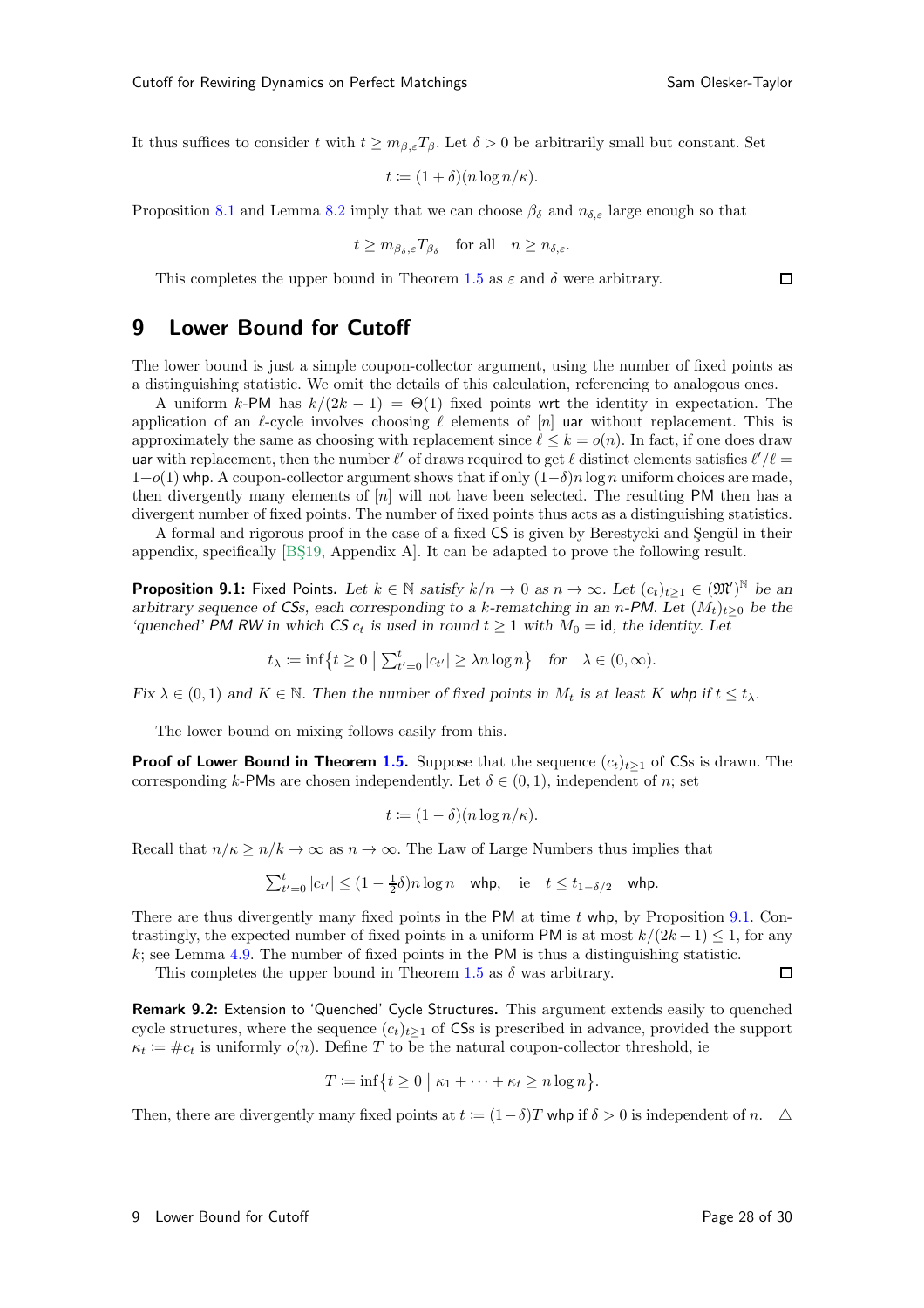It thus suffices to consider $t$ with $t \ge m_{\beta,\varepsilon} T_\beta$. Let $\delta > 0$ be arbitrarily small but constant. Set

$$t := (1+\delta)(n \log n / \kappa).$$

Proposition 8.1 and Lemma 8.2 imply that we can choose $\beta_\delta$ and $n_{\delta,\varepsilon}$ large enough so that

$$t \ge m_{\beta_\delta,\varepsilon} T_{\beta_\delta} \quad \text{for all} \quad n \ge n_{\delta,\varepsilon}.$$

This completes the upper bound in Theorem 1.5 as $\varepsilon$ and $\delta$ were arbitrary. □

# 9 Lower Bound for Cutoff

The lower bound is just a simple coupon-collector argument, using the number of fixed points as a distinguishing statistic. We omit the details of this calculation, referencing to analogous ones.

A uniform $k$-PM has $k/(2k-1) = \Theta(1)$ fixed points wrt the identity in expectation. The application of an $\ell$-cycle involves choosing $\ell$ elements of $[n]$ uar without replacement. This is approximately the same as choosing with replacement since $\ell \le k = o(n)$. In fact, if one does draw uar with replacement, then the number $\ell'$ of draws required to get $\ell$ distinct elements satisfies $\ell'/\ell = 1+o(1)$ whp. A coupon-collector argument shows that if only $(1-\delta)n \log n$ uniform choices are made, then divergently many elements of $[n]$ will not have been selected. The resulting PM then has a divergent number of fixed points. The number of fixed points thus acts as a distinguishing statistics.

A formal and rigorous proof in the case of a fixed CS is given by Berestycki and Şengül in their appendix, specifically [BŞ19, Appendix A]. It can be adapted to prove the following result.

**Proposition 9.1:** Fixed Points. *Let $k \in \mathbb{N}$ satisfy $k/n \to 0$ as $n \to \infty$. Let $(c_t)_{t \ge 1} \in (\mathfrak{M}')^{\mathbb{N}}$ be an arbitrary sequence of CSs, each corresponding to a $k$-rematching in an $n$-PM. Let $(M_t)_{t\ge 0}$ be the 'quenched' PM RW in which CS $c_t$ is used in round $t \ge 1$ with $M_0 = \mathrm{id}$, the identity. Let*

$$t_\lambda := \inf\bigl\{ t \ge 0 \bigm| \textstyle\sum_{t'=0}^{t} |c_{t'}| \ge \lambda n \log n \bigr\} \quad \text{for} \quad \lambda \in (0,\infty).$$

*Fix $\lambda \in (0,1)$ and $K \in \mathbb{N}$. Then the number of fixed points in $M_t$ is at least $K$ whp if $t \le t_\lambda$.*

The lower bound on mixing follows easily from this.

**Proof of Lower Bound in Theorem 1.5.** Suppose that the sequence $(c_t)_{t\ge1}$ of CSs is drawn. The corresponding $k$-PMs are chosen independently. Let $\delta \in (0,1)$, independent of $n$; set

$$t := (1-\delta)(n \log n / \kappa).$$

Recall that $n/\kappa \ge n/k \to \infty$ as $n \to \infty$. The Law of Large Numbers thus implies that

$$\textstyle\sum_{t'=0}^{t} |c_{t'}| \le (1 - \tfrac{1}{2}\delta) n \log n \quad \text{whp}, \quad \text{ie} \quad t \le t_{1-\delta/2} \quad \text{whp}.$$

There are thus divergently many fixed points in the PM at time $t$ whp, by Proposition 9.1. Contrastingly, the expected number of fixed points in a uniform PM is at most $k/(2k-1) \le 1$, for any $k$; see Lemma 4.9. The number of fixed points in the PM is thus a distinguishing statistic.

This completes the upper bound in Theorem 1.5 as $\delta$ was arbitrary. □

**Remark 9.2:** Extension to 'Quenched' Cycle Structures. This argument extends easily to quenched cycle structures, where the sequence $(c_t)_{t\ge1}$ of CSs is prescribed in advance, provided the support $\kappa_t := \# c_t$ is uniformly $o(n)$. Define $T$ to be the natural coupon-collector threshold, ie

$$T := \inf\bigl\{ t \ge 0 \bigm| \kappa_1 + \cdots + \kappa_t \ge n \log n \bigr\}.$$

Then, there are divergently many fixed points at $t := (1-\delta)T$ whp if $\delta > 0$ is independent of $n$. △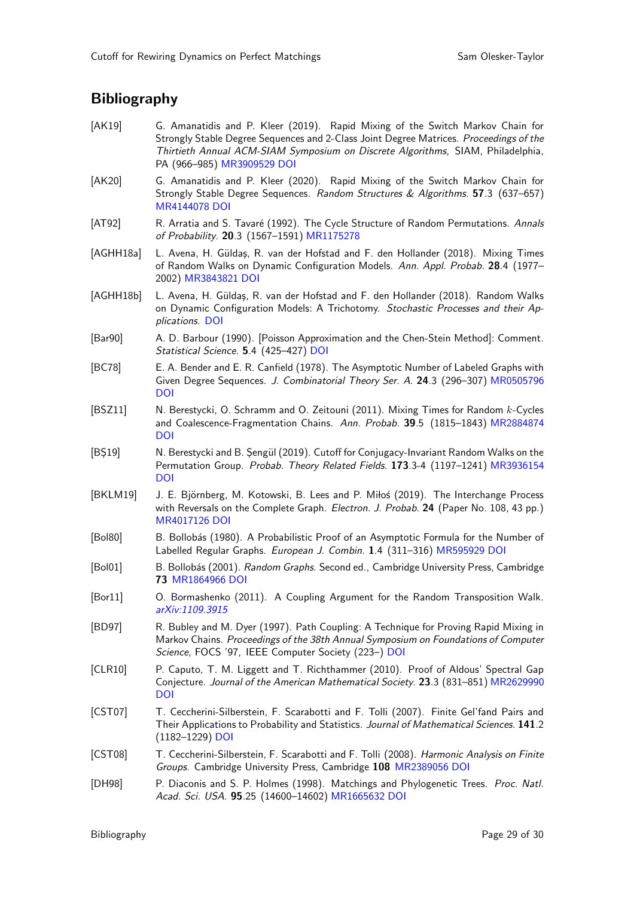## Bibliography

[AK19] G. Amanatidis and P. Kleer (2019). Rapid Mixing of the Switch Markov Chain for Strongly Stable Degree Sequences and 2-Class Joint Degree Matrices. *Proceedings of the Thirtieth Annual ACM-SIAM Symposium on Discrete Algorithms*, SIAM, Philadelphia, PA (966–985) MR3909529 DOI

[AK20] G. Amanatidis and P. Kleer (2020). Rapid Mixing of the Switch Markov Chain for Strongly Stable Degree Sequences. *Random Structures & Algorithms*. **57**.3 (637–657) MR4144078 DOI

[AT92] R. Arratia and S. Tavaré (1992). The Cycle Structure of Random Permutations. *Annals of Probability*. **20**.3 (1567–1591) MR1175278

[AGHH18a] L. Avena, H. Güldaş, R. van der Hofstad and F. den Hollander (2018). Mixing Times of Random Walks on Dynamic Configuration Models. *Ann. Appl. Probab.* **28**.4 (1977–2002) MR3843821 DOI

[AGHH18b] L. Avena, H. Güldaş, R. van der Hofstad and F. den Hollander (2018). Random Walks on Dynamic Configuration Models: A Trichotomy. *Stochastic Processes and their Applications*. DOI

[Bar90] A. D. Barbour (1990). [Poisson Approximation and the Chen-Stein Method]: Comment. *Statistical Science*. **5**.4 (425–427) DOI

[BC78] E. A. Bender and E. R. Canfield (1978). The Asymptotic Number of Labeled Graphs with Given Degree Sequences. *J. Combinatorial Theory Ser. A*. **24**.3 (296–307) MR0505796 DOI

[BSZ11] N. Berestycki, O. Schramm and O. Zeitouni (2011). Mixing Times for Random $k$-Cycles and Coalescence-Fragmentation Chains. *Ann. Probab.* **39**.5 (1815–1843) MR2884874 DOI

[BŞ19] N. Berestycki and B. Şengül (2019). Cutoff for Conjugacy-Invariant Random Walks on the Permutation Group. *Probab. Theory Related Fields*. **173**.3-4 (1197–1241) MR3936154 DOI

[BKLM19] J. E. Björnberg, M. Kotowski, B. Lees and P. Miłoś (2019). The Interchange Process with Reversals on the Complete Graph. *Electron. J. Probab.* **24** (Paper No. 108, 43 pp.) MR4017126 DOI

[Bol80] B. Bollobás (1980). A Probabilistic Proof of an Asymptotic Formula for the Number of Labelled Regular Graphs. *European J. Combin.* **1**.4 (311–316) MR595929 DOI

[Bol01] B. Bollobás (2001). *Random Graphs*. Second ed., Cambridge University Press, Cambridge **73** MR1864966 DOI

[Bor11] O. Bormashenko (2011). A Coupling Argument for the Random Transposition Walk. *arXiv:1109.3915*

[BD97] R. Bubley and M. Dyer (1997). Path Coupling: A Technique for Proving Rapid Mixing in Markov Chains. *Proceedings of the 38th Annual Symposium on Foundations of Computer Science*, FOCS '97, IEEE Computer Society (223–) DOI

[CLR10] P. Caputo, T. M. Liggett and T. Richthammer (2010). Proof of Aldous' Spectral Gap Conjecture. *Journal of the American Mathematical Society*. **23**.3 (831–851) MR2629990 DOI

[CST07] T. Ceccherini-Silberstein, F. Scarabotti and F. Tolli (2007). Finite Gel'fand Pairs and Their Applications to Probability and Statistics. *Journal of Mathematical Sciences*. **141**.2 (1182–1229) DOI

[CST08] T. Ceccherini-Silberstein, F. Scarabotti and F. Tolli (2008). *Harmonic Analysis on Finite Groups*. Cambridge University Press, Cambridge **108** MR2389056 DOI

[DH98] P. Diaconis and S. P. Holmes (1998). Matchings and Phylogenetic Trees. *Proc. Natl. Acad. Sci. USA*. **95**.25 (14600–14602) MR1665632 DOI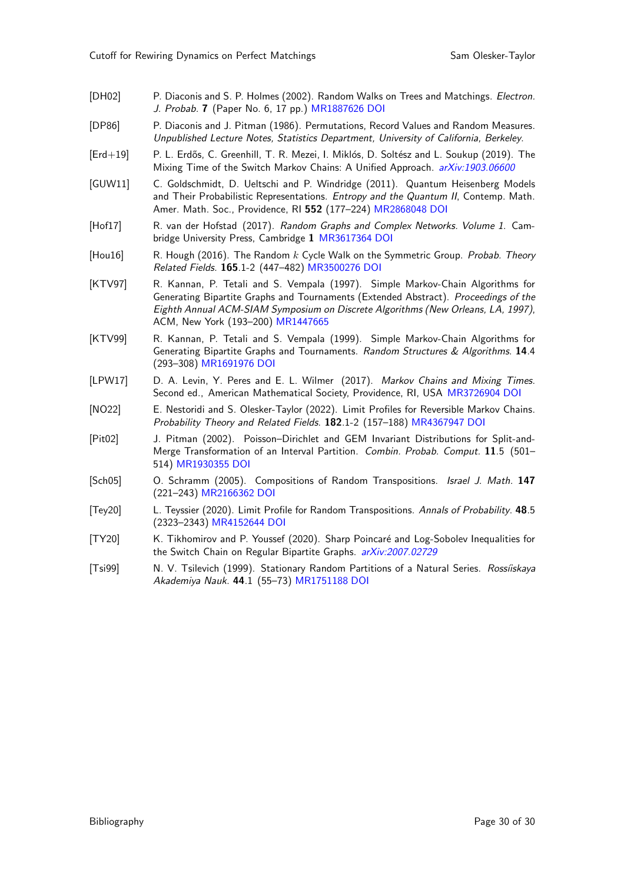[DH02] P. Diaconis and S. P. Holmes (2002). Random Walks on Trees and Matchings. *Electron. J. Probab.* **7** (Paper No. 6, 17 pp.) MR1887626 DOI

[DP86] P. Diaconis and J. Pitman (1986). Permutations, Record Values and Random Measures. *Unpublished Lecture Notes, Statistics Department, University of California, Berkeley.*

[Erd+19] P. L. Erdős, C. Greenhill, T. R. Mezei, I. Miklós, D. Soltész and L. Soukup (2019). The Mixing Time of the Switch Markov Chains: A Unified Approach. *arXiv:1903.06600*

[GUW11] C. Goldschmidt, D. Ueltschi and P. Windridge (2011). Quantum Heisenberg Models and Their Probabilistic Representations. *Entropy and the Quantum II*, Contemp. Math. Amer. Math. Soc., Providence, RI **552** (177–224) MR2868048 DOI

[Hof17] R. van der Hofstad (2017). *Random Graphs and Complex Networks. Volume 1.* Cambridge University Press, Cambridge **1** MR3617364 DOI

[Hou16] R. Hough (2016). The Random $k$ Cycle Walk on the Symmetric Group. *Probab. Theory Related Fields.* **165**.1-2 (447–482) MR3500276 DOI

[KTV97] R. Kannan, P. Tetali and S. Vempala (1997). Simple Markov-Chain Algorithms for Generating Bipartite Graphs and Tournaments (Extended Abstract). *Proceedings of the Eighth Annual ACM-SIAM Symposium on Discrete Algorithms (New Orleans, LA, 1997)*, ACM, New York (193–200) MR1447665

[KTV99] R. Kannan, P. Tetali and S. Vempala (1999). Simple Markov-Chain Algorithms for Generating Bipartite Graphs and Tournaments. *Random Structures & Algorithms.* **14**.4 (293–308) MR1691976 DOI

[LPW17] D. A. Levin, Y. Peres and E. L. Wilmer (2017). *Markov Chains and Mixing Times.* Second ed., American Mathematical Society, Providence, RI, USA MR3726904 DOI

[NO22] E. Nestoridi and S. Olesker-Taylor (2022). Limit Profiles for Reversible Markov Chains. *Probability Theory and Related Fields.* **182**.1-2 (157–188) MR4367947 DOI

[Pit02] J. Pitman (2002). Poisson–Dirichlet and GEM Invariant Distributions for Split-and-Merge Transformation of an Interval Partition. *Combin. Probab. Comput.* **11**.5 (501–514) MR1930355 DOI

[Sch05] O. Schramm (2005). Compositions of Random Transpositions. *Israel J. Math.* **147** (221–243) MR2166362 DOI

[Tey20] L. Teyssier (2020). Limit Profile for Random Transpositions. *Annals of Probability.* **48**.5 (2323–2343) MR4152644 DOI

[TY20] K. Tikhomirov and P. Youssef (2020). Sharp Poincaré and Log-Sobolev Inequalities for the Switch Chain on Regular Bipartite Graphs. *arXiv:2007.02729*

[Tsi99] N. V. Tsilevich (1999). Stationary Random Partitions of a Natural Series. *Rossíiskaya Akademiya Nauk.* **44**.1 (55–73) MR1751188 DOI